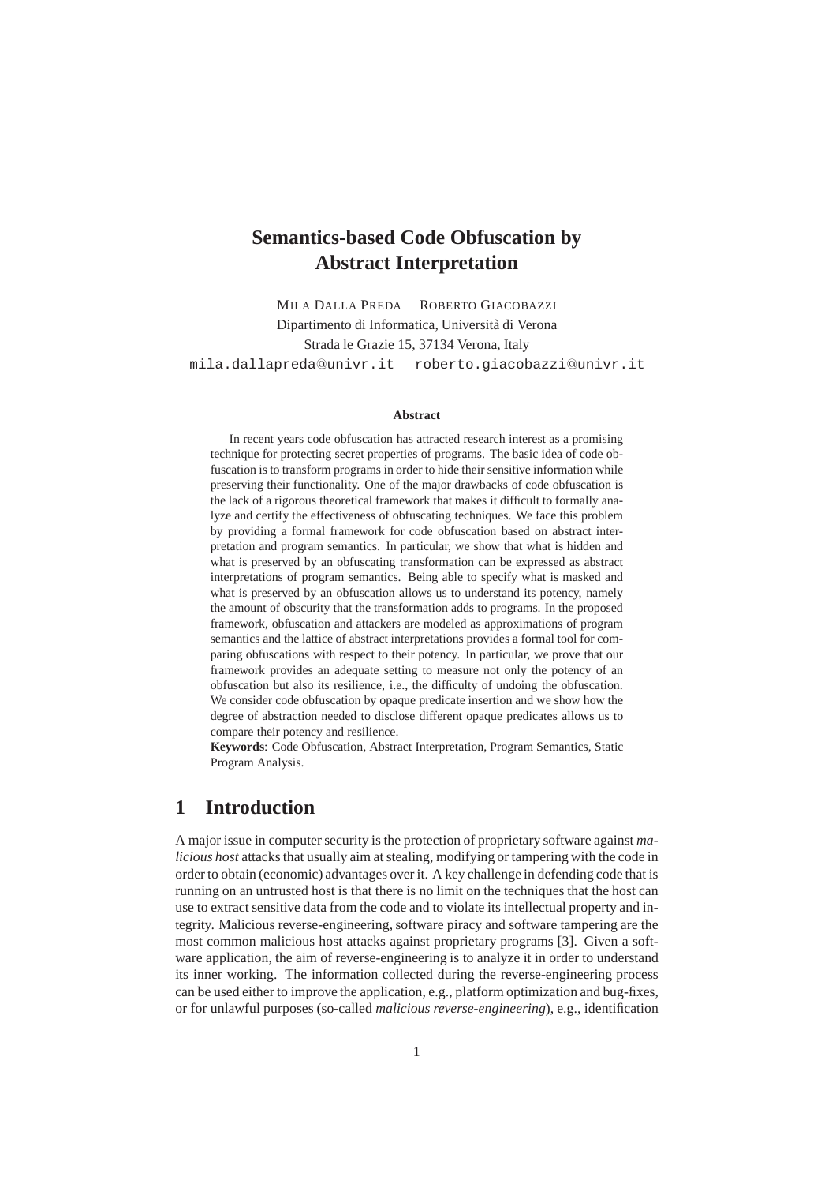# Semantics-based Code Obfuscation by Abstract Interpretation

MILA DALLA PREDA    ROBERTO GIACOBAZZI

Dipartimento di Informatica, Università di Verona

Strada le Grazie 15, 37134 Verona, Italy

mila.dallapreda@univr.it    roberto.giacobazzi@univr.it

**Abstract**

In recent years code obfuscation has attracted research interest as a promising technique for protecting secret properties of programs. The basic idea of code obfuscation is to transform programs in order to hide their sensitive information while preserving their functionality. One of the major drawbacks of code obfuscation is the lack of a rigorous theoretical framework that makes it difficult to formally analyze and certify the effectiveness of obfuscating techniques. We face this problem by providing a formal framework for code obfuscation based on abstract interpretation and program semantics. In particular, we show that what is hidden and what is preserved by an obfuscating transformation can be expressed as abstract interpretations of program semantics. Being able to specify what is masked and what is preserved by an obfuscation allows us to understand its potency, namely the amount of obscurity that the transformation adds to programs. In the proposed framework, obfuscation and attackers are modeled as approximations of program semantics and the lattice of abstract interpretations provides a formal tool for comparing obfuscations with respect to their potency. In particular, we prove that our framework provides an adequate setting to measure not only the potency of an obfuscation but also its resilience, i.e., the difficulty of undoing the obfuscation. We consider code obfuscation by opaque predicate insertion and we show how the degree of abstraction needed to disclose different opaque predicates allows us to compare their potency and resilience.

**Keywords**: Code Obfuscation, Abstract Interpretation, Program Semantics, Static Program Analysis.

## 1 Introduction

A major issue in computer security is the protection of proprietary software against *malicious host* attacks that usually aim at stealing, modifying or tampering with the code in order to obtain (economic) advantages over it. A key challenge in defending code that is running on an untrusted host is that there is no limit on the techniques that the host can use to extract sensitive data from the code and to violate its intellectual property and integrity. Malicious reverse-engineering, software piracy and software tampering are the most common malicious host attacks against proprietary programs [3]. Given a software application, the aim of reverse-engineering is to analyze it in order to understand its inner working. The information collected during the reverse-engineering process can be used either to improve the application, e.g., platform optimization and bug-fixes, or for unlawful purposes (so-called *malicious reverse-engineering*), e.g., identification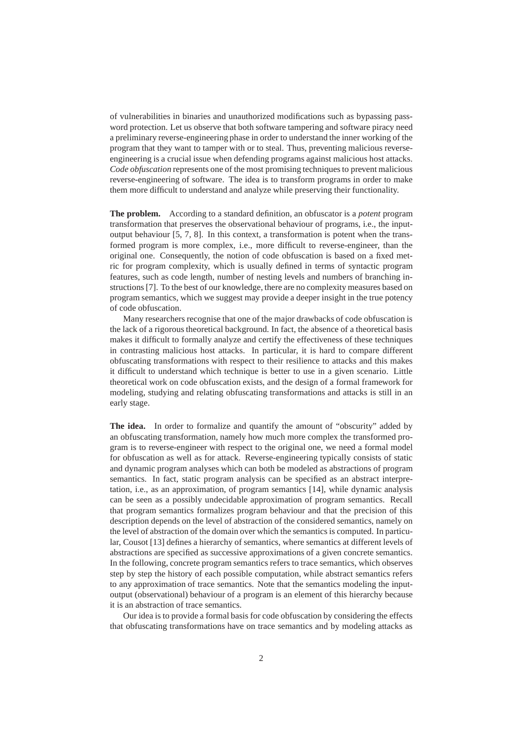of vulnerabilities in binaries and unauthorized modifications such as bypassing password protection. Let us observe that both software tampering and software piracy need a preliminary reverse-engineering phase in order to understand the inner working of the program that they want to tamper with or to steal. Thus, preventing malicious reverse-engineering is a crucial issue when defending programs against malicious host attacks. *Code obfuscation* represents one of the most promising techniques to prevent malicious reverse-engineering of software. The idea is to transform programs in order to make them more difficult to understand and analyze while preserving their functionality.

**The problem.** According to a standard definition, an obfuscator is a *potent* program transformation that preserves the observational behaviour of programs, i.e., the input-output behaviour [5, 7, 8]. In this context, a transformation is potent when the transformed program is more complex, i.e., more difficult to reverse-engineer, than the original one. Consequently, the notion of code obfuscation is based on a fixed metric for program complexity, which is usually defined in terms of syntactic program features, such as code length, number of nesting levels and numbers of branching instructions [7]. To the best of our knowledge, there are no complexity measures based on program semantics, which we suggest may provide a deeper insight in the true potency of code obfuscation.

Many researchers recognise that one of the major drawbacks of code obfuscation is the lack of a rigorous theoretical background. In fact, the absence of a theoretical basis makes it difficult to formally analyze and certify the effectiveness of these techniques in contrasting malicious host attacks. In particular, it is hard to compare different obfuscating transformations with respect to their resilience to attacks and this makes it difficult to understand which technique is better to use in a given scenario. Little theoretical work on code obfuscation exists, and the design of a formal framework for modeling, studying and relating obfuscating transformations and attacks is still in an early stage.

**The idea.** In order to formalize and quantify the amount of "obscurity" added by an obfuscating transformation, namely how much more complex the transformed program is to reverse-engineer with respect to the original one, we need a formal model for obfuscation as well as for attack. Reverse-engineering typically consists of static and dynamic program analyses which can both be modeled as abstractions of program semantics. In fact, static program analysis can be specified as an abstract interpretation, i.e., as an approximation, of program semantics [14], while dynamic analysis can be seen as a possibly undecidable approximation of program semantics. Recall that program semantics formalizes program behaviour and that the precision of this description depends on the level of abstraction of the considered semantics, namely on the level of abstraction of the domain over which the semantics is computed. In particular, Cousot [13] defines a hierarchy of semantics, where semantics at different levels of abstractions are specified as successive approximations of a given concrete semantics. In the following, concrete program semantics refers to trace semantics, which observes step by step the history of each possible computation, while abstract semantics refers to any approximation of trace semantics. Note that the semantics modeling the input-output (observational) behaviour of a program is an element of this hierarchy because it is an abstraction of trace semantics.

Our idea is to provide a formal basis for code obfuscation by considering the effects that obfuscating transformations have on trace semantics and by modeling attacks as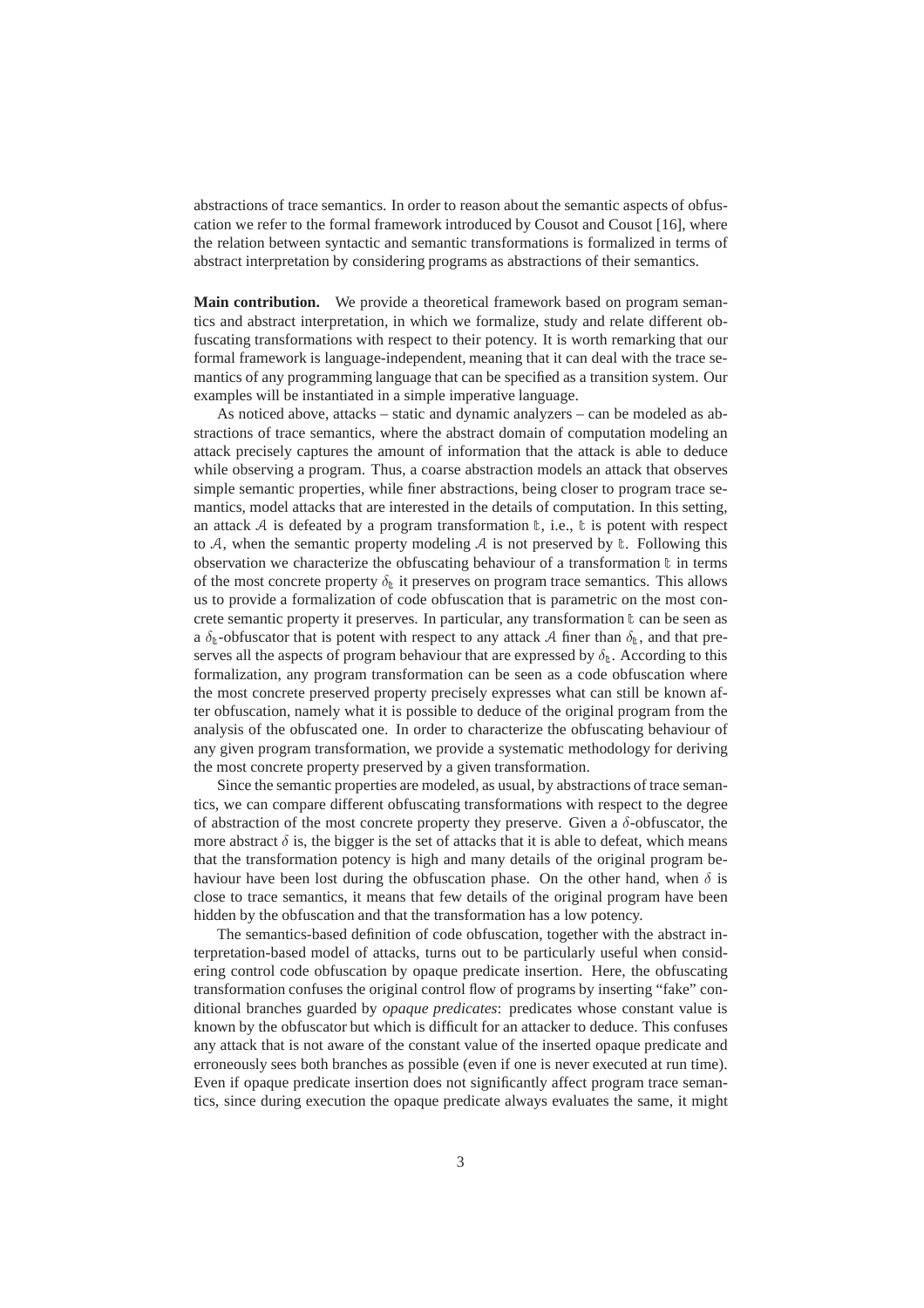abstractions of trace semantics. In order to reason about the semantic aspects of obfuscation we refer to the formal framework introduced by Cousot and Cousot [16], where the relation between syntactic and semantic transformations is formalized in terms of abstract interpretation by considering programs as abstractions of their semantics.

**Main contribution.** We provide a theoretical framework based on program semantics and abstract interpretation, in which we formalize, study and relate different obfuscating transformations with respect to their potency. It is worth remarking that our formal framework is language-independent, meaning that it can deal with the trace semantics of any programming language that can be specified as a transition system. Our examples will be instantiated in a simple imperative language.

As noticed above, attacks – static and dynamic analyzers – can be modeled as abstractions of trace semantics, where the abstract domain of computation modeling an attack precisely captures the amount of information that the attack is able to deduce while observing a program. Thus, a coarse abstraction models an attack that observes simple semantic properties, while finer abstractions, being closer to program trace semantics, model attacks that are interested in the details of computation. In this setting, an attack $\mathcal{A}$ is defeated by a program transformation $\mathbb{t}$, i.e., $\mathbb{t}$ is potent with respect to $\mathcal{A}$, when the semantic property modeling $\mathcal{A}$ is not preserved by $\mathbb{t}$. Following this observation we characterize the obfuscating behaviour of a transformation $\mathbb{t}$ in terms of the most concrete property $\delta_{\mathbb{t}}$ it preserves on program trace semantics. This allows us to provide a formalization of code obfuscation that is parametric on the most concrete semantic property it preserves. In particular, any transformation $\mathbb{t}$ can be seen as a $\delta_{\mathbb{t}}$-obfuscator that is potent with respect to any attack $\mathcal{A}$ finer than $\delta_{\mathbb{t}}$, and that preserves all the aspects of program behaviour that are expressed by $\delta_{\mathbb{t}}$. According to this formalization, any program transformation can be seen as a code obfuscation where the most concrete preserved property precisely expresses what can still be known after obfuscation, namely what it is possible to deduce of the original program from the analysis of the obfuscated one. In order to characterize the obfuscating behaviour of any given program transformation, we provide a systematic methodology for deriving the most concrete property preserved by a given transformation.

Since the semantic properties are modeled, as usual, by abstractions of trace semantics, we can compare different obfuscating transformations with respect to the degree of abstraction of the most concrete property they preserve. Given a $\delta$-obfuscator, the more abstract $\delta$ is, the bigger is the set of attacks that it is able to defeat, which means that the transformation potency is high and many details of the original program behaviour have been lost during the obfuscation phase. On the other hand, when $\delta$ is close to trace semantics, it means that few details of the original program have been hidden by the obfuscation and that the transformation has a low potency.

The semantics-based definition of code obfuscation, together with the abstract interpretation-based model of attacks, turns out to be particularly useful when considering control code obfuscation by opaque predicate insertion. Here, the obfuscating transformation confuses the original control flow of programs by inserting "fake" conditional branches guarded by *opaque predicates*: predicates whose constant value is known by the obfuscator but which is difficult for an attacker to deduce. This confuses any attack that is not aware of the constant value of the inserted opaque predicate and erroneously sees both branches as possible (even if one is never executed at run time). Even if opaque predicate insertion does not significantly affect program trace semantics, since during execution the opaque predicate always evaluates the same, it might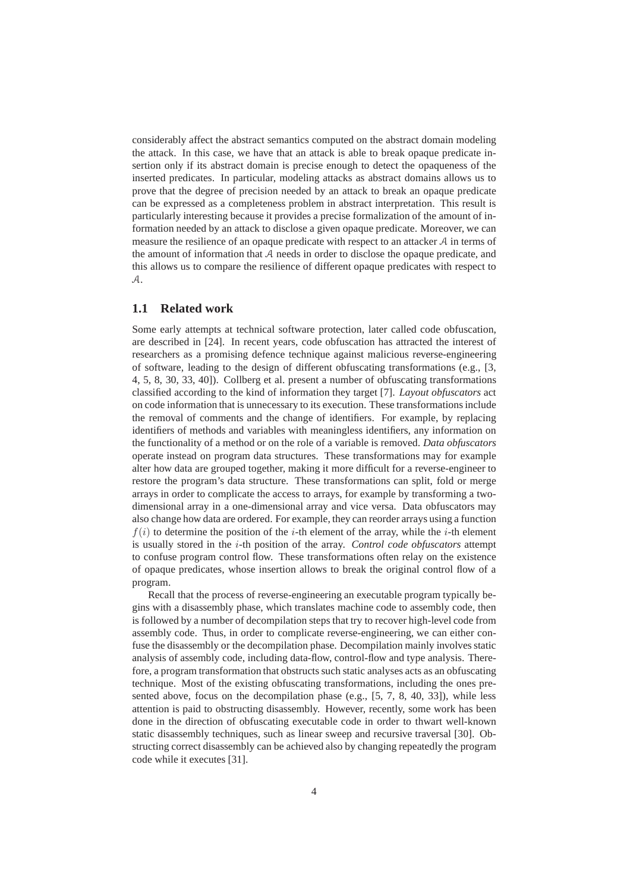considerably affect the abstract semantics computed on the abstract domain modeling the attack. In this case, we have that an attack is able to break opaque predicate insertion only if its abstract domain is precise enough to detect the opaqueness of the inserted predicates. In particular, modeling attacks as abstract domains allows us to prove that the degree of precision needed by an attack to break an opaque predicate can be expressed as a completeness problem in abstract interpretation. This result is particularly interesting because it provides a precise formalization of the amount of information needed by an attack to disclose a given opaque predicate. Moreover, we can measure the resilience of an opaque predicate with respect to an attacker $\mathcal{A}$ in terms of the amount of information that $\mathcal{A}$ needs in order to disclose the opaque predicate, and this allows us to compare the resilience of different opaque predicates with respect to $\mathcal{A}$.

## 1.1 Related work

Some early attempts at technical software protection, later called code obfuscation, are described in [24]. In recent years, code obfuscation has attracted the interest of researchers as a promising defence technique against malicious reverse-engineering of software, leading to the design of different obfuscating transformations (e.g., [3, 4, 5, 8, 30, 33, 40]). Collberg et al. present a number of obfuscating transformations classified according to the kind of information they target [7]. *Layout obfuscators* act on code information that is unnecessary to its execution. These transformations include the removal of comments and the change of identifiers. For example, by replacing identifiers of methods and variables with meaningless identifiers, any information on the functionality of a method or on the role of a variable is removed. *Data obfuscators* operate instead on program data structures. These transformations may for example alter how data are grouped together, making it more difficult for a reverse-engineer to restore the program's data structure. These transformations can split, fold or merge arrays in order to complicate the access to arrays, for example by transforming a two-dimensional array in a one-dimensional array and vice versa. Data obfuscators may also change how data are ordered. For example, they can reorder arrays using a function $f(i)$ to determine the position of the $i$-th element of the array, while the $i$-th element is usually stored in the $i$-th position of the array. *Control code obfuscators* attempt to confuse program control flow. These transformations often relay on the existence of opaque predicates, whose insertion allows to break the original control flow of a program.

Recall that the process of reverse-engineering an executable program typically begins with a disassembly phase, which translates machine code to assembly code, then is followed by a number of decompilation steps that try to recover high-level code from assembly code. Thus, in order to complicate reverse-engineering, we can either confuse the disassembly or the decompilation phase. Decompilation mainly involves static analysis of assembly code, including data-flow, control-flow and type analysis. Therefore, a program transformation that obstructs such static analyses acts as an obfuscating technique. Most of the existing obfuscating transformations, including the ones presented above, focus on the decompilation phase (e.g., [5, 7, 8, 40, 33]), while less attention is paid to obstructing disassembly. However, recently, some work has been done in the direction of obfuscating executable code in order to thwart well-known static disassembly techniques, such as linear sweep and recursive traversal [30]. Obstructing correct disassembly can be achieved also by changing repeatedly the program code while it executes [31].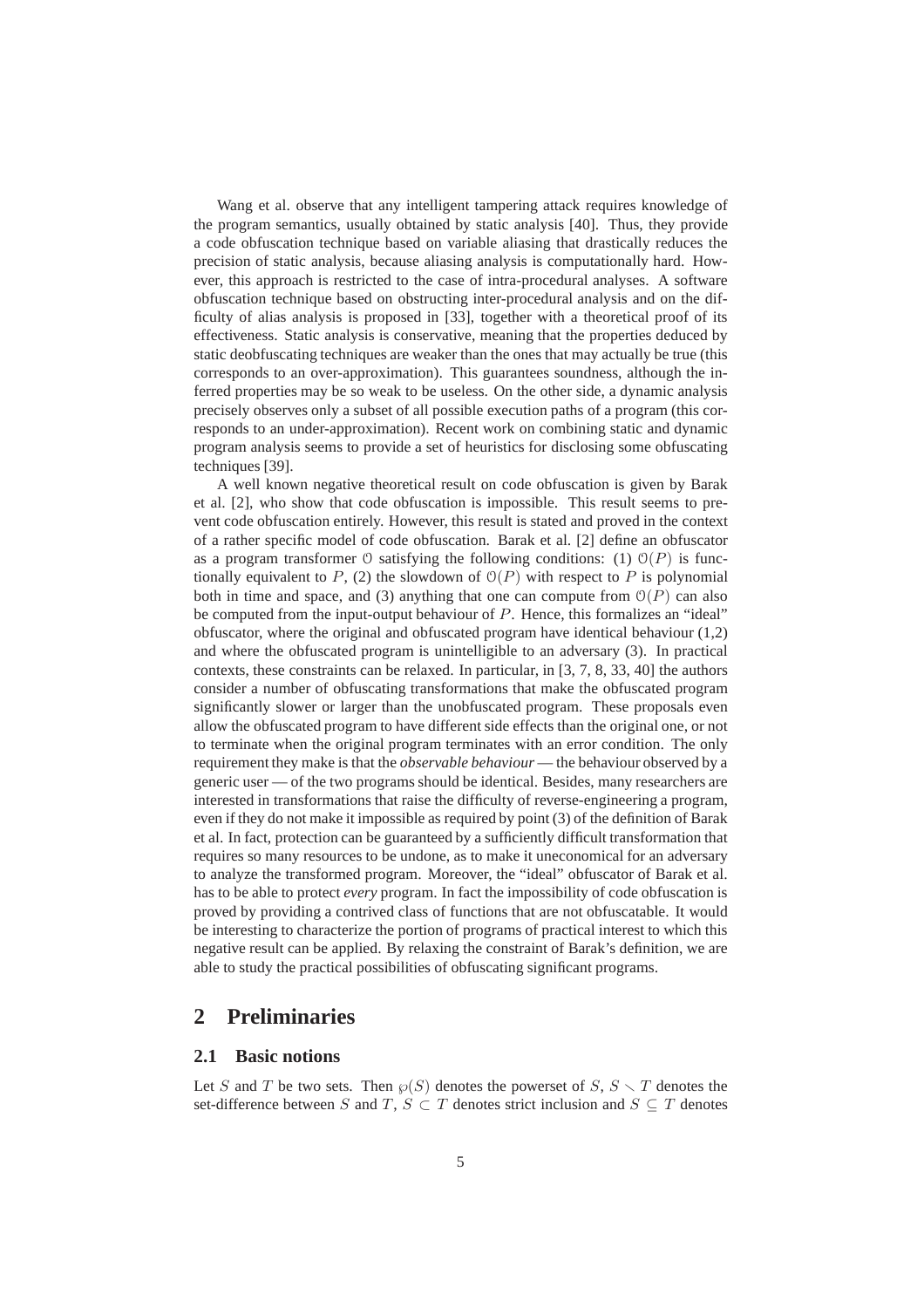Wang et al. observe that any intelligent tampering attack requires knowledge of the program semantics, usually obtained by static analysis [40]. Thus, they provide a code obfuscation technique based on variable aliasing that drastically reduces the precision of static analysis, because aliasing analysis is computationally hard. However, this approach is restricted to the case of intra-procedural analyses. A software obfuscation technique based on obstructing inter-procedural analysis and on the difficulty of alias analysis is proposed in [33], together with a theoretical proof of its effectiveness. Static analysis is conservative, meaning that the properties deduced by static deobfuscating techniques are weaker than the ones that may actually be true (this corresponds to an over-approximation). This guarantees soundness, although the inferred properties may be so weak to be useless. On the other side, a dynamic analysis precisely observes only a subset of all possible execution paths of a program (this corresponds to an under-approximation). Recent work on combining static and dynamic program analysis seems to provide a set of heuristics for disclosing some obfuscating techniques [39].

A well known negative theoretical result on code obfuscation is given by Barak et al. [2], who show that code obfuscation is impossible. This result seems to prevent code obfuscation entirely. However, this result is stated and proved in the context of a rather specific model of code obfuscation. Barak et al. [2] define an obfuscator as a program transformer $\mathcal{O}$ satisfying the following conditions: (1) $\mathcal{O}(P)$ is functionally equivalent to $P$, (2) the slowdown of $\mathcal{O}(P)$ with respect to $P$ is polynomial both in time and space, and (3) anything that one can compute from $\mathcal{O}(P)$ can also be computed from the input-output behaviour of $P$. Hence, this formalizes an "ideal" obfuscator, where the original and obfuscated program have identical behaviour (1,2) and where the obfuscated program is unintelligible to an adversary (3). In practical contexts, these constraints can be relaxed. In particular, in [3, 7, 8, 33, 40] the authors consider a number of obfuscating transformations that make the obfuscated program significantly slower or larger than the unobfuscated program. These proposals even allow the obfuscated program to have different side effects than the original one, or not to terminate when the original program terminates with an error condition. The only requirement they make is that the *observable behaviour* — the behaviour observed by a generic user — of the two programs should be identical. Besides, many researchers are interested in transformations that raise the difficulty of reverse-engineering a program, even if they do not make it impossible as required by point (3) of the definition of Barak et al. In fact, protection can be guaranteed by a sufficiently difficult transformation that requires so many resources to be undone, as to make it uneconomical for an adversary to analyze the transformed program. Moreover, the "ideal" obfuscator of Barak et al. has to be able to protect *every* program. In fact the impossibility of code obfuscation is proved by providing a contrived class of functions that are not obfuscatable. It would be interesting to characterize the portion of programs of practical interest to which this negative result can be applied. By relaxing the constraint of Barak's definition, we are able to study the practical possibilities of obfuscating significant programs.

## 2 Preliminaries

### 2.1 Basic notions

Let $S$ and $T$ be two sets. Then $\wp(S)$ denotes the powerset of $S$, $S \smallsetminus T$ denotes the set-difference between $S$ and $T$, $S \subset T$ denotes strict inclusion and $S \subseteq T$ denotes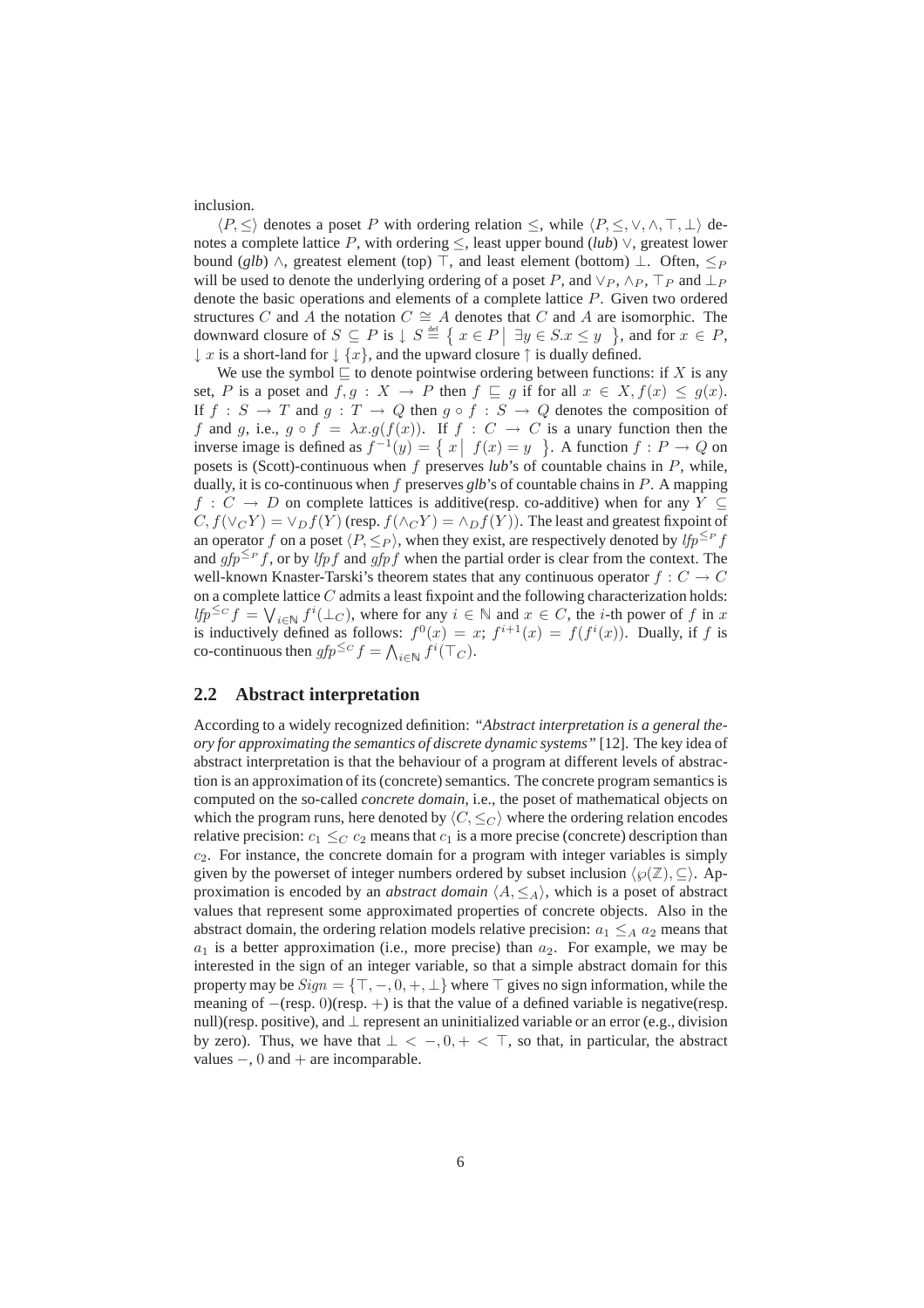inclusion.

$\langle P, \leq \rangle$ denotes a poset $P$ with ordering relation $\leq$, while $\langle P, \leq, \vee, \wedge, \top, \bot \rangle$ denotes a complete lattice $P$, with ordering $\leq$, least upper bound (*lub*) $\vee$, greatest lower bound (*glb*) $\wedge$, greatest element (top) $\top$, and least element (bottom) $\bot$. Often, $\leq_P$ will be used to denote the underlying ordering of a poset $P$, and $\vee_P$, $\wedge_P$, $\top_P$ and $\bot_P$ denote the basic operations and elements of a complete lattice $P$. Given two ordered structures $C$ and $A$ the notation $C \cong A$ denotes that $C$ and $A$ are isomorphic. The downward closure of $S \subseteq P$ is $\downarrow S \stackrel{\text{def}}{=} \{ x \in P \mid \exists y \in S. x \leq y \}$, and for $x \in P$, $\downarrow x$ is a short-land for $\downarrow \{x\}$, and the upward closure $\uparrow$ is dually defined.

We use the symbol $\sqsubseteq$ to denote pointwise ordering between functions: if $X$ is any set, $P$ is a poset and $f, g : X \to P$ then $f \sqsubseteq g$ if for all $x \in X, f(x) \leq g(x)$. If $f : S \to T$ and $g : T \to Q$ then $g \circ f : S \to Q$ denotes the composition of $f$ and $g$, i.e., $g \circ f = \lambda x. g(f(x))$. If $f : C \to C$ is a unary function then the inverse image is defined as $f^{-1}(y) = \{ x \mid f(x) = y \}$. A function $f : P \to Q$ on posets is (Scott)-continuous when $f$ preserves *lub*'s of countable chains in $P$, while, dually, it is co-continuous when $f$ preserves *glb*'s of countable chains in $P$. A mapping $f : C \to D$ on complete lattices is additive(resp. co-additive) when for any $Y \subseteq C, f(\vee_C Y) = \vee_D f(Y)$ (resp. $f(\wedge_C Y) = \wedge_D f(Y)$). The least and greatest fixpoint of an operator $f$ on a poset $\langle P, \leq_P \rangle$, when they exist, are respectively denoted by $lfp^{\leq_P} f$ and $gfp^{\leq_P} f$, or by $lfp\, f$ and $gfp\, f$ when the partial order is clear from the context. The well-known Knaster-Tarski's theorem states that any continuous operator $f : C \to C$ on a complete lattice $C$ admits a least fixpoint and the following characterization holds: $lfp^{\leq_C} f = \bigvee_{i \in \mathbb{N}} f^i(\bot_C)$, where for any $i \in \mathbb{N}$ and $x \in C$, the $i$-th power of $f$ in $x$ is inductively defined as follows: $f^0(x) = x$; $f^{i+1}(x) = f(f^i(x))$. Dually, if $f$ is co-continuous then $gfp^{\leq_C} f = \bigwedge_{i \in \mathbb{N}} f^i(\top_C)$.

## 2.2 Abstract interpretation

According to a widely recognized definition: *"Abstract interpretation is a general theory for approximating the semantics of discrete dynamic systems"* [12]. The key idea of abstract interpretation is that the behaviour of a program at different levels of abstraction is an approximation of its (concrete) semantics. The concrete program semantics is computed on the so-called *concrete domain*, i.e., the poset of mathematical objects on which the program runs, here denoted by $\langle C, \leq_C \rangle$ where the ordering relation encodes relative precision: $c_1 \leq_C c_2$ means that $c_1$ is a more precise (concrete) description than $c_2$. For instance, the concrete domain for a program with integer variables is simply given by the powerset of integer numbers ordered by subset inclusion $\langle \wp(\mathbb{Z}), \subseteq \rangle$. Approximation is encoded by an *abstract domain* $\langle A, \leq_A \rangle$, which is a poset of abstract values that represent some approximated properties of concrete objects. Also in the abstract domain, the ordering relation models relative precision: $a_1 \leq_A a_2$ means that $a_1$ is a better approximation (i.e., more precise) than $a_2$. For example, we may be interested in the sign of an integer variable, so that a simple abstract domain for this property may be $Sign = \{\top, -, 0, +, \bot\}$ where $\top$ gives no sign information, while the meaning of $-$(resp. $0$)(resp. $+$) is that the value of a defined variable is negative(resp. null)(resp. positive), and $\bot$ represent an uninitialized variable or an error (e.g., division by zero). Thus, we have that $\bot < -, 0, + < \top$, so that, in particular, the abstract values $-$, $0$ and $+$ are incomparable.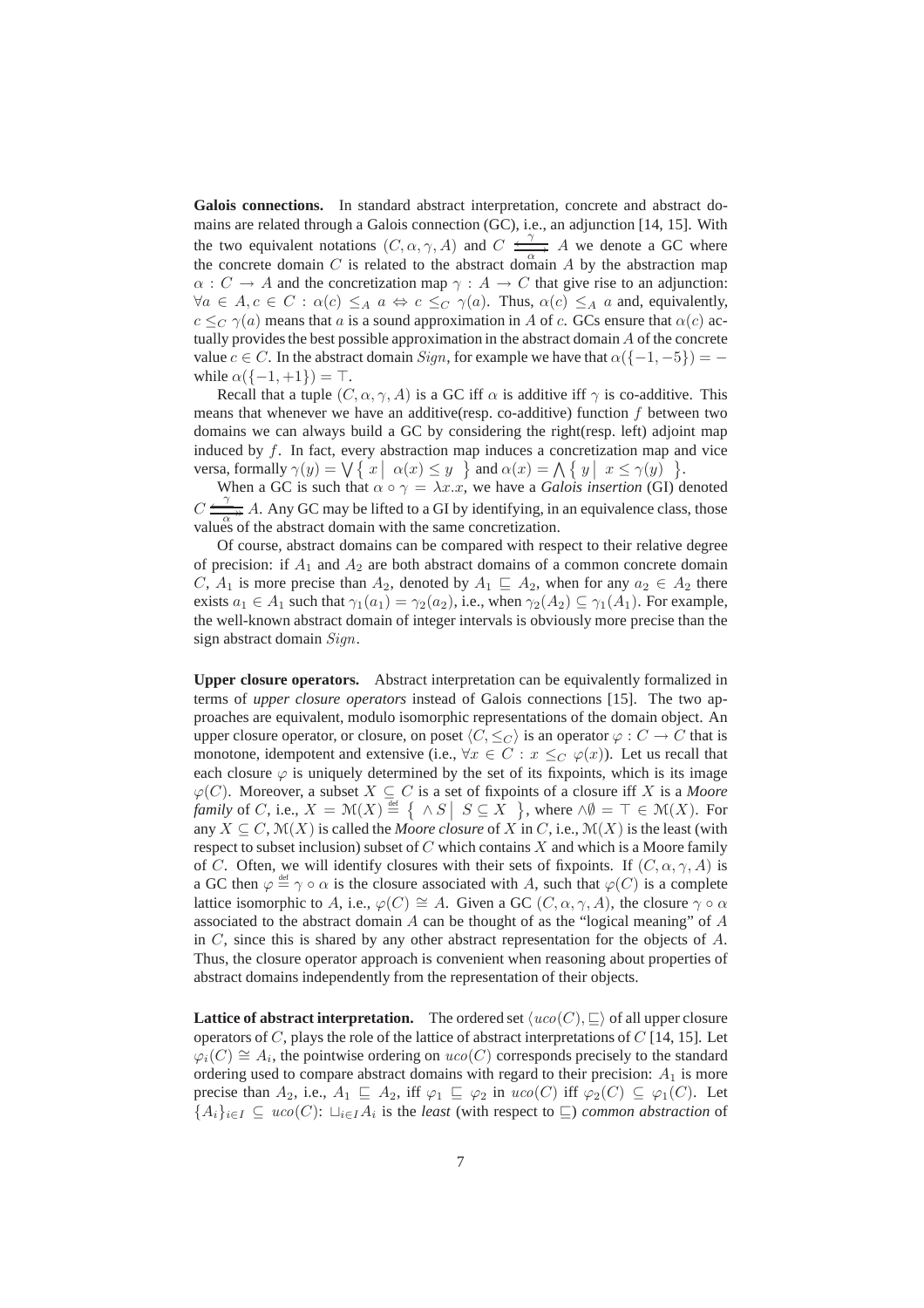**Galois connections.** In standard abstract interpretation, concrete and abstract domains are related through a Galois connection (GC), i.e., an adjunction [14, 15]. With the two equivalent notations $(C, \alpha, \gamma, A)$ and $C \overset{\gamma}{\underset{\alpha}{\leftrightarrows}} A$ we denote a GC where the concrete domain $C$ is related to the abstract domain $A$ by the abstraction map $\alpha : C \to A$ and the concretization map $\gamma : A \to C$ that give rise to an adjunction: $\forall a \in A, c \in C : \alpha(c) \leq_A a \Leftrightarrow c \leq_C \gamma(a)$. Thus, $\alpha(c) \leq_A a$ and, equivalently, $c \leq_C \gamma(a)$ means that $a$ is a sound approximation in $A$ of $c$. GCs ensure that $\alpha(c)$ actually provides the best possible approximation in the abstract domain $A$ of the concrete value $c \in C$. In the abstract domain $Sign$, for example we have that $\alpha(\{-1, -5\}) = -$ while $\alpha(\{-1, +1\}) = \top$.

Recall that a tuple $(C, \alpha, \gamma, A)$ is a GC iff $\alpha$ is additive iff $\gamma$ is co-additive. This means that whenever we have an additive(resp. co-additive) function $f$ between two domains we can always build a GC by considering the right(resp. left) adjoint map induced by $f$. In fact, every abstraction map induces a concretization map and vice versa, formally $\gamma(y) = \bigvee \{ x \mid \alpha(x) \leq y \}$ and $\alpha(x) = \bigwedge \{ y \mid x \leq \gamma(y) \}$.

When a GC is such that $\alpha \circ \gamma = \lambda x.x$, we have a *Galois insertion* (GI) denoted $C \overset{\gamma}{\underset{\alpha}{\leftrightarrows}} A$. Any GC may be lifted to a GI by identifying, in an equivalence class, those values of the abstract domain with the same concretization.

Of course, abstract domains can be compared with respect to their relative degree of precision: if $A_1$ and $A_2$ are both abstract domains of a common concrete domain $C$, $A_1$ is more precise than $A_2$, denoted by $A_1 \sqsubseteq A_2$, when for any $a_2 \in A_2$ there exists $a_1 \in A_1$ such that $\gamma_1(a_1) = \gamma_2(a_2)$, i.e., when $\gamma_2(A_2) \subseteq \gamma_1(A_1)$. For example, the well-known abstract domain of integer intervals is obviously more precise than the sign abstract domain $Sign$.

**Upper closure operators.** Abstract interpretation can be equivalently formalized in terms of *upper closure operators* instead of Galois connections [15]. The two approaches are equivalent, modulo isomorphic representations of the domain object. An upper closure operator, or closure, on poset $\langle C, \leq_C \rangle$ is an operator $\varphi : C \to C$ that is monotone, idempotent and extensive (i.e., $\forall x \in C : x \leq_C \varphi(x)$). Let us recall that each closure $\varphi$ is uniquely determined by the set of its fixpoints, which is its image $\varphi(C)$. Moreover, a subset $X \subseteq C$ is a set of fixpoints of a closure iff $X$ is a *Moore family* of $C$, i.e., $X = \mathcal{M}(X) \overset{\text{def}}{=} \{ \wedge S \mid S \subseteq X \}$, where $\wedge \emptyset = \top \in \mathcal{M}(X)$. For any $X \subseteq C$, $\mathcal{M}(X)$ is called the *Moore closure* of $X$ in $C$, i.e., $\mathcal{M}(X)$ is the least (with respect to subset inclusion) subset of $C$ which contains $X$ and which is a Moore family of $C$. Often, we will identify closures with their sets of fixpoints. If $(C, \alpha, \gamma, A)$ is a GC then $\varphi \overset{\text{def}}{=} \gamma \circ \alpha$ is the closure associated with $A$, such that $\varphi(C)$ is a complete lattice isomorphic to $A$, i.e., $\varphi(C) \cong A$. Given a GC $(C, \alpha, \gamma, A)$, the closure $\gamma \circ \alpha$ associated to the abstract domain $A$ can be thought of as the "logical meaning" of $A$ in $C$, since this is shared by any other abstract representation for the objects of $A$. Thus, the closure operator approach is convenient when reasoning about properties of abstract domains independently from the representation of their objects.

**Lattice of abstract interpretation.** The ordered set $\langle uco(C), \sqsubseteq \rangle$ of all upper closure operators of $C$, plays the role of the lattice of abstract interpretations of $C$ [14, 15]. Let $\varphi_i(C) \cong A_i$, the pointwise ordering on $uco(C)$ corresponds precisely to the standard ordering used to compare abstract domains with regard to their precision: $A_1$ is more precise than $A_2$, i.e., $A_1 \sqsubseteq A_2$, iff $\varphi_1 \sqsubseteq \varphi_2$ in $uco(C)$ iff $\varphi_2(C) \subseteq \varphi_1(C)$. Let $\{A_i\}_{i \in I} \subseteq uco(C)$: $\sqcup_{i \in I} A_i$ is the *least* (with respect to $\sqsubseteq$) *common abstraction* of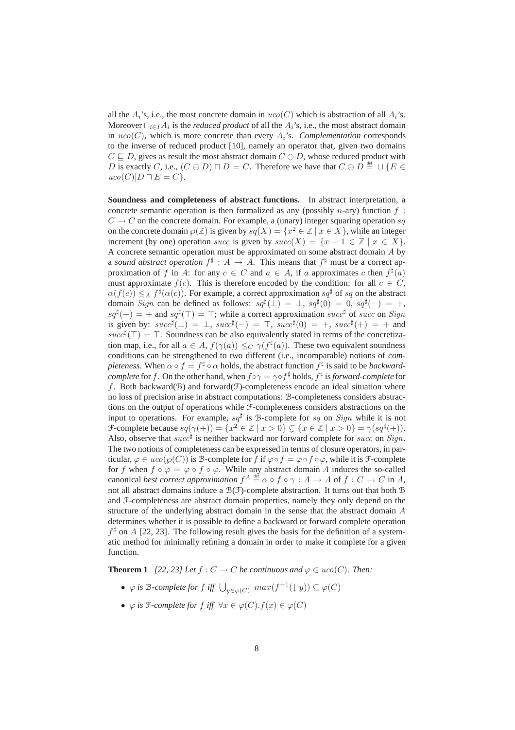all the $A_i$'s, i.e., the most concrete domain in $uco(C)$ which is abstraction of all $A_i$'s. Moreover $\sqcap_{i \in I} A_i$ is the *reduced product* of all the $A_i$'s, i.e., the most abstract domain in $uco(C)$, which is more concrete than every $A_i$'s. *Complementation* corresponds to the inverse of reduced product [10], namely an operator that, given two domains $C \sqsubseteq D$, gives as result the most abstract domain $C \ominus D$, whose reduced product with $D$ is exactly $C$, i.e., $(C \ominus D) \sqcap D = C$. Therefore we have that $C \ominus D \stackrel{\text{def}}{=} \sqcup \{E \in uco(C) | D \sqcap E = C\}$.

**Soundness and completeness of abstract functions.** In abstract interpretation, a concrete semantic operation is then formalized as any (possibly $n$-ary) function $f : C \to C$ on the concrete domain. For example, a (unary) integer squaring operation $sq$ on the concrete domain $\wp(\mathbb{Z})$ is given by $sq(X) = \{x^2 \in \mathbb{Z} \mid x \in X\}$, while an integer increment (by one) operation $succ$ is given by $succ(X) = \{x + 1 \in \mathbb{Z} \mid x \in X\}$. A concrete semantic operation must be approximated on some abstract domain $A$ by a *sound abstract operation* $f^\sharp : A \to A$. This means that $f^\sharp$ must be a correct approximation of $f$ in $A$: for any $c \in C$ and $a \in A$, if $a$ approximates $c$ then $f^\sharp(a)$ must approximate $f(c)$. This is therefore encoded by the condition: for all $c \in C$, $\alpha(f(c)) \leq_A f^\sharp(\alpha(c))$. For example, a correct approximation $sq^\sharp$ of $sq$ on the abstract domain $Sign$ can be defined as follows: $sq^\sharp(\bot) = \bot$, $sq^\sharp(0) = 0$, $sq^\sharp(-) = +$, $sq^\sharp(+) = +$ and $sq^\sharp(\top) = \top$; while a correct approximation $succ^\sharp$ of $succ$ on $Sign$ is given by: $succ^\sharp(\bot) = \bot$, $succ^\sharp(-) = \top$, $succ^\sharp(0) = +$, $succ^\sharp(+) = +$ and $succ^\sharp(\top) = \top$. Soundness can be also equivalently stated in terms of the concretization map, i.e., for all $a \in A$, $f(\gamma(a)) \leq_C \gamma(f^\sharp(a))$. These two equivalent soundness conditions can be strengthened to two different (i.e., incomparable) notions of *completeness*. When $\alpha \circ f = f^\sharp \circ \alpha$ holds, the abstract function $f^\sharp$ is said to be *backward-complete* for $f$. On the other hand, when $f \circ \gamma = \gamma \circ f^\sharp$ holds, $f^\sharp$ is *forward-complete* for $f$. Both backward($\mathcal{B}$) and forward($\mathcal{F}$)-completeness encode an ideal situation where no loss of precision arise in abstract computations: $\mathcal{B}$-completeness considers abstractions on the output of operations while $\mathcal{F}$-completeness considers abstractions on the input to operations. For example, $sq^\sharp$ is $\mathcal{B}$-complete for $sq$ on $Sign$ while it is not $\mathcal{F}$-complete because $sq(\gamma(+)) = \{x^2 \in \mathbb{Z} \mid x > 0\} \subsetneq \{x \in \mathbb{Z} \mid x > 0\} = \gamma(sq^\sharp(+))$. Also, observe that $succ^\sharp$ is neither backward nor forward complete for $succ$ on $Sign$. The two notions of completeness can be expressed in terms of closure operators, in particular, $\varphi \in uco(\wp(C))$ is $\mathcal{B}$-complete for $f$ if $\varphi \circ f = \varphi \circ f \circ \varphi$, while it is $\mathcal{F}$-complete for $f$ when $f \circ \varphi = \varphi \circ f \circ \varphi$. While any abstract domain $A$ induces the so-called canonical *best correct approximation* $f^A \stackrel{\text{def}}{=} \alpha \circ f \circ \gamma : A \to A$ of $f : C \to C$ in $A$, not all abstract domains induce a $\mathcal{B}$($\mathcal{F}$)-complete abstraction. It turns out that both $\mathcal{B}$ and $\mathcal{F}$-completeness are abstract domain properties, namely they only depend on the structure of the underlying abstract domain in the sense that the abstract domain $A$ determines whether it is possible to define a backward or forward complete operation $f^\sharp$ on $A$ [22, 23]. The following result gives the basis for the definition of a systematic method for minimally refining a domain in order to make it complete for a given function.

**Theorem 1** *[22, 23] Let $f : C \to C$ be continuous and $\varphi \in uco(C)$. Then:*

- *$\varphi$ is $\mathcal{B}$-complete for $f$ iff $\bigcup_{y \in \varphi(C)} \; max(f^{-1}(\downarrow y)) \subseteq \varphi(C)$*
- *$\varphi$ is $\mathcal{F}$-complete for $f$ iff $\forall x \in \varphi(C). f(x) \in \varphi(C)$*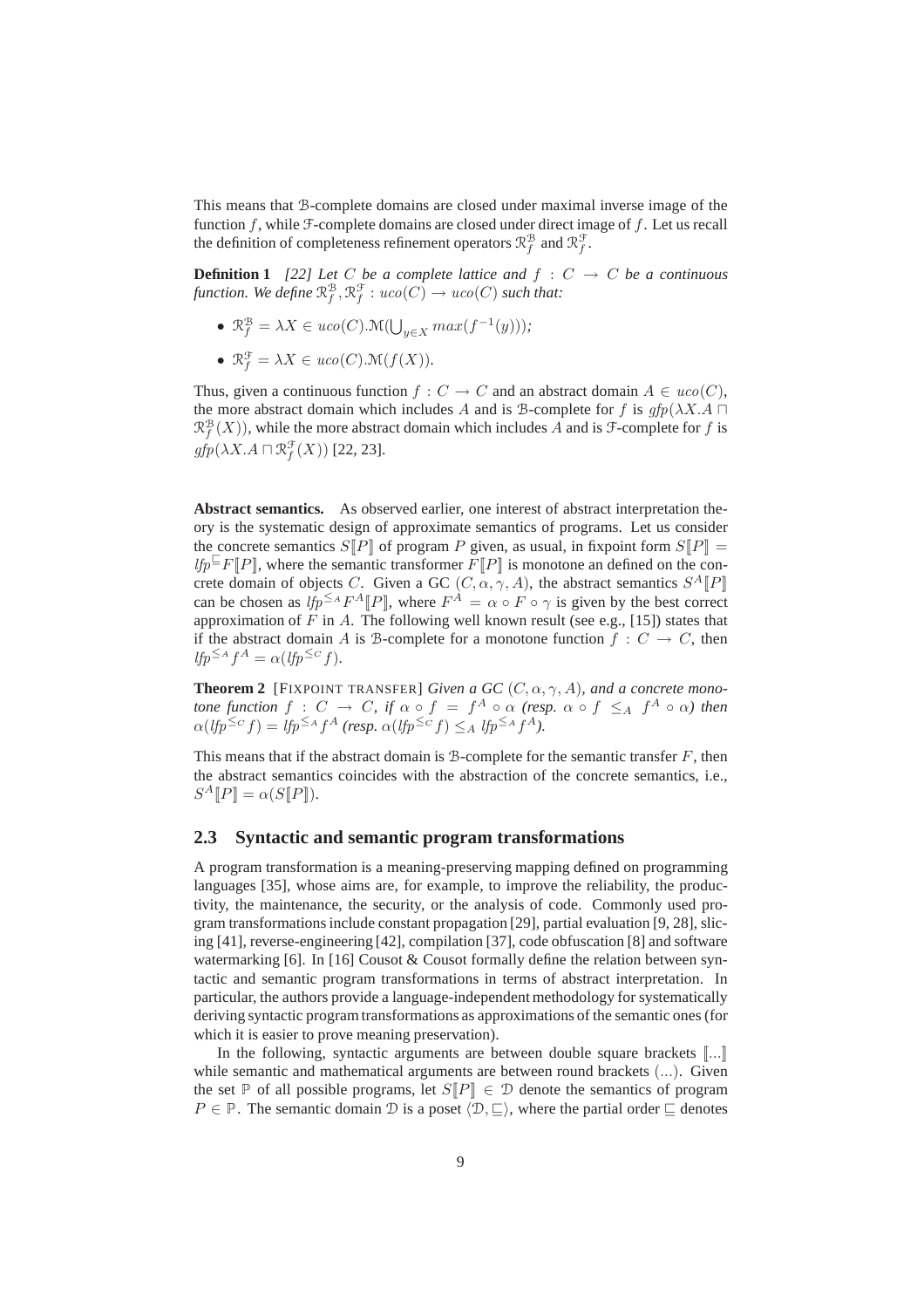This means that $\mathcal{B}$-complete domains are closed under maximal inverse image of the function $f$, while $\mathcal{F}$-complete domains are closed under direct image of $f$. Let us recall the definition of completeness refinement operators $\mathcal{R}_f^{\mathcal{B}}$ and $\mathcal{R}_f^{\mathcal{F}}$.

**Definition 1** *[22] Let $C$ be a complete lattice and $f : C \rightarrow C$ be a continuous function. We define $\mathcal{R}_f^{\mathcal{B}}, \mathcal{R}_f^{\mathcal{F}} : uco(C) \rightarrow uco(C)$ such that:*

- $\mathcal{R}_f^{\mathcal{B}} = \lambda X \in uco(C).\mathcal{M}(\bigcup_{y \in X} max(f^{-1}(y)))$*;*
- $\mathcal{R}_f^{\mathcal{F}} = \lambda X \in uco(C).\mathcal{M}(f(X))$*.*

Thus, given a continuous function $f : C \rightarrow C$ and an abstract domain $A \in uco(C)$, the more abstract domain which includes $A$ and is $\mathcal{B}$-complete for $f$ is $gfp(\lambda X.A \sqcap \mathcal{R}_f^{\mathcal{B}}(X))$, while the more abstract domain which includes $A$ and is $\mathcal{F}$-complete for $f$ is $gfp(\lambda X.A \sqcap \mathcal{R}_f^{\mathcal{F}}(X))$ [22, 23].

**Abstract semantics.** As observed earlier, one interest of abstract interpretation theory is the systematic design of approximate semantics of programs. Let us consider the concrete semantics $S[\![P]\!]$ of program $P$ given, as usual, in fixpoint form $S[\![P]\!] = lfp^{\sqsubseteq} F[\![P]\!]$, where the semantic transformer $F[\![P]\!]$ is monotone an defined on the concrete domain of objects $C$. Given a GC $(C, \alpha, \gamma, A)$, the abstract semantics $S^A[\![P]\!]$ can be chosen as $lfp^{\leq_A} F^A[\![P]\!]$, where $F^A = \alpha \circ F \circ \gamma$ is given by the best correct approximation of $F$ in $A$. The following well known result (see e.g., [15]) states that if the abstract domain $A$ is $\mathcal{B}$-complete for a monotone function $f : C \rightarrow C$, then $lfp^{\leq_A} f^A = \alpha(lfp^{\leq_C} f)$.

**Theorem 2** [FIXPOINT TRANSFER] *Given a GC $(C, \alpha, \gamma, A)$, and a concrete monotone function $f : C \rightarrow C$, if $\alpha \circ f = f^A \circ \alpha$ (resp. $\alpha \circ f \leq_A f^A \circ \alpha$) then $\alpha(lfp^{\leq_C} f) = lfp^{\leq_A} f^A$ (resp. $\alpha(lfp^{\leq_C} f) \leq_A lfp^{\leq_A} f^A$).*

This means that if the abstract domain is $\mathcal{B}$-complete for the semantic transfer $F$, then the abstract semantics coincides with the abstraction of the concrete semantics, i.e., $S^A[\![P]\!] = \alpha(S[\![P]\!])$.

## 2.3 Syntactic and semantic program transformations

A program transformation is a meaning-preserving mapping defined on programming languages [35], whose aims are, for example, to improve the reliability, the productivity, the maintenance, the security, or the analysis of code. Commonly used program transformations include constant propagation [29], partial evaluation [9, 28], slicing [41], reverse-engineering [42], compilation [37], code obfuscation [8] and software watermarking [6]. In [16] Cousot & Cousot formally define the relation between syntactic and semantic program transformations in terms of abstract interpretation. In particular, the authors provide a language-independent methodology for systematically deriving syntactic program transformations as approximations of the semantic ones (for which it is easier to prove meaning preservation).

In the following, syntactic arguments are between double square brackets $[\![...]\!]$ while semantic and mathematical arguments are between round brackets $(...)$. Given the set $\mathbb{P}$ of all possible programs, let $S[\![P]\!] \in \mathcal{D}$ denote the semantics of program $P \in \mathbb{P}$. The semantic domain $\mathcal{D}$ is a poset $\langle \mathcal{D}, \sqsubseteq \rangle$, where the partial order $\sqsubseteq$ denotes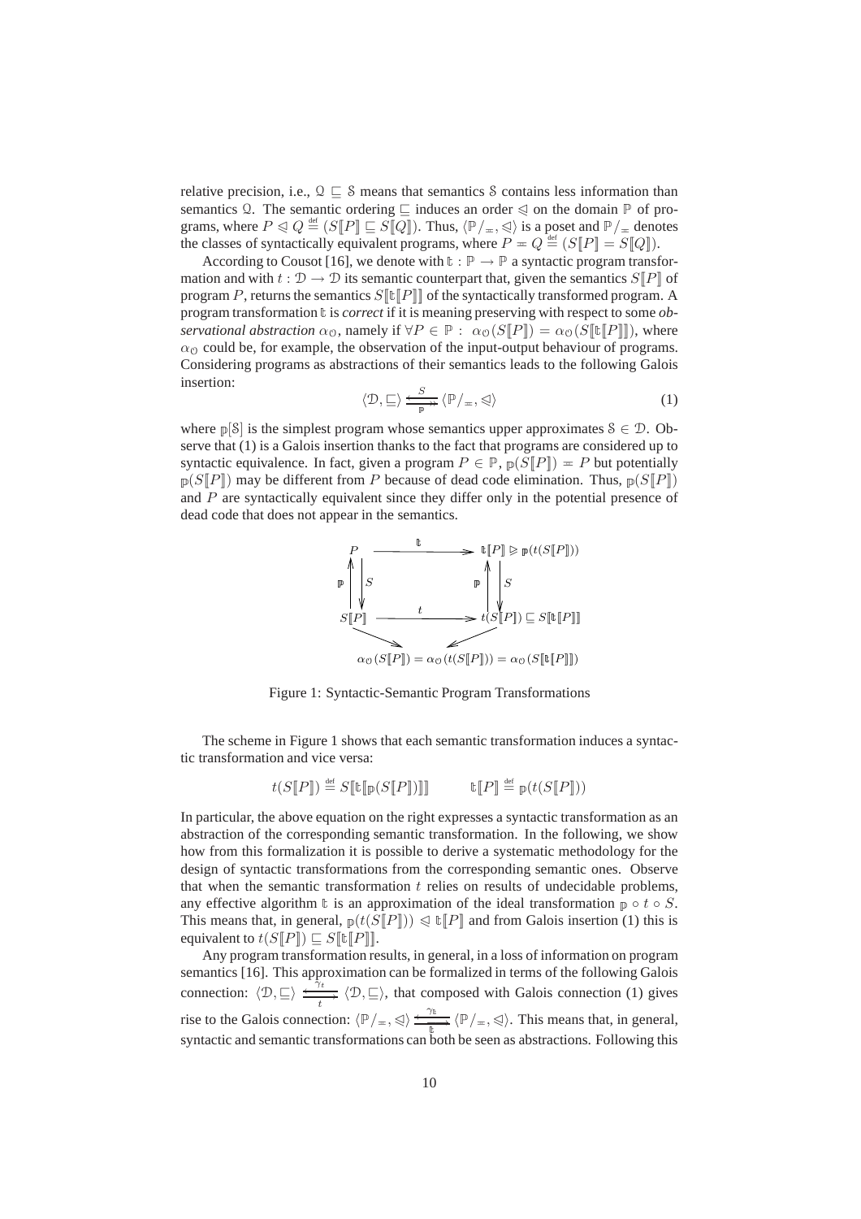relative precision, i.e., $\mathcal{Q} \sqsubseteq \mathcal{S}$ means that semantics $\mathcal{S}$ contains less information than semantics $\mathcal{Q}$. The semantic ordering $\sqsubseteq$ induces an order $\trianglelefteq$ on the domain $\mathbb{P}$ of programs, where $P \trianglelefteq Q \stackrel{\text{def}}{=} (S[\![P]\!] \sqsubseteq S[\![Q]\!])$. Thus, $\langle \mathbb{P}/_{\asymp}, \trianglelefteq \rangle$ is a poset and $\mathbb{P}/_{\asymp}$ denotes the classes of syntactically equivalent programs, where $P \asymp Q \stackrel{\text{def}}{=} (S[\![P]\!] = S[\![Q]\!])$.

According to Cousot [16], we denote with $\mathbb{t} : \mathbb{P} \rightarrow \mathbb{P}$ a syntactic program transformation and with $t : \mathcal{D} \rightarrow \mathcal{D}$ its semantic counterpart that, given the semantics $S[\![P]\!]$ of program $P$, returns the semantics $S[\![\mathbb{t}[\![P]\!]]\!]$ of the syntactically transformed program. A program transformation $\mathbb{t}$ is *correct* if it is meaning preserving with respect to some *observational abstraction* $\alpha_{\mathcal{O}}$, namely if $\forall P \in \mathbb{P} : \ \alpha_{\mathcal{O}}(S[\![P]\!]) = \alpha_{\mathcal{O}}(S[\![\mathbb{t}[\![P]\!]]\!])$, where $\alpha_{\mathcal{O}}$ could be, for example, the observation of the input-output behaviour of programs. Considering programs as abstractions of their semantics leads to the following Galois insertion:

$$\langle \mathcal{D}, \sqsubseteq \rangle \underset{\mathbb{p}}{\overset{S}{\leftrightarrows}} \langle \mathbb{P}/_{\asymp}, \trianglelefteq \rangle \tag{1}$$

where $\mathbb{p}[\mathcal{S}]$ is the simplest program whose semantics upper approximates $\mathcal{S} \in \mathcal{D}$. Observe that (1) is a Galois insertion thanks to the fact that programs are considered up to syntactic equivalence. In fact, given a program $P \in \mathbb{P}$, $\mathbb{p}(S[\![P]\!]) \asymp P$ but potentially $\mathbb{p}(S[\![P]\!])$ may be different from $P$ because of dead code elimination. Thus, $\mathbb{p}(S[\![P]\!])$ and $P$ are syntactically equivalent since they differ only in the potential presence of dead code that does not appear in the semantics.

$$\begin{array}{ccc}
P & \xrightarrow{\quad \mathbb{t} \quad} & \mathbb{t}[\![P]\!] \trianglerighteq \mathbb{p}(t(S[\![P]\!])) \\
\mathbb{p} \uparrow \downarrow S & & \mathbb{p} \uparrow \downarrow S \\
S[\![P]\!] & \xrightarrow{\quad t \quad} & t(S[\![P]\!]) \sqsubseteq S[\![\mathbb{t}[\![P]\!]]\!] \\
& \searrow \quad \swarrow & \\
& \alpha_{\mathcal{O}}(S[\![P]\!]) = \alpha_{\mathcal{O}}(t(S[\![P]\!])) = \alpha_{\mathcal{O}}(S[\![\mathbb{t}[\![P]\!]]\!]) &
\end{array}$$

Figure 1: Syntactic-Semantic Program Transformations

The scheme in Figure 1 shows that each semantic transformation induces a syntactic transformation and vice versa:

$$t(S[\![P]\!]) \stackrel{\text{def}}{=} S[\![\mathbb{t}[\![\mathbb{p}(S[\![P]\!])]\!]]\!] \qquad \mathbb{t}[\![P]\!] \stackrel{\text{def}}{=} \mathbb{p}(t(S[\![P]\!]))$$

In particular, the above equation on the right expresses a syntactic transformation as an abstraction of the corresponding semantic transformation. In the following, we show how from this formalization it is possible to derive a systematic methodology for the design of syntactic transformations from the corresponding semantic ones. Observe that when the semantic transformation $t$ relies on results of undecidable problems, any effective algorithm $\mathbb{t}$ is an approximation of the ideal transformation $\mathbb{p} \circ t \circ S$. This means that, in general, $\mathbb{p}(t(S[\![P]\!])) \trianglelefteq \mathbb{t}[\![P]\!]$ and from Galois insertion (1) this is equivalent to $t(S[\![P]\!]) \sqsubseteq S[\![\mathbb{t}[\![P]\!]]\!]$.

Any program transformation results, in general, in a loss of information on program semantics [16]. This approximation can be formalized in terms of the following Galois connection: $\langle \mathcal{D}, \sqsubseteq \rangle \underset{t}{\overset{\gamma_t}{\leftrightarrows}} \langle \mathcal{D}, \sqsubseteq \rangle$, that composed with Galois connection (1) gives rise to the Galois connection: $\langle \mathbb{P}/_{\asymp}, \trianglelefteq \rangle \underset{\mathbb{t}}{\overset{\gamma_{\mathbb{t}}}{\leftrightarrows}} \langle \mathbb{P}/_{\asymp}, \trianglelefteq \rangle$. This means that, in general, syntactic and semantic transformations can both be seen as abstractions. Following this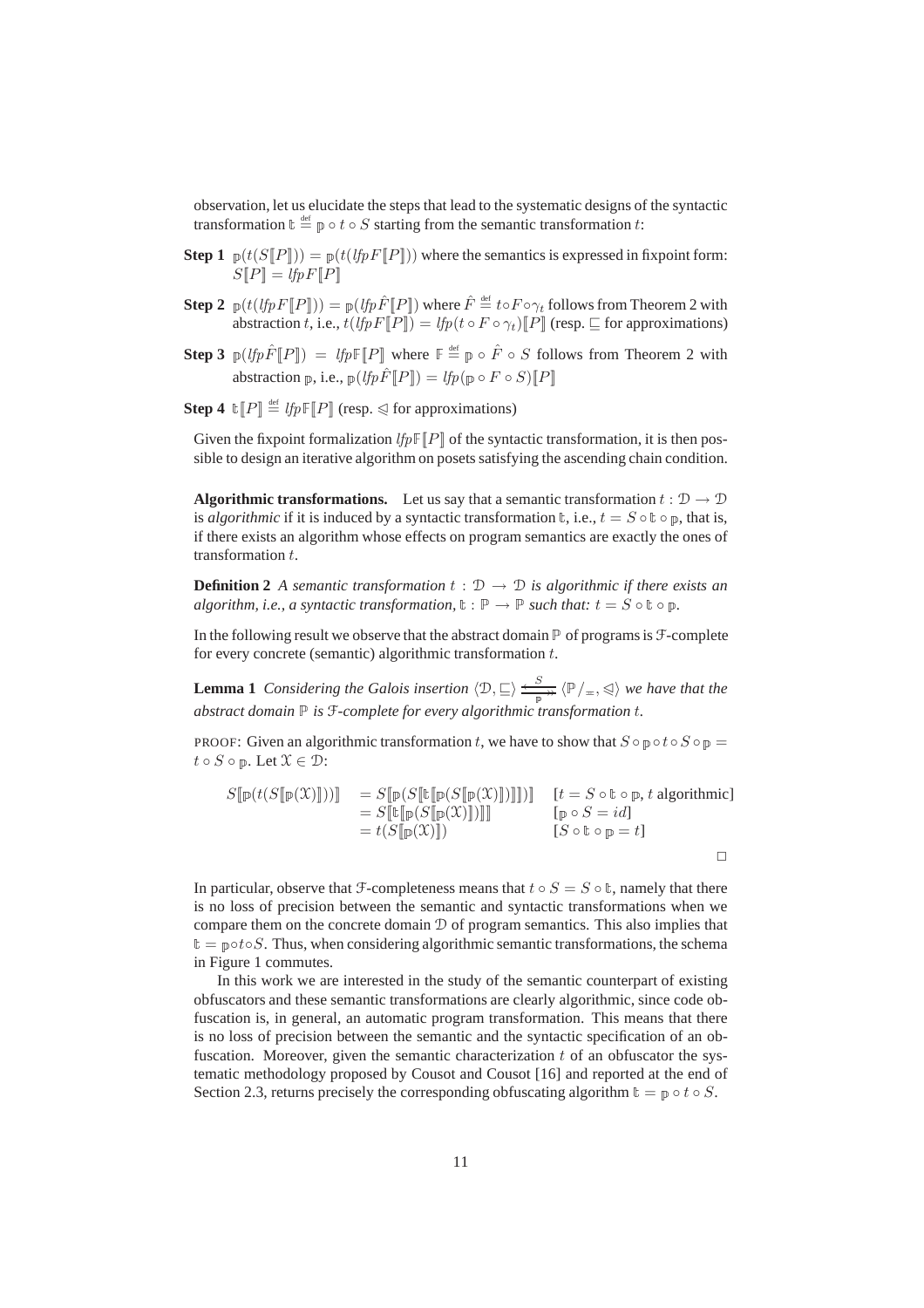observation, let us elucidate the steps that lead to the systematic designs of the syntactic transformation $\mathbb{t} \stackrel{\text{def}}{=} \mathbb{p} \circ t \circ S$ starting from the semantic transformation $t$:

**Step 1** $\mathbb{p}(t(S[\![P]\!])) = \mathbb{p}(t(\mathit{lfp} F[\![P]\!]))$ where the semantics is expressed in fixpoint form: $S[\![P]\!] = \mathit{lfp} F[\![P]\!]$

**Step 2** $\mathbb{p}(t(\mathit{lfp} F[\![P]\!])) = \mathbb{p}(\mathit{lfp} \hat{F}[\![P]\!])$ where $\hat{F} \stackrel{\text{def}}{=} t \circ F \circ \gamma_t$ follows from Theorem 2 with abstraction $t$, i.e., $t(\mathit{lfp} F[\![P]\!]) = \mathit{lfp}(t \circ F \circ \gamma_t)[\![P]\!]$ (resp. $\sqsubseteq$ for approximations)

**Step 3** $\mathbb{p}(\mathit{lfp} \hat{F}[\![P]\!]) = \mathit{lfp} \mathbb{F}[\![P]\!]$ where $\mathbb{F} \stackrel{\text{def}}{=} \mathbb{p} \circ \hat{F} \circ S$ follows from Theorem 2 with abstraction $\mathbb{p}$, i.e., $\mathbb{p}(\mathit{lfp} \hat{F}[\![P]\!]) = \mathit{lfp}(\mathbb{p} \circ F \circ S)[\![P]\!]$

**Step 4** $\mathbb{t}[\![P]\!] \stackrel{\text{def}}{=} \mathit{lfp} \mathbb{F}[\![P]\!]$ (resp. $\trianglelefteq$ for approximations)

Given the fixpoint formalization $\mathit{lfp} \mathbb{F}[\![P]\!]$ of the syntactic transformation, it is then possible to design an iterative algorithm on posets satisfying the ascending chain condition.

**Algorithmic transformations.** Let us say that a semantic transformation $t : \mathcal{D} \to \mathcal{D}$ is *algorithmic* if it is induced by a syntactic transformation $\mathbb{t}$, i.e., $t = S \circ \mathbb{t} \circ \mathbb{p}$, that is, if there exists an algorithm whose effects on program semantics are exactly the ones of transformation $t$.

**Definition 2** *A semantic transformation $t : \mathcal{D} \to \mathcal{D}$ is algorithmic if there exists an algorithm, i.e., a syntactic transformation, $\mathbb{t} : \mathbb{P} \to \mathbb{P}$ such that: $t = S \circ \mathbb{t} \circ \mathbb{p}$.*

In the following result we observe that the abstract domain $\mathbb{P}$ of programs is $\mathcal{F}$-complete for every concrete (semantic) algorithmic transformation $t$.

**Lemma 1** *Considering the Galois insertion $\langle \mathcal{D}, \sqsubseteq \rangle \underset{\mathbb{p}}{\overset{S}{\leftrightarrows}} \langle \mathbb{P}/_{\equiv}, \trianglelefteq \rangle$ we have that the abstract domain $\mathbb{P}$ is $\mathcal{F}$-complete for every algorithmic transformation $t$.*

PROOF: Given an algorithmic transformation $t$, we have to show that $S \circ \mathbb{p} \circ t \circ S \circ \mathbb{p} = t \circ S \circ \mathbb{p}$. Let $\mathcal{X} \in \mathcal{D}$:

$$
\begin{aligned}
S[\![\mathbb{p}(t(S[\![\mathbb{p}(\mathcal{X})]\!]))]\!] &= S[\![\mathbb{p}(S[\![\mathbb{t}[\![\mathbb{p}(S[\![\mathbb{p}(\mathcal{X})]\!])]\!]]\!])]\!] && [t = S \circ \mathbb{t} \circ \mathbb{p}, t \text{ algorithmic}] \\
&= S[\![\mathbb{t}[\![\mathbb{p}(S[\![\mathbb{p}(\mathcal{X})]\!])]\!]]\!] && [\mathbb{p} \circ S = id] \\
&= t(S[\![\mathbb{p}(\mathcal{X})]\!]) && [S \circ \mathbb{t} \circ \mathbb{p} = t]
\end{aligned}
$$

□

In particular, observe that $\mathcal{F}$-completeness means that $t \circ S = S \circ \mathbb{t}$, namely that there is no loss of precision between the semantic and syntactic transformations when we compare them on the concrete domain $\mathcal{D}$ of program semantics. This also implies that $\mathbb{t} = \mathbb{p} \circ t \circ S$. Thus, when considering algorithmic semantic transformations, the schema in Figure 1 commutes.

In this work we are interested in the study of the semantic counterpart of existing obfuscators and these semantic transformations are clearly algorithmic, since code obfuscation is, in general, an automatic program transformation. This means that there is no loss of precision between the semantic and the syntactic specification of an obfuscation. Moreover, given the semantic characterization $t$ of an obfuscator the systematic methodology proposed by Cousot and Cousot [16] and reported at the end of Section 2.3, returns precisely the corresponding obfuscating algorithm $\mathbb{t} = \mathbb{p} \circ t \circ S$.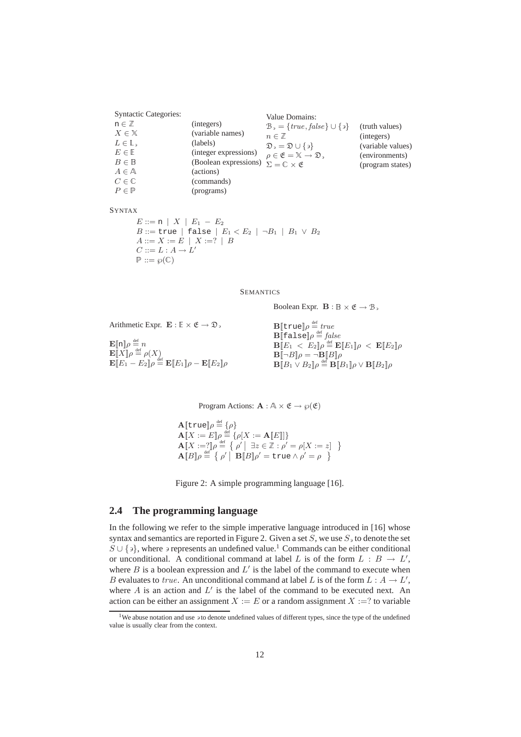Syntactic Categories:

| | |
|---|---|
| $\mathsf{n} \in \mathbb{Z}$ | (integers) |
| $X \in \mathbb{X}$ | (variable names) |
| $L \in \mathbb{L}_\ni$ | (labels) |
| $E \in \mathbb{E}$ | (integer expressions) |
| $B \in \mathbb{B}$ | (Boolean expressions) |
| $A \in \mathbb{A}$ | (actions) |
| $C \in \mathbb{C}$ | (commands) |
| $P \in \mathbb{P}$ | (programs) |

Value Domains:

| | |
|---|---|
| $\mathcal{B}_\ni = \{true, false\} \cup \{\ni\}$ | (truth values) |
| $n \in \mathbb{Z}$ | (integers) |
| $\mathfrak{D}_\ni = \mathfrak{D} \cup \{\ni\}$ | (variable values) |
| $\rho \in \mathfrak{E} = \mathbb{X} \to \mathfrak{D}_\ni$ | (environments) |
| $\Sigma = \mathbb{C} \times \mathfrak{E}$ | (program states) |

SYNTAX

$$
\begin{aligned}
&E ::= \mathsf{n} \mid X \mid E_1 - E_2\\
&B ::= \texttt{true} \mid \texttt{false} \mid E_1 < E_2 \mid \neg B_1 \mid B_1 \vee B_2\\
&A ::= X := E \mid X :=? \mid B\\
&C ::= L : A \to L'\\
&\mathbb{P} ::= \wp(\mathbb{C})
\end{aligned}
$$

SEMANTICS

Arithmetic Expr. $\mathbf{E} : \mathbb{E} \times \mathfrak{E} \to \mathfrak{D}_\ni$

$$
\begin{aligned}
&\mathbf{E}[\![\mathsf{n}]\!]\rho \overset{\text{def}}{=} n\\
&\mathbf{E}[\![X]\!]\rho \overset{\text{def}}{=} \rho(X)\\
&\mathbf{E}[\![E_1 - E_2]\!]\rho \overset{\text{def}}{=} \mathbf{E}[\![E_1]\!]\rho - \mathbf{E}[\![E_2]\!]\rho
\end{aligned}
$$

Boolean Expr. $\mathbf{B} : \mathbb{B} \times \mathfrak{E} \to \mathcal{B}_\ni$

$$
\begin{aligned}
&\mathbf{B}[\![\texttt{true}]\!]\rho \overset{\text{def}}{=} true\\
&\mathbf{B}[\![\texttt{false}]\!]\rho \overset{\text{def}}{=} false\\
&\mathbf{B}[\![E_1 < E_2]\!]\rho \overset{\text{def}}{=} \mathbf{E}[\![E_1]\!]\rho < \mathbf{E}[\![E_2]\!]\rho\\
&\mathbf{B}[\![\neg B]\!]\rho = \neg \mathbf{B}[\![B]\!]\rho\\
&\mathbf{B}[\![B_1 \vee B_2]\!]\rho \overset{\text{def}}{=} \mathbf{B}[\![B_1]\!]\rho \vee \mathbf{B}[\![B_2]\!]\rho
\end{aligned}
$$

Program Actions: $\mathbf{A} : \mathbb{A} \times \mathfrak{E} \to \wp(\mathfrak{E})$

$$
\begin{aligned}
&\mathbf{A}[\![\texttt{true}]\!]\rho \overset{\text{def}}{=} \{\rho\}\\
&\mathbf{A}[\![X := E]\!]\rho \overset{\text{def}}{=} \{\rho[X := \mathbf{A}[\![E]\!]]\}\\
&\mathbf{A}[\![X :=?]\!]\rho \overset{\text{def}}{=} \left\{ \rho' \,\middle|\, \exists z \in \mathbb{Z} : \rho' = \rho[X := z] \right\}\\
&\mathbf{A}[\![B]\!]\rho \overset{\text{def}}{=} \left\{ \rho' \,\middle|\, \mathbf{B}[\![B]\!]\rho' = \texttt{true} \wedge \rho' = \rho \right\}
\end{aligned}
$$

Figure 2: A simple programming language [16].

## 2.4 The programming language

In the following we refer to the simple imperative language introduced in [16] whose syntax and semantics are reported in Figure 2. Given a set $S$, we use $S_\ni$ to denote the set $S \cup \{\ni\}$, where $\ni$ represents an undefined value.[1] Commands can be either conditional or unconditional. A conditional command at label $L$ is of the form $L : B \to L'$, where $B$ is a boolean expression and $L'$ is the label of the command to execute when $B$ evaluates to $true$. An unconditional command at label $L$ is of the form $L : A \to L'$, where $A$ is an action and $L'$ is the label of the command to be executed next. An action can be either an assignment $X := E$ or a random assignment $X :=?$ to variable

[1] We abuse notation and use $\ni$ to denote undefined values of different types, since the type of the undefined value is usually clear from the context.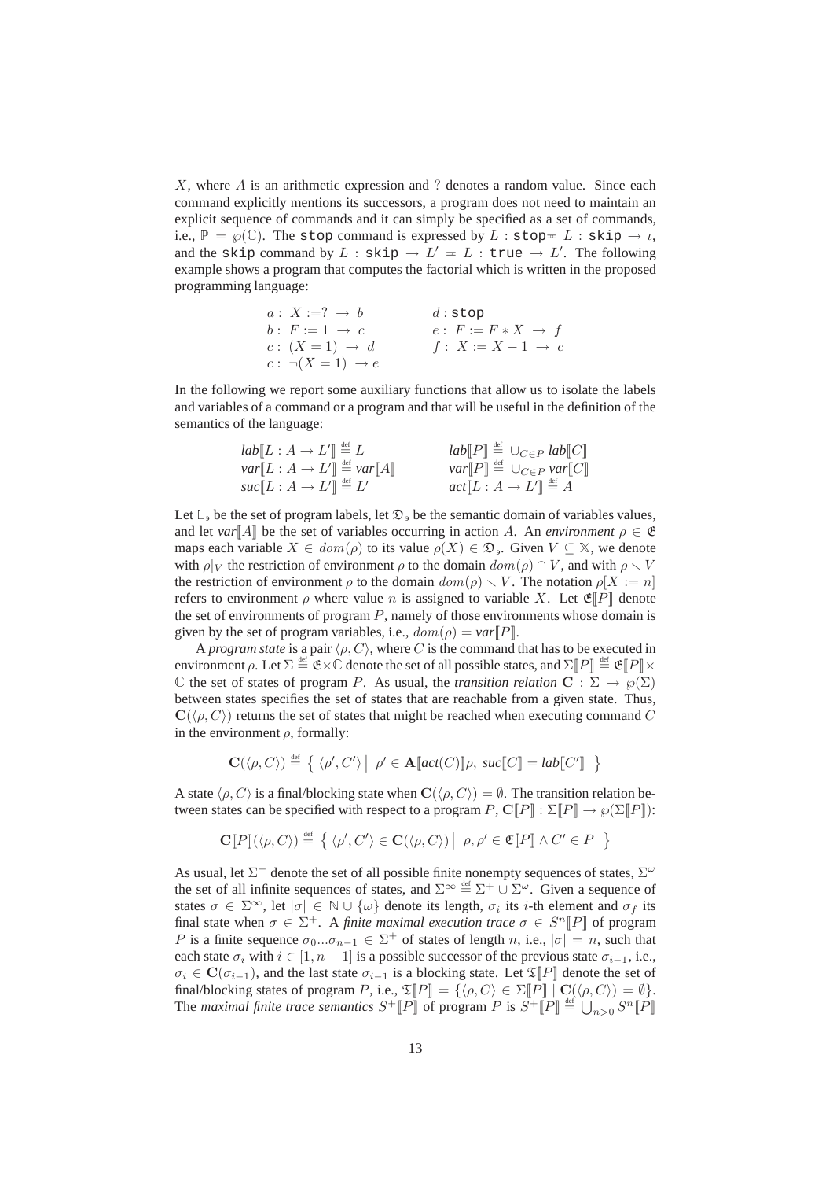$X$, where $A$ is an arithmetic expression and ? denotes a random value. Since each command explicitly mentions its successors, a program does not need to maintain an explicit sequence of commands and it can simply be specified as a set of commands, i.e., $\mathbb{P} = \wp(\mathbb{C})$. The `stop` command is expressed by $L$ : `stop` $\coloneqq L$ : `skip` $\rightarrow \iota$, and the `skip` command by $L$ : `skip` $\rightarrow L' \coloneqq L$ : `true` $\rightarrow L'$. The following example shows a program that computes the factorial which is written in the proposed programming language:

$$
\begin{array}{ll}
a:\ X := ?\ \rightarrow\ b & d:\texttt{stop} \\
b:\ F := 1\ \rightarrow\ c & e:\ F := F * X\ \rightarrow\ f \\
c:\ (X = 1)\ \rightarrow\ d & f:\ X := X - 1\ \rightarrow\ c \\
c:\ \neg(X = 1)\ \rightarrow e &
\end{array}
$$

In the following we report some auxiliary functions that allow us to isolate the labels and variables of a command or a program and that will be useful in the definition of the semantics of the language:

$$
\begin{array}{ll}
\mathit{lab}[\![L : A \rightarrow L']\!] \stackrel{\text{def}}{=} L & \mathit{lab}[\![P]\!] \stackrel{\text{def}}{=} \cup_{C \in P}\, \mathit{lab}[\![C]\!] \\
\mathit{var}[\![L : A \rightarrow L']\!] \stackrel{\text{def}}{=} \mathit{var}[\![A]\!] & \mathit{var}[\![P]\!] \stackrel{\text{def}}{=} \cup_{C \in P}\, \mathit{var}[\![C]\!] \\
\mathit{suc}[\![L : A \rightarrow L']\!] \stackrel{\text{def}}{=} L' & \mathit{act}[\![L : A \rightarrow L']\!] \stackrel{\text{def}}{=} A
\end{array}
$$

Let $\mathbb{L}_\jmath$ be the set of program labels, let $\mathfrak{D}_\jmath$ be the semantic domain of variables values, and let $\mathit{var}[\![A]\!]$ be the set of variables occurring in action $A$. An *environment* $\rho \in \mathfrak{E}$ maps each variable $X \in dom(\rho)$ to its value $\rho(X) \in \mathfrak{D}_\jmath$. Given $V \subseteq \mathbb{X}$, we denote with $\rho|_V$ the restriction of environment $\rho$ to the domain $dom(\rho) \cap V$, and with $\rho \smallsetminus V$ the restriction of environment $\rho$ to the domain $dom(\rho) \smallsetminus V$. The notation $\rho[X := n]$ refers to environment $\rho$ where value $n$ is assigned to variable $X$. Let $\mathfrak{E}[\![P]\!]$ denote the set of environments of program $P$, namely of those environments whose domain is given by the set of program variables, i.e., $dom(\rho) = \mathit{var}[\![P]\!]$.

A *program state* is a pair $\langle \rho, C \rangle$, where $C$ is the command that has to be executed in environment $\rho$. Let $\Sigma \stackrel{\text{def}}{=} \mathfrak{E} \times \mathbb{C}$ denote the set of all possible states, and $\Sigma[\![P]\!] \stackrel{\text{def}}{=} \mathfrak{E}[\![P]\!] \times \mathbb{C}$ the set of states of program $P$. As usual, the *transition relation* $\mathbf{C} : \Sigma \rightarrow \wp(\Sigma)$ between states specifies the set of states that are reachable from a given state. Thus, $\mathbf{C}(\langle \rho, C \rangle)$ returns the set of states that might be reached when executing command $C$ in the environment $\rho$, formally:

$$
\mathbf{C}(\langle \rho, C \rangle) \stackrel{\text{def}}{=} \left\{ \langle \rho', C' \rangle \,\middle|\, \rho' \in \mathbf{A}[\![\mathit{act}(C)]\!]\rho,\ \mathit{suc}[\![C]\!] = \mathit{lab}[\![C']\!] \right\}
$$

A state $\langle \rho, C \rangle$ is a final/blocking state when $\mathbf{C}(\langle \rho, C \rangle) = \emptyset$. The transition relation between states can be specified with respect to a program $P$, $\mathbf{C}[\![P]\!] : \Sigma[\![P]\!] \rightarrow \wp(\Sigma[\![P]\!])$:

$$
\mathbf{C}[\![P]\!](\langle \rho, C \rangle) \stackrel{\text{def}}{=} \left\{ \langle \rho', C' \rangle \in \mathbf{C}(\langle \rho, C \rangle) \,\middle|\, \rho, \rho' \in \mathfrak{E}[\![P]\!] \wedge C' \in P \right\}
$$

As usual, let $\Sigma^+$ denote the set of all possible finite nonempty sequences of states, $\Sigma^\omega$ the set of all infinite sequences of states, and $\Sigma^\infty \stackrel{\text{def}}{=} \Sigma^+ \cup \Sigma^\omega$. Given a sequence of states $\sigma \in \Sigma^\infty$, let $|\sigma| \in \mathbb{N} \cup \{\omega\}$ denote its length, $\sigma_i$ its $i$-th element and $\sigma_f$ its final state when $\sigma \in \Sigma^+$. A *finite maximal execution trace* $\sigma \in S^n[\![P]\!]$ of program $P$ is a finite sequence $\sigma_0 ... \sigma_{n-1} \in \Sigma^+$ of states of length $n$, i.e., $|\sigma| = n$, such that each state $\sigma_i$ with $i \in [1, n-1]$ is a possible successor of the previous state $\sigma_{i-1}$, i.e., $\sigma_i \in \mathbf{C}(\sigma_{i-1})$, and the last state $\sigma_{i-1}$ is a blocking state. Let $\mathfrak{T}[\![P]\!]$ denote the set of final/blocking states of program $P$, i.e., $\mathfrak{T}[\![P]\!] = \{\langle \rho, C \rangle \in \Sigma[\![P]\!] \mid \mathbf{C}(\langle \rho, C \rangle) = \emptyset\}$. The *maximal finite trace semantics* $S^+[\![P]\!]$ of program $P$ is $S^+[\![P]\!] \stackrel{\text{def}}{=} \bigcup_{n>0} S^n[\![P]\!]$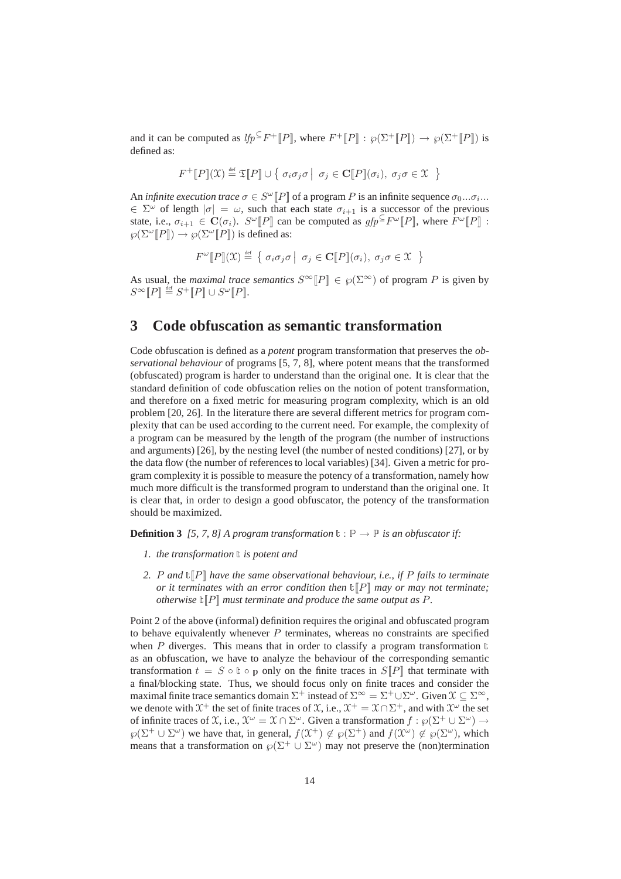and it can be computed as $lfp^{\subseteq} F^{+}[\![P]\!]$, where $F^{+}[\![P]\!] : \wp(\Sigma^{+}[\![P]\!]) \rightarrow \wp(\Sigma^{+}[\![P]\!])$ is defined as:

$$F^{+}[\![P]\!](\mathfrak{X}) \stackrel{\text{def}}{=} \mathfrak{T}[\![P]\!] \cup \left\{ \sigma_i \sigma_j \sigma \mid \sigma_j \in \mathbf{C}[\![P]\!](\sigma_i),\ \sigma_j \sigma \in \mathfrak{X} \right\}$$

An *infinite execution trace* $\sigma \in S^{\omega}[\![P]\!]$ of a program $P$ is an infinite sequence $\sigma_0 ... \sigma_i ... \in \Sigma^{\omega}$ of length $|\sigma| = \omega$, such that each state $\sigma_{i+1}$ is a successor of the previous state, i.e., $\sigma_{i+1} \in \mathbf{C}(\sigma_i)$. $S^{\omega}[\![P]\!]$ can be computed as $gfp^{\subseteq} F^{\omega}[\![P]\!]$, where $F^{\omega}[\![P]\!] : \wp(\Sigma^{\omega}[\![P]\!]) \rightarrow \wp(\Sigma^{\omega}[\![P]\!])$ is defined as:

$$F^{\omega}[\![P]\!](\mathfrak{X}) \stackrel{\text{def}}{=} \left\{ \sigma_i \sigma_j \sigma \mid \sigma_j \in \mathbf{C}[\![P]\!](\sigma_i),\ \sigma_j \sigma \in \mathfrak{X} \right\}$$

As usual, the *maximal trace semantics* $S^{\infty}[\![P]\!] \in \wp(\Sigma^{\infty})$ of program $P$ is given by $S^{\infty}[\![P]\!] \stackrel{\text{def}}{=} S^{+}[\![P]\!] \cup S^{\omega}[\![P]\!]$.

# 3 Code obfuscation as semantic transformation

Code obfuscation is defined as a *potent* program transformation that preserves the *observational behaviour* of programs [5, 7, 8], where potent means that the transformed (obfuscated) program is harder to understand than the original one. It is clear that the standard definition of code obfuscation relies on the notion of potent transformation, and therefore on a fixed metric for measuring program complexity, which is an old problem [20, 26]. In the literature there are several different metrics for program complexity that can be used according to the current need. For example, the complexity of a program can be measured by the length of the program (the number of instructions and arguments) [26], by the nesting level (the number of nested conditions) [27], or by the data flow (the number of references to local variables) [34]. Given a metric for program complexity it is possible to measure the potency of a transformation, namely how much more difficult is the transformed program to understand than the original one. It is clear that, in order to design a good obfuscator, the potency of the transformation should be maximized.

**Definition 3** *[5, 7, 8] A program transformation $\mathbb{t} : \mathbb{P} \rightarrow \mathbb{P}$ is an obfuscator if:*

1. *the transformation $\mathbb{t}$ is potent and*
2. *$P$ and $\mathbb{t}[\![P]\!]$ have the same observational behaviour, i.e., if $P$ fails to terminate or it terminates with an error condition then $\mathbb{t}[\![P]\!]$ may or may not terminate; otherwise $\mathbb{t}[\![P]\!]$ must terminate and produce the same output as $P$.*

Point 2 of the above (informal) definition requires the original and obfuscated program to behave equivalently whenever $P$ terminates, whereas no constraints are specified when $P$ diverges. This means that in order to classify a program transformation $\mathbb{t}$ as an obfuscation, we have to analyze the behaviour of the corresponding semantic transformation $t = S \circ \mathbb{t} \circ \mathbb{p}$ only on the finite traces in $S[\![P]\!]$ that terminate with a final/blocking state. Thus, we should focus only on finite traces and consider the maximal finite trace semantics domain $\Sigma^{+}$ instead of $\Sigma^{\infty} = \Sigma^{+} \cup \Sigma^{\omega}$. Given $\mathfrak{X} \subseteq \Sigma^{\infty}$, we denote with $\mathfrak{X}^{+}$ the set of finite traces of $\mathfrak{X}$, i.e., $\mathfrak{X}^{+} = \mathfrak{X} \cap \Sigma^{+}$, and with $\mathfrak{X}^{\omega}$ the set of infinite traces of $\mathfrak{X}$, i.e., $\mathfrak{X}^{\omega} = \mathfrak{X} \cap \Sigma^{\omega}$. Given a transformation $f : \wp(\Sigma^{+} \cup \Sigma^{\omega}) \rightarrow \wp(\Sigma^{+} \cup \Sigma^{\omega})$ we have that, in general, $f(\mathfrak{X}^{+}) \notin \wp(\Sigma^{+})$ and $f(\mathfrak{X}^{\omega}) \notin \wp(\Sigma^{\omega})$, which means that a transformation on $\wp(\Sigma^{+} \cup \Sigma^{\omega})$ may not preserve the (non)termination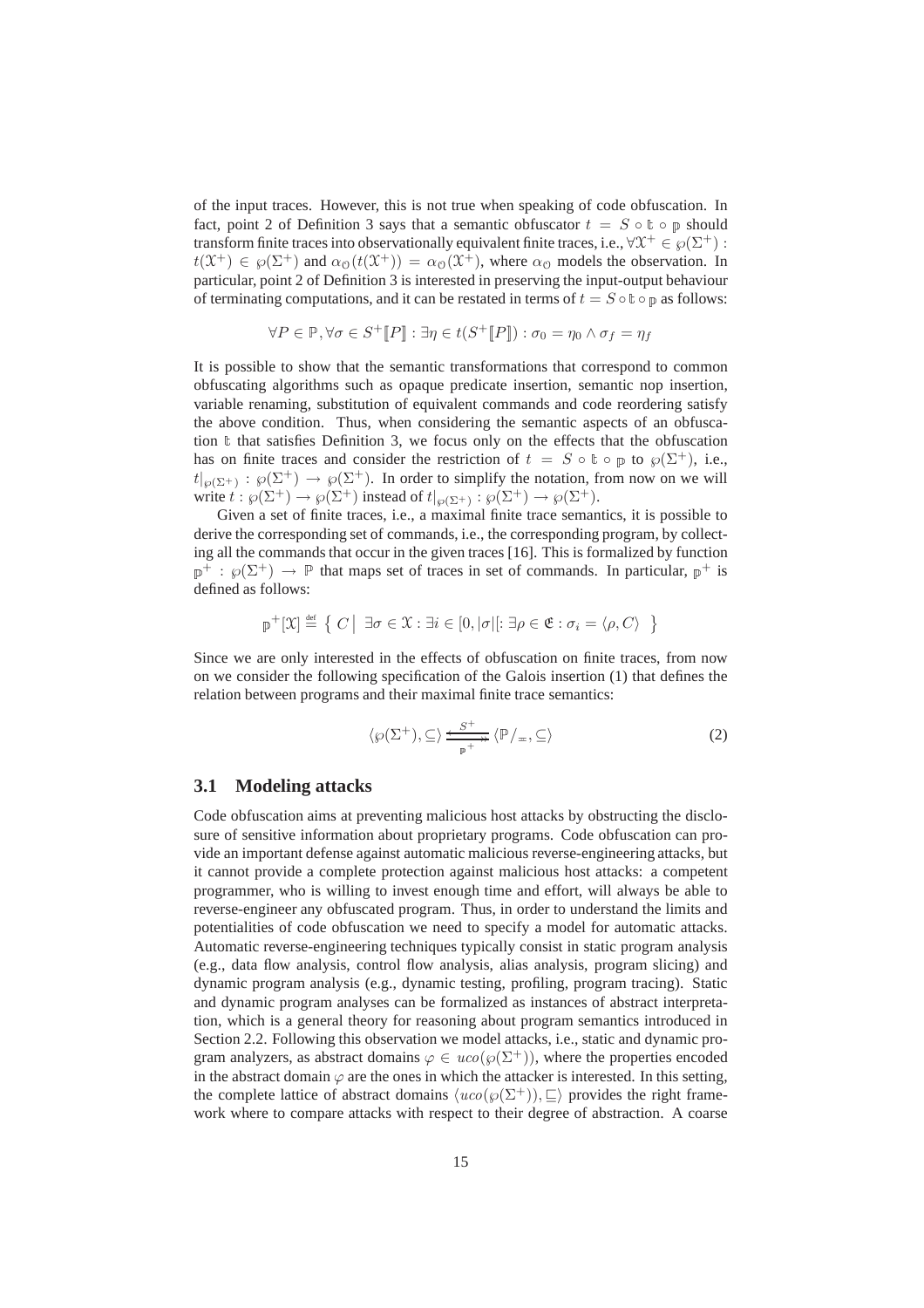of the input traces. However, this is not true when speaking of code obfuscation. In fact, point 2 of Definition 3 says that a semantic obfuscator $t = S \circ \mathbb{t} \circ \mathbb{p}$ should transform finite traces into observationally equivalent finite traces, i.e., $\forall \mathcal{X}^+ \in \wp(\Sigma^+)$ : $t(\mathcal{X}^+) \in \wp(\Sigma^+)$ and $\alpha_{\mathcal{O}}(t(\mathcal{X}^+)) = \alpha_{\mathcal{O}}(\mathcal{X}^+)$, where $\alpha_{\mathcal{O}}$ models the observation. In particular, point 2 of Definition 3 is interested in preserving the input-output behaviour of terminating computations, and it can be restated in terms of $t = S \circ \mathbb{t} \circ \mathbb{p}$ as follows:

$$\forall P \in \mathbb{P}, \forall \sigma \in S^+[\![P]\!] : \exists \eta \in t(S^+[\![P]\!]) : \sigma_0 = \eta_0 \wedge \sigma_f = \eta_f$$

It is possible to show that the semantic transformations that correspond to common obfuscating algorithms such as opaque predicate insertion, semantic nop insertion, variable renaming, substitution of equivalent commands and code reordering satisfy the above condition. Thus, when considering the semantic aspects of an obfuscation $\mathbb{t}$ that satisfies Definition 3, we focus only on the effects that the obfuscation has on finite traces and consider the restriction of $t = S \circ \mathbb{t} \circ \mathbb{p}$ to $\wp(\Sigma^+)$, i.e., $t|_{\wp(\Sigma^+)} : \wp(\Sigma^+) \to \wp(\Sigma^+)$. In order to simplify the notation, from now on we will write $t : \wp(\Sigma^+) \to \wp(\Sigma^+)$ instead of $t|_{\wp(\Sigma^+)} : \wp(\Sigma^+) \to \wp(\Sigma^+)$.

Given a set of finite traces, i.e., a maximal finite trace semantics, it is possible to derive the corresponding set of commands, i.e., the corresponding program, by collecting all the commands that occur in the given traces [16]. This is formalized by function $\mathbb{p}^+ : \wp(\Sigma^+) \to \mathbb{P}$ that maps set of traces in set of commands. In particular, $\mathbb{p}^+$ is defined as follows:

$$\mathbb{p}^+[\mathcal{X}] \stackrel{\text{def}}{=} \left\{ \, C \;\middle|\; \exists \sigma \in \mathcal{X} : \exists i \in [0, |\sigma|[ : \exists \rho \in \mathfrak{E} : \sigma_i = \langle \rho, C \rangle \, \right\}$$

Since we are only interested in the effects of obfuscation on finite traces, from now on we consider the following specification of the Galois insertion (1) that defines the relation between programs and their maximal finite trace semantics:

$$\langle \wp(\Sigma^+), \subseteq \rangle \xrightleftharpoons[\mathbb{p}^+]{S^+} \langle \mathbb{P}/_{=}, \subseteq \rangle \tag{2}$$

## 3.1 Modeling attacks

Code obfuscation aims at preventing malicious host attacks by obstructing the disclosure of sensitive information about proprietary programs. Code obfuscation can provide an important defense against automatic malicious reverse-engineering attacks, but it cannot provide a complete protection against malicious host attacks: a competent programmer, who is willing to invest enough time and effort, will always be able to reverse-engineer any obfuscated program. Thus, in order to understand the limits and potentialities of code obfuscation we need to specify a model for automatic attacks. Automatic reverse-engineering techniques typically consist in static program analysis (e.g., data flow analysis, control flow analysis, alias analysis, program slicing) and dynamic program analysis (e.g., dynamic testing, profiling, program tracing). Static and dynamic program analyses can be formalized as instances of abstract interpretation, which is a general theory for reasoning about program semantics introduced in Section 2.2. Following this observation we model attacks, i.e., static and dynamic program analyzers, as abstract domains $\varphi \in uco(\wp(\Sigma^+))$, where the properties encoded in the abstract domain $\varphi$ are the ones in which the attacker is interested. In this setting, the complete lattice of abstract domains $\langle uco(\wp(\Sigma^+)), \sqsubseteq \rangle$ provides the right framework where to compare attacks with respect to their degree of abstraction. A coarse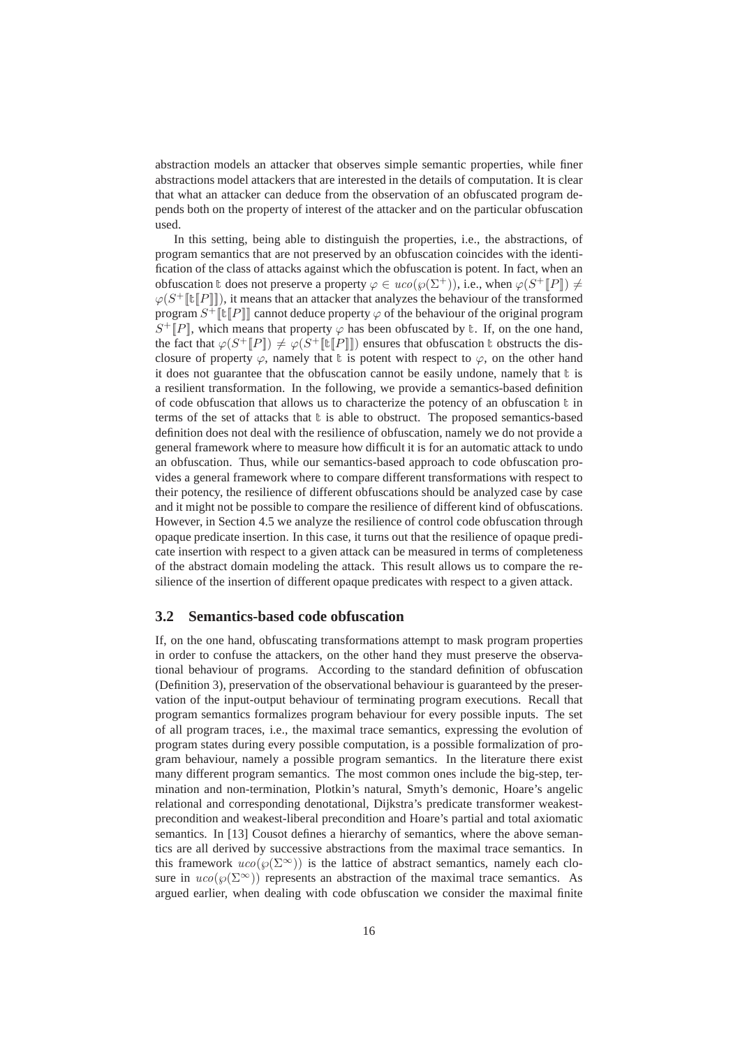abstraction models an attacker that observes simple semantic properties, while finer abstractions model attackers that are interested in the details of computation. It is clear that what an attacker can deduce from the observation of an obfuscated program depends both on the property of interest of the attacker and on the particular obfuscation used.

In this setting, being able to distinguish the properties, i.e., the abstractions, of program semantics that are not preserved by an obfuscation coincides with the identification of the class of attacks against which the obfuscation is potent. In fact, when an obfuscation $\mathbb{t}$ does not preserve a property $\varphi \in uco(\wp(\Sigma^+))$, i.e., when $\varphi(S^+[\![P]\!]) \neq \varphi(S^+[\![\mathbb{t}[\![P]\!]]\!])$, it means that an attacker that analyzes the behaviour of the transformed program $S^+[\![\mathbb{t}[\![P]\!]]\!]$ cannot deduce property $\varphi$ of the behaviour of the original program $S^+[\![P]\!]$, which means that property $\varphi$ has been obfuscated by $\mathbb{t}$. If, on the one hand, the fact that $\varphi(S^+[\![P]\!]) \neq \varphi(S^+[\![\mathbb{t}[\![P]\!]]\!])$ ensures that obfuscation $\mathbb{t}$ obstructs the disclosure of property $\varphi$, namely that $\mathbb{t}$ is potent with respect to $\varphi$, on the other hand it does not guarantee that the obfuscation cannot be easily undone, namely that $\mathbb{t}$ is a resilient transformation. In the following, we provide a semantics-based definition of code obfuscation that allows us to characterize the potency of an obfuscation $\mathbb{t}$ in terms of the set of attacks that $\mathbb{t}$ is able to obstruct. The proposed semantics-based definition does not deal with the resilience of obfuscation, namely we do not provide a general framework where to measure how difficult it is for an automatic attack to undo an obfuscation. Thus, while our semantics-based approach to code obfuscation provides a general framework where to compare different transformations with respect to their potency, the resilience of different obfuscations should be analyzed case by case and it might not be possible to compare the resilience of different kind of obfuscations. However, in Section 4.5 we analyze the resilience of control code obfuscation through opaque predicate insertion. In this case, it turns out that the resilience of opaque predicate insertion with respect to a given attack can be measured in terms of completeness of the abstract domain modeling the attack. This result allows us to compare the resilience of the insertion of different opaque predicates with respect to a given attack.

## 3.2 Semantics-based code obfuscation

If, on the one hand, obfuscating transformations attempt to mask program properties in order to confuse the attackers, on the other hand they must preserve the observational behaviour of programs. According to the standard definition of obfuscation (Definition 3), preservation of the observational behaviour is guaranteed by the preservation of the input-output behaviour of terminating program executions. Recall that program semantics formalizes program behaviour for every possible inputs. The set of all program traces, i.e., the maximal trace semantics, expressing the evolution of program states during every possible computation, is a possible formalization of program behaviour, namely a possible program semantics. In the literature there exist many different program semantics. The most common ones include the big-step, termination and non-termination, Plotkin's natural, Smyth's demonic, Hoare's angelic relational and corresponding denotational, Dijkstra's predicate transformer weakest-precondition and weakest-liberal precondition and Hoare's partial and total axiomatic semantics. In [13] Cousot defines a hierarchy of semantics, where the above semantics are all derived by successive abstractions from the maximal trace semantics. In this framework $uco(\wp(\Sigma^\infty))$ is the lattice of abstract semantics, namely each closure in $uco(\wp(\Sigma^\infty))$ represents an abstraction of the maximal trace semantics. As argued earlier, when dealing with code obfuscation we consider the maximal finite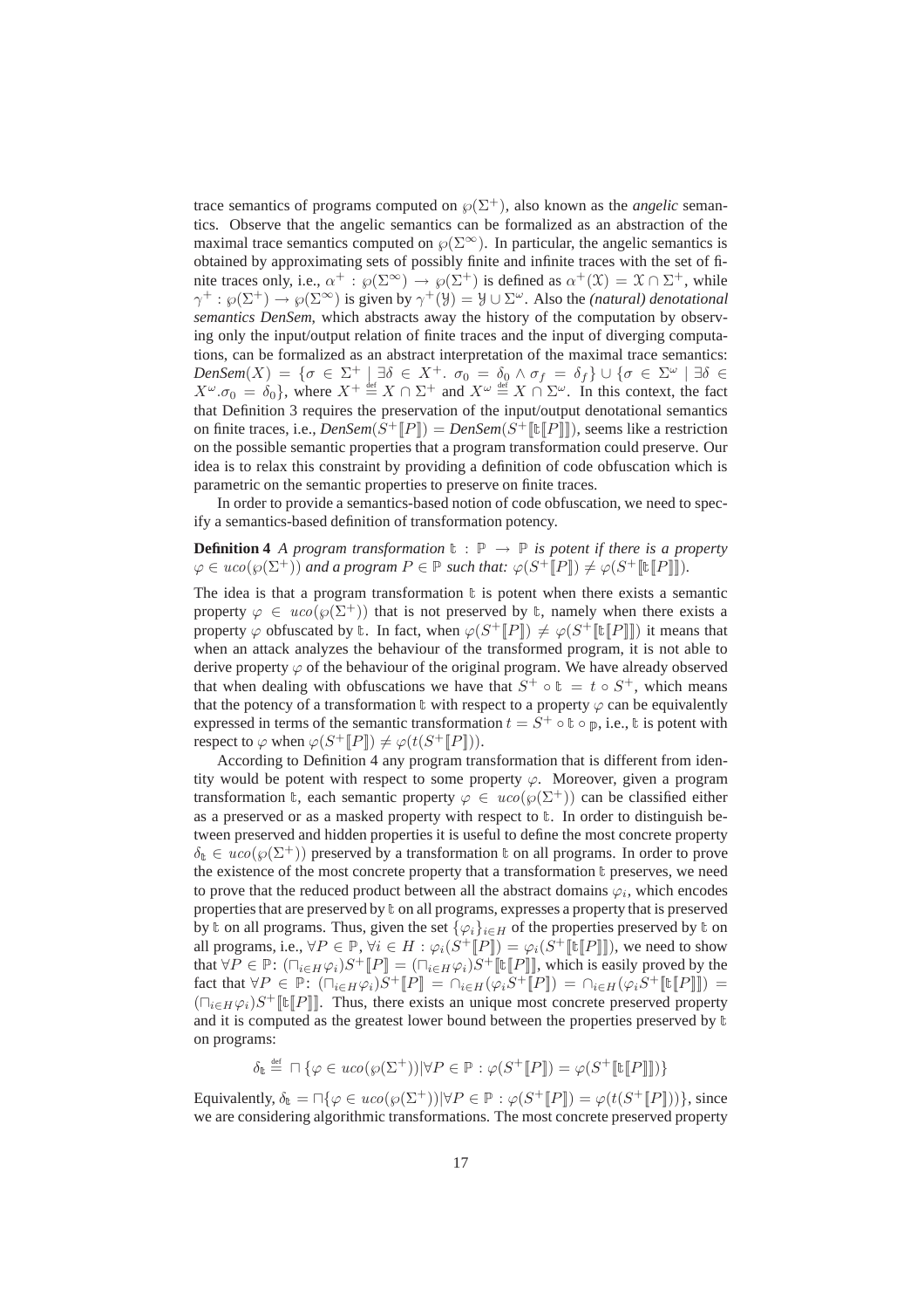trace semantics of programs computed on $\wp(\Sigma^+)$, also known as the *angelic* semantics. Observe that the angelic semantics can be formalized as an abstraction of the maximal trace semantics computed on $\wp(\Sigma^\infty)$. In particular, the angelic semantics is obtained by approximating sets of possibly finite and infinite traces with the set of finite traces only, i.e., $\alpha^+ : \wp(\Sigma^\infty) \to \wp(\Sigma^+)$ is defined as $\alpha^+(\mathcal{X}) = \mathcal{X} \cap \Sigma^+$, while $\gamma^+ : \wp(\Sigma^+) \to \wp(\Sigma^\infty)$ is given by $\gamma^+(\mathcal{Y}) = \mathcal{Y} \cup \Sigma^\omega$. Also the *(natural) denotational semantics DenSem*, which abstracts away the history of the computation by observing only the input/output relation of finite traces and the input of diverging computations, can be formalized as an abstract interpretation of the maximal trace semantics: $\mathit{DenSem}(X) = \{\sigma \in \Sigma^+ \mid \exists \delta \in X^+ .\ \sigma_0 = \delta_0 \wedge \sigma_f = \delta_f\} \cup \{\sigma \in \Sigma^\omega \mid \exists \delta \in X^\omega . \sigma_0 = \delta_0\}$, where $X^+ \stackrel{\text{def}}{=} X \cap \Sigma^+$ and $X^\omega \stackrel{\text{def}}{=} X \cap \Sigma^\omega$. In this context, the fact that Definition 3 requires the preservation of the input/output denotational semantics on finite traces, i.e., $\mathit{DenSem}(S^+[\![P]\!]) = \mathit{DenSem}(S^+[\![\mathbb{t}[\![P]\!]]\!])$, seems like a restriction on the possible semantic properties that a program transformation could preserve. Our idea is to relax this constraint by providing a definition of code obfuscation which is parametric on the semantic properties to preserve on finite traces.

In order to provide a semantics-based notion of code obfuscation, we need to specify a semantics-based definition of transformation potency.

**Definition 4** *A program transformation $\mathbb{t} : \mathbb{P} \to \mathbb{P}$ is potent if there is a property $\varphi \in uco(\wp(\Sigma^+))$ and a program $P \in \mathbb{P}$ such that: $\varphi(S^+[\![P]\!]) \neq \varphi(S^+[\![\mathbb{t}[\![P]\!]]\!])$.*

The idea is that a program transformation $\mathbb{t}$ is potent when there exists a semantic property $\varphi \in uco(\wp(\Sigma^+))$ that is not preserved by $\mathbb{t}$, namely when there exists a property $\varphi$ obfuscated by $\mathbb{t}$. In fact, when $\varphi(S^+[\![P]\!]) \neq \varphi(S^+[\![\mathbb{t}[\![P]\!]]\!])$ it means that when an attack analyzes the behaviour of the transformed program, it is not able to derive property $\varphi$ of the behaviour of the original program. We have already observed that when dealing with obfuscations we have that $S^+ \circ \mathbb{t} = t \circ S^+$, which means that the potency of a transformation $\mathbb{t}$ with respect to a property $\varphi$ can be equivalently expressed in terms of the semantic transformation $t = S^+ \circ \mathbb{t} \circ \mathbb{p}$, i.e., $\mathbb{t}$ is potent with respect to $\varphi$ when $\varphi(S^+[\![P]\!]) \neq \varphi(t(S^+[\![P]\!]))$.

According to Definition 4 any program transformation that is different from identity would be potent with respect to some property $\varphi$. Moreover, given a program transformation $\mathbb{t}$, each semantic property $\varphi \in uco(\wp(\Sigma^+))$ can be classified either as a preserved or as a masked property with respect to $\mathbb{t}$. In order to distinguish between preserved and hidden properties it is useful to define the most concrete property $\delta_{\mathbb{t}} \in uco(\wp(\Sigma^+))$ preserved by a transformation $\mathbb{t}$ on all programs. In order to prove the existence of the most concrete property that a transformation $\mathbb{t}$ preserves, we need to prove that the reduced product between all the abstract domains $\varphi_i$, which encodes properties that are preserved by $\mathbb{t}$ on all programs, expresses a property that is preserved by $\mathbb{t}$ on all programs. Thus, given the set $\{\varphi_i\}_{i \in H}$ of the properties preserved by $\mathbb{t}$ on all programs, i.e., $\forall P \in \mathbb{P}, \forall i \in H : \varphi_i(S^+[\![P]\!]) = \varphi_i(S^+[\![\mathbb{t}[\![P]\!]]\!])$, we need to show that $\forall P \in \mathbb{P}$: $(\sqcap_{i \in H} \varphi_i) S^+[\![P]\!] = (\sqcap_{i \in H} \varphi_i) S^+[\![\mathbb{t}[\![P]\!]]\!]$, which is easily proved by the fact that $\forall P \in \mathbb{P}$: $(\sqcap_{i \in H} \varphi_i) S^+[\![P]\!] = \cap_{i \in H} (\varphi_i S^+[\![P]\!]) = \cap_{i \in H} (\varphi_i S^+[\![\mathbb{t}[\![P]\!]]\!]) = (\sqcap_{i \in H} \varphi_i) S^+[\![\mathbb{t}[\![P]\!]]\!]$. Thus, there exists an unique most concrete preserved property and it is computed as the greatest lower bound between the properties preserved by $\mathbb{t}$ on programs:

$$\delta_{\mathbb{t}} \stackrel{\text{def}}{=} \sqcap \{\varphi \in uco(\wp(\Sigma^+)) | \forall P \in \mathbb{P} : \varphi(S^+[\![P]\!]) = \varphi(S^+[\![\mathbb{t}[\![P]\!]]\!])\}$$

Equivalently, $\delta_{\mathbb{t}} = \sqcap \{\varphi \in uco(\wp(\Sigma^+)) | \forall P \in \mathbb{P} : \varphi(S^+[\![P]\!]) = \varphi(t(S^+[\![P]\!]))\}$, since we are considering algorithmic transformations. The most concrete preserved property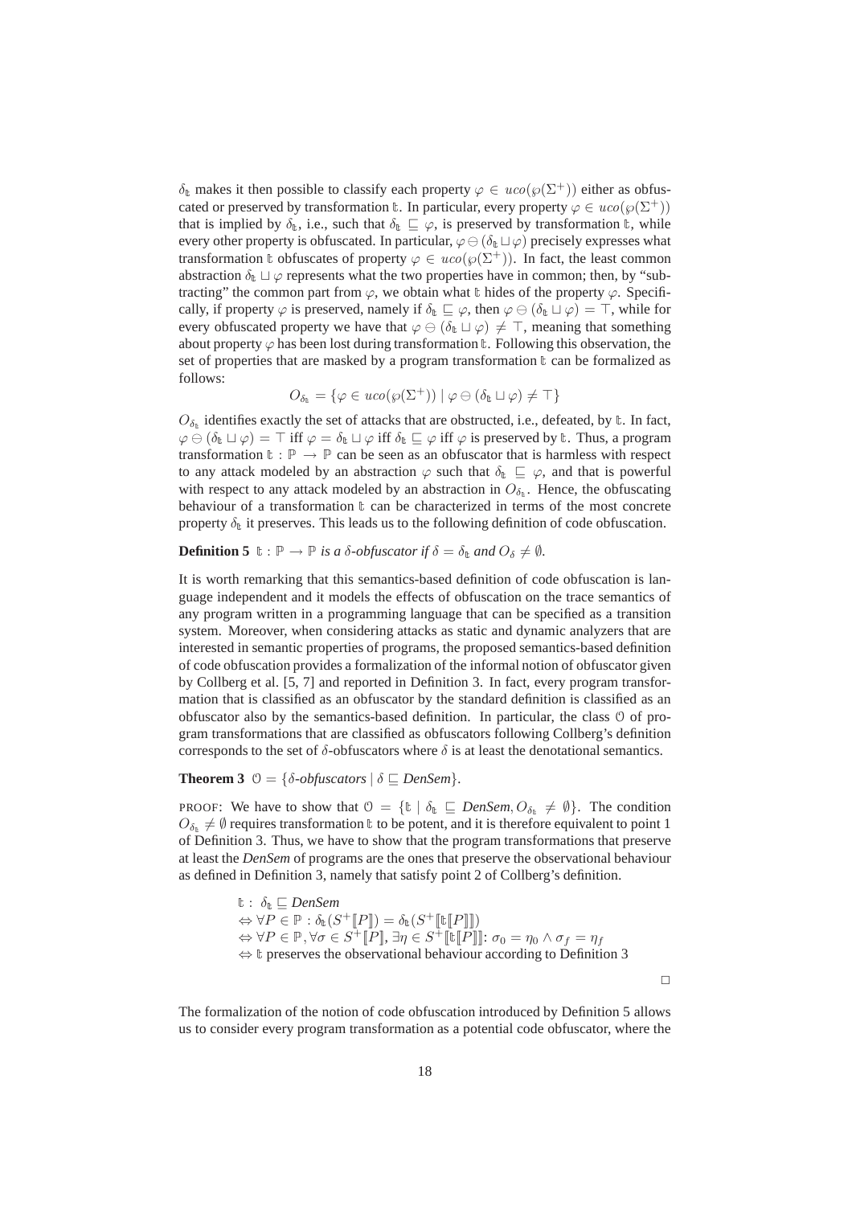$\delta_{\mathbb{t}}$ makes it then possible to classify each property $\varphi \in uco(\wp(\Sigma^+))$ either as obfuscated or preserved by transformation $\mathbb{t}$. In particular, every property $\varphi \in uco(\wp(\Sigma^+))$ that is implied by $\delta_{\mathbb{t}}$, i.e., such that $\delta_{\mathbb{t}} \sqsubseteq \varphi$, is preserved by transformation $\mathbb{t}$, while every other property is obfuscated. In particular, $\varphi \ominus (\delta_{\mathbb{t}} \sqcup \varphi)$ precisely expresses what transformation $\mathbb{t}$ obfuscates of property $\varphi \in uco(\wp(\Sigma^+))$. In fact, the least common abstraction $\delta_{\mathbb{t}} \sqcup \varphi$ represents what the two properties have in common; then, by "subtracting" the common part from $\varphi$, we obtain what $\mathbb{t}$ hides of the property $\varphi$. Specifically, if property $\varphi$ is preserved, namely if $\delta_{\mathbb{t}} \sqsubseteq \varphi$, then $\varphi \ominus (\delta_{\mathbb{t}} \sqcup \varphi) = \top$, while for every obfuscated property we have that $\varphi \ominus (\delta_{\mathbb{t}} \sqcup \varphi) \neq \top$, meaning that something about property $\varphi$ has been lost during transformation $\mathbb{t}$. Following this observation, the set of properties that are masked by a program transformation $\mathbb{t}$ can be formalized as follows:

$$O_{\delta_{\mathbb{t}}} = \{\varphi \in uco(\wp(\Sigma^+)) \mid \varphi \ominus (\delta_{\mathbb{t}} \sqcup \varphi) \neq \top\}$$

$O_{\delta_{\mathbb{t}}}$ identifies exactly the set of attacks that are obstructed, i.e., defeated, by $\mathbb{t}$. In fact, $\varphi \ominus (\delta_{\mathbb{t}} \sqcup \varphi) = \top$ iff $\varphi = \delta_{\mathbb{t}} \sqcup \varphi$ iff $\delta_{\mathbb{t}} \sqsubseteq \varphi$ iff $\varphi$ is preserved by $\mathbb{t}$. Thus, a program transformation $\mathbb{t} : \mathbb{P} \to \mathbb{P}$ can be seen as an obfuscator that is harmless with respect to any attack modeled by an abstraction $\varphi$ such that $\delta_{\mathbb{t}} \sqsubseteq \varphi$, and that is powerful with respect to any attack modeled by an abstraction in $O_{\delta_{\mathbb{t}}}$. Hence, the obfuscating behaviour of a transformation $\mathbb{t}$ can be characterized in terms of the most concrete property $\delta_{\mathbb{t}}$ it preserves. This leads us to the following definition of code obfuscation.

**Definition 5** *$\mathbb{t} : \mathbb{P} \to \mathbb{P}$ is a $\delta$-obfuscator if $\delta = \delta_{\mathbb{t}}$ and $O_\delta \neq \emptyset$.*

It is worth remarking that this semantics-based definition of code obfuscation is language independent and it models the effects of obfuscation on the trace semantics of any program written in a programming language that can be specified as a transition system. Moreover, when considering attacks as static and dynamic analyzers that are interested in semantic properties of programs, the proposed semantics-based definition of code obfuscation provides a formalization of the informal notion of obfuscator given by Collberg et al. [5, 7] and reported in Definition 3. In fact, every program transformation that is classified as an obfuscator by the standard definition is classified as an obfuscator also by the semantics-based definition. In particular, the class $\mathbb{O}$ of program transformations that are classified as obfuscators following Collberg's definition corresponds to the set of $\delta$-obfuscators where $\delta$ is at least the denotational semantics.

**Theorem 3** *$\mathbb{O} = \{\delta$-obfuscators $\mid \delta \sqsubseteq$ DenSem$\}$.*

PROOF: We have to show that $\mathbb{O} = \{\mathbb{t} \mid \delta_{\mathbb{t}} \sqsubseteq \textit{DenSem}, O_{\delta_{\mathbb{t}}} \neq \emptyset\}$. The condition $O_{\delta_{\mathbb{t}}} \neq \emptyset$ requires transformation $\mathbb{t}$ to be potent, and it is therefore equivalent to point 1 of Definition 3. Thus, we have to show that the program transformations that preserve at least the *DenSem* of programs are the ones that preserve the observational behaviour as defined in Definition 3, namely that satisfy point 2 of Collberg's definition.

$\mathbb{t} :\ \delta_{\mathbb{t}} \sqsubseteq \textit{DenSem}$
$\Leftrightarrow \forall P \in \mathbb{P} : \delta_{\mathbb{t}}(S^+[\![P]\!]) = \delta_{\mathbb{t}}(S^+[\![\mathbb{t}[\![P]\!]]\!])$
$\Leftrightarrow \forall P \in \mathbb{P}, \forall \sigma \in S^+[\![P]\!], \exists \eta \in S^+[\![\mathbb{t}[\![P]\!]]\!]$: $\sigma_0 = \eta_0 \wedge \sigma_f = \eta_f$
$\Leftrightarrow \mathbb{t}$ preserves the observational behaviour according to Definition 3

□

The formalization of the notion of code obfuscation introduced by Definition 5 allows us to consider every program transformation as a potential code obfuscator, where the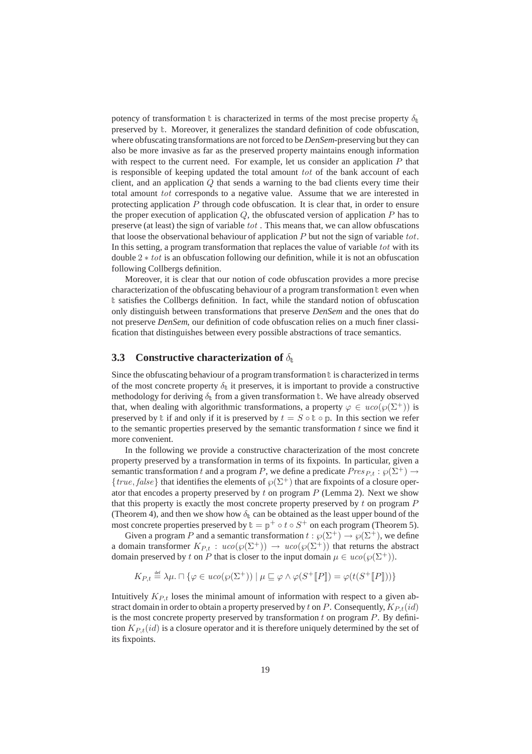potency of transformation $\mathbb{t}$ is characterized in terms of the most precise property $\delta_{\mathbb{t}}$ preserved by $\mathbb{t}$. Moreover, it generalizes the standard definition of code obfuscation, where obfuscating transformations are not forced to be *DenSem*-preserving but they can also be more invasive as far as the preserved property maintains enough information with respect to the current need. For example, let us consider an application $P$ that is responsible of keeping updated the total amount $tot$ of the bank account of each client, and an application $Q$ that sends a warning to the bad clients every time their total amount $tot$ corresponds to a negative value. Assume that we are interested in protecting application $P$ through code obfuscation. It is clear that, in order to ensure the proper execution of application $Q$, the obfuscated version of application $P$ has to preserve (at least) the sign of variable $tot$ . This means that, we can allow obfuscations that loose the observational behaviour of application $P$ but not the sign of variable $tot$. In this setting, a program transformation that replaces the value of variable $tot$ with its double $2 * tot$ is an obfuscation following our definition, while it is not an obfuscation following Collbergs definition.

Moreover, it is clear that our notion of code obfuscation provides a more precise characterization of the obfuscating behaviour of a program transformation $\mathbb{t}$ even when $\mathbb{t}$ satisfies the Collbergs definition. In fact, while the standard notion of obfuscation only distinguish between transformations that preserve *DenSem* and the ones that do not preserve *DenSem*, our definition of code obfuscation relies on a much finer classification that distinguishes between every possible abstractions of trace semantics.

### 3.3 Constructive characterization of $\delta_{\mathbb{t}}$

Since the obfuscating behaviour of a program transformation $\mathbb{t}$ is characterized in terms of the most concrete property $\delta_{\mathbb{t}}$ it preserves, it is important to provide a constructive methodology for deriving $\delta_{\mathbb{t}}$ from a given transformation $\mathbb{t}$. We have already observed that, when dealing with algorithmic transformations, a property $\varphi \in uco(\wp(\Sigma^+))$ is preserved by $\mathbb{t}$ if and only if it is preserved by $t = S \circ \mathbb{t} \circ \mathbb{p}$. In this section we refer to the semantic properties preserved by the semantic transformation $t$ since we find it more convenient.

In the following we provide a constructive characterization of the most concrete property preserved by a transformation in terms of its fixpoints. In particular, given a semantic transformation $t$ and a program $P$, we define a predicate $Pres_{P,t} : \wp(\Sigma^+) \rightarrow \{true, false\}$ that identifies the elements of $\wp(\Sigma^+)$ that are fixpoints of a closure operator that encodes a property preserved by $t$ on program $P$ (Lemma 2). Next we show that this property is exactly the most concrete property preserved by $t$ on program $P$ (Theorem 4), and then we show how $\delta_{\mathbb{t}}$ can be obtained as the least upper bound of the most concrete properties preserved by $\mathbb{t} = \mathbb{p}^+ \circ t \circ S^+$ on each program (Theorem 5).

Given a program $P$ and a semantic transformation $t : \wp(\Sigma^+) \rightarrow \wp(\Sigma^+)$, we define a domain transformer $K_{P,t} : uco(\wp(\Sigma^+)) \rightarrow uco(\wp(\Sigma^+))$ that returns the abstract domain preserved by $t$ on $P$ that is closer to the input domain $\mu \in uco(\wp(\Sigma^+))$.

$$K_{P,t} \stackrel{\text{def}}{=} \lambda\mu. \sqcap \{\varphi \in uco(\wp(\Sigma^+)) \mid \mu \sqsubseteq \varphi \wedge \varphi(S^+[\![P]\!]) = \varphi(t(S^+[\![P]\!]))\}$$

Intuitively $K_{P,t}$ loses the minimal amount of information with respect to a given abstract domain in order to obtain a property preserved by $t$ on $P$. Consequently, $K_{P,t}(id)$ is the most concrete property preserved by transformation $t$ on program $P$. By definition $K_{P,t}(id)$ is a closure operator and it is therefore uniquely determined by the set of its fixpoints.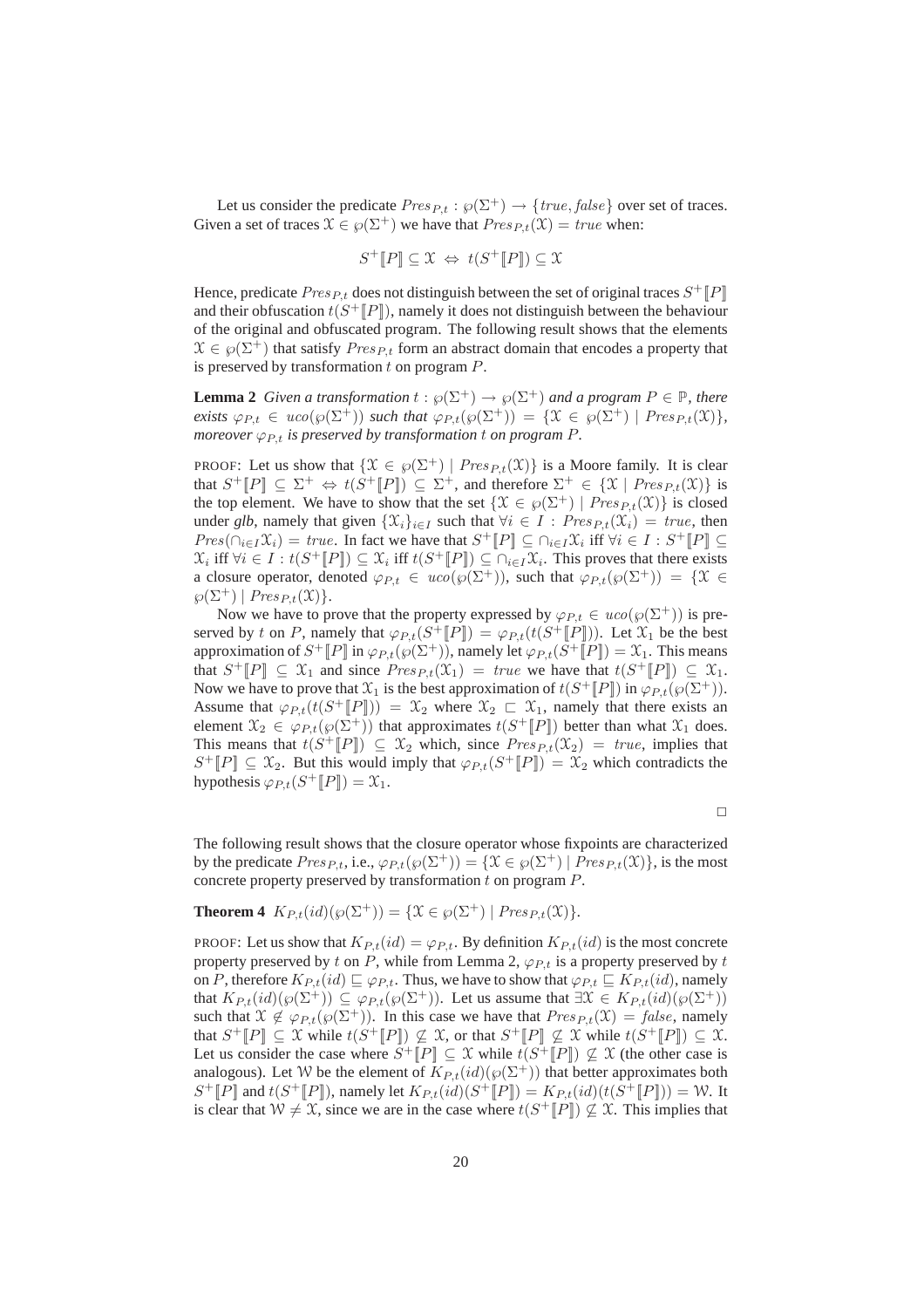Let us consider the predicate $Pres_{P,t} : \wp(\Sigma^+) \rightarrow \{true, false\}$ over set of traces. Given a set of traces $\mathcal{X} \in \wp(\Sigma^+)$ we have that $Pres_{P,t}(\mathcal{X}) = true$ when:

$$S^+[\![P]\!] \subseteq \mathcal{X} \Leftrightarrow t(S^+[\![P]\!]) \subseteq \mathcal{X}$$

Hence, predicate $Pres_{P,t}$ does not distinguish between the set of original traces $S^+[\![P]\!]$ and their obfuscation $t(S^+[\![P]\!])$, namely it does not distinguish between the behaviour of the original and obfuscated program. The following result shows that the elements $\mathcal{X} \in \wp(\Sigma^+)$ that satisfy $Pres_{P,t}$ form an abstract domain that encodes a property that is preserved by transformation $t$ on program $P$.

**Lemma 2** *Given a transformation $t : \wp(\Sigma^+) \rightarrow \wp(\Sigma^+)$ and a program $P \in \mathbb{P}$, there exists $\varphi_{P,t} \in uco(\wp(\Sigma^+))$ such that $\varphi_{P,t}(\wp(\Sigma^+)) = \{\mathcal{X} \in \wp(\Sigma^+) \mid Pres_{P,t}(\mathcal{X})\}$, moreover $\varphi_{P,t}$ is preserved by transformation $t$ on program $P$.*

PROOF: Let us show that $\{\mathcal{X} \in \wp(\Sigma^+) \mid Pres_{P,t}(\mathcal{X})\}$ is a Moore family. It is clear that $S^+[\![P]\!] \subseteq \Sigma^+ \Leftrightarrow t(S^+[\![P]\!]) \subseteq \Sigma^+$, and therefore $\Sigma^+ \in \{\mathcal{X} \mid Pres_{P,t}(\mathcal{X})\}$ is the top element. We have to show that the set $\{\mathcal{X} \in \wp(\Sigma^+) \mid Pres_{P,t}(\mathcal{X})\}$ is closed under *glb*, namely that given $\{\mathcal{X}_i\}_{i \in I}$ such that $\forall i \in I : Pres_{P,t}(\mathcal{X}_i) = true$, then $Pres(\cap_{i \in I}\mathcal{X}_i) = true$. In fact we have that $S^+[\![P]\!] \subseteq \cap_{i \in I}\mathcal{X}_i$ iff $\forall i \in I : S^+[\![P]\!] \subseteq \mathcal{X}_i$ iff $\forall i \in I : t(S^+[\![P]\!]) \subseteq \mathcal{X}_i$ iff $t(S^+[\![P]\!]) \subseteq \cap_{i \in I}\mathcal{X}_i$. This proves that there exists a closure operator, denoted $\varphi_{P,t} \in uco(\wp(\Sigma^+))$, such that $\varphi_{P,t}(\wp(\Sigma^+)) = \{\mathcal{X} \in \wp(\Sigma^+) \mid Pres_{P,t}(\mathcal{X})\}$.

Now we have to prove that the property expressed by $\varphi_{P,t} \in uco(\wp(\Sigma^+))$ is preserved by $t$ on $P$, namely that $\varphi_{P,t}(S^+[\![P]\!]) = \varphi_{P,t}(t(S^+[\![P]\!]))$. Let $\mathcal{X}_1$ be the best approximation of $S^+[\![P]\!]$ in $\varphi_{P,t}(\wp(\Sigma^+))$, namely let $\varphi_{P,t}(S^+[\![P]\!]) = \mathcal{X}_1$. This means that $S^+[\![P]\!] \subseteq \mathcal{X}_1$ and since $Pres_{P,t}(\mathcal{X}_1) = true$ we have that $t(S^+[\![P]\!]) \subseteq \mathcal{X}_1$. Now we have to prove that $\mathcal{X}_1$ is the best approximation of $t(S^+[\![P]\!])$ in $\varphi_{P,t}(\wp(\Sigma^+))$. Assume that $\varphi_{P,t}(t(S^+[\![P]\!])) = \mathcal{X}_2$ where $\mathcal{X}_2 \sqsubset \mathcal{X}_1$, namely that there exists an element $\mathcal{X}_2 \in \varphi_{P,t}(\wp(\Sigma^+))$ that approximates $t(S^+[\![P]\!])$ better than what $\mathcal{X}_1$ does. This means that $t(S^+[\![P]\!]) \subseteq \mathcal{X}_2$ which, since $Pres_{P,t}(\mathcal{X}_2) = true$, implies that $S^+[\![P]\!] \subseteq \mathcal{X}_2$. But this would imply that $\varphi_{P,t}(S^+[\![P]\!]) = \mathcal{X}_2$ which contradicts the hypothesis $\varphi_{P,t}(S^+[\![P]\!]) = \mathcal{X}_1$.

$\square$

The following result shows that the closure operator whose fixpoints are characterized by the predicate $Pres_{P,t}$, i.e., $\varphi_{P,t}(\wp(\Sigma^+)) = \{\mathcal{X} \in \wp(\Sigma^+) \mid Pres_{P,t}(\mathcal{X})\}$, is the most concrete property preserved by transformation $t$ on program $P$.

**Theorem 4** $K_{P,t}(id)(\wp(\Sigma^+)) = \{\mathcal{X} \in \wp(\Sigma^+) \mid Pres_{P,t}(\mathcal{X})\}$.

PROOF: Let us show that $K_{P,t}(id) = \varphi_{P,t}$. By definition $K_{P,t}(id)$ is the most concrete property preserved by $t$ on $P$, while from Lemma 2, $\varphi_{P,t}$ is a property preserved by $t$ on $P$, therefore $K_{P,t}(id) \sqsubseteq \varphi_{P,t}$. Thus, we have to show that $\varphi_{P,t} \sqsubseteq K_{P,t}(id)$, namely that $K_{P,t}(id)(\wp(\Sigma^+)) \subseteq \varphi_{P,t}(\wp(\Sigma^+))$. Let us assume that $\exists \mathcal{X} \in K_{P,t}(id)(\wp(\Sigma^+))$ such that $\mathcal{X} \notin \varphi_{P,t}(\wp(\Sigma^+))$. In this case we have that $Pres_{P,t}(\mathcal{X}) = false$, namely that $S^+[\![P]\!] \subseteq \mathcal{X}$ while $t(S^+[\![P]\!]) \not\subseteq \mathcal{X}$, or that $S^+[\![P]\!] \not\subseteq \mathcal{X}$ while $t(S^+[\![P]\!]) \subseteq \mathcal{X}$. Let us consider the case where $S^+[\![P]\!] \subseteq \mathcal{X}$ while $t(S^+[\![P]\!]) \not\subseteq \mathcal{X}$ (the other case is analogous). Let $\mathcal{W}$ be the element of $K_{P,t}(id)(\wp(\Sigma^+))$ that better approximates both $S^+[\![P]\!]$ and $t(S^+[\![P]\!])$, namely let $K_{P,t}(id)(S^+[\![P]\!]) = K_{P,t}(id)(t(S^+[\![P]\!])) = \mathcal{W}$. It is clear that $\mathcal{W} \neq \mathcal{X}$, since we are in the case where $t(S^+[\![P]\!]) \not\subseteq \mathcal{X}$. This implies that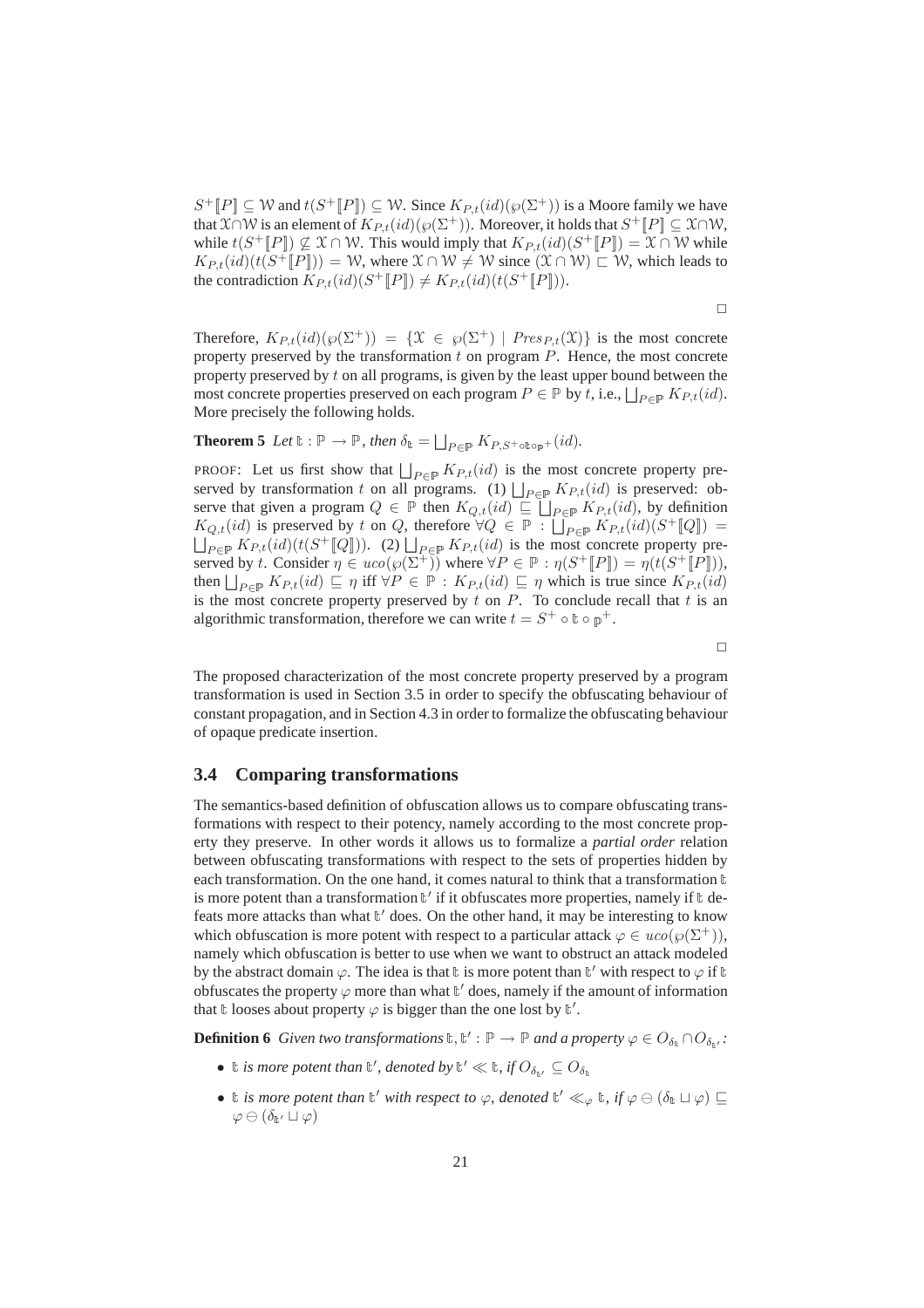$S^+[\![P]\!] \subseteq \mathcal{W}$ and $t(S^+[\![P]\!]) \subseteq \mathcal{W}$. Since $K_{P,t}(id)(\wp(\Sigma^+))$ is a Moore family we have that $\mathcal{X} \cap \mathcal{W}$ is an element of $K_{P,t}(id)(\wp(\Sigma^+))$. Moreover, it holds that $S^+[\![P]\!] \subseteq \mathcal{X} \cap \mathcal{W}$, while $t(S^+[\![P]\!]) \not\subseteq \mathcal{X} \cap \mathcal{W}$. This would imply that $K_{P,t}(id)(S^+[\![P]\!]) = \mathcal{X} \cap \mathcal{W}$ while $K_{P,t}(id)(t(S^+[\![P]\!])) = \mathcal{W}$, where $\mathcal{X} \cap \mathcal{W} \neq \mathcal{W}$ since $(\mathcal{X} \cap \mathcal{W}) \sqsubset \mathcal{W}$, which leads to the contradiction $K_{P,t}(id)(S^+[\![P]\!]) \neq K_{P,t}(id)(t(S^+[\![P]\!]))$.

□

Therefore, $K_{P,t}(id)(\wp(\Sigma^+)) = \{\mathcal{X} \in \wp(\Sigma^+) \mid Pres_{P,t}(\mathcal{X})\}$ is the most concrete property preserved by the transformation $t$ on program $P$. Hence, the most concrete property preserved by $t$ on all programs, is given by the least upper bound between the most concrete properties preserved on each program $P \in \mathbb{P}$ by $t$, i.e., $\bigsqcup_{P \in \mathbb{P}} K_{P,t}(id)$. More precisely the following holds.

**Theorem 5** *Let* $\mathfrak{t} : \mathbb{P} \rightarrow \mathbb{P}$*, then* $\delta_{\mathfrak{t}} = \bigsqcup_{P \in \mathbb{P}} K_{P,S^+ \circ \mathfrak{t} \circ \mathfrak{p}^+}(id)$.

PROOF: Let us first show that $\bigsqcup_{P \in \mathbb{P}} K_{P,t}(id)$ is the most concrete property preserved by transformation $t$ on all programs. (1) $\bigsqcup_{P \in \mathbb{P}} K_{P,t}(id)$ is preserved: observe that given a program $Q \in \mathbb{P}$ then $K_{Q,t}(id) \sqsubseteq \bigsqcup_{P \in \mathbb{P}} K_{P,t}(id)$, by definition $K_{Q,t}(id)$ is preserved by $t$ on $Q$, therefore $\forall Q \in \mathbb{P} : \bigsqcup_{P \in \mathbb{P}} K_{P,t}(id)(S^+[\![Q]\!]) = \bigsqcup_{P \in \mathbb{P}} K_{P,t}(id)(t(S^+[\![Q]\!]))$. (2) $\bigsqcup_{P \in \mathbb{P}} K_{P,t}(id)$ is the most concrete property preserved by $t$. Consider $\eta \in uco(\wp(\Sigma^+))$ where $\forall P \in \mathbb{P} : \eta(S^+[\![P]\!]) = \eta(t(S^+[\![P]\!]))$, then $\bigsqcup_{P \in \mathbb{P}} K_{P,t}(id) \sqsubseteq \eta$ iff $\forall P \in \mathbb{P} : K_{P,t}(id) \sqsubseteq \eta$ which is true since $K_{P,t}(id)$ is the most concrete property preserved by $t$ on $P$. To conclude recall that $t$ is an algorithmic transformation, therefore we can write $t = S^+ \circ \mathfrak{t} \circ \mathfrak{p}^+$.

□

The proposed characterization of the most concrete property preserved by a program transformation is used in Section 3.5 in order to specify the obfuscating behaviour of constant propagation, and in Section 4.3 in order to formalize the obfuscating behaviour of opaque predicate insertion.

### 3.4 Comparing transformations

The semantics-based definition of obfuscation allows us to compare obfuscating transformations with respect to their potency, namely according to the most concrete property they preserve. In other words it allows us to formalize a *partial order* relation between obfuscating transformations with respect to the sets of properties hidden by each transformation. On the one hand, it comes natural to think that a transformation $\mathfrak{t}$ is more potent than a transformation $\mathfrak{t}'$ if it obfuscates more properties, namely if $\mathfrak{t}$ defeats more attacks than what $\mathfrak{t}'$ does. On the other hand, it may be interesting to know which obfuscation is more potent with respect to a particular attack $\varphi \in uco(\wp(\Sigma^+))$, namely which obfuscation is better to use when we want to obstruct an attack modeled by the abstract domain $\varphi$. The idea is that $\mathfrak{t}$ is more potent than $\mathfrak{t}'$ with respect to $\varphi$ if $\mathfrak{t}$ obfuscates the property $\varphi$ more than what $\mathfrak{t}'$ does, namely if the amount of information that $\mathfrak{t}$ looses about property $\varphi$ is bigger than the one lost by $\mathfrak{t}'$.

**Definition 6** *Given two transformations* $\mathfrak{t}, \mathfrak{t}' : \mathbb{P} \rightarrow \mathbb{P}$ *and a property* $\varphi \in O_{\delta_{\mathfrak{t}}} \cap O_{\delta_{\mathfrak{t}'}}$*:*

- $\mathfrak{t}$ *is more potent than* $\mathfrak{t}'$*, denoted by* $\mathfrak{t}' \ll \mathfrak{t}$*, if* $O_{\delta_{\mathfrak{t}'}} \subseteq O_{\delta_{\mathfrak{t}}}$
- $\mathfrak{t}$ *is more potent than* $\mathfrak{t}'$ *with respect to* $\varphi$*, denoted* $\mathfrak{t}' \ll_{\varphi} \mathfrak{t}$*, if* $\varphi \ominus (\delta_{\mathfrak{t}} \sqcup \varphi) \sqsubseteq \varphi \ominus (\delta_{\mathfrak{t}'} \sqcup \varphi)$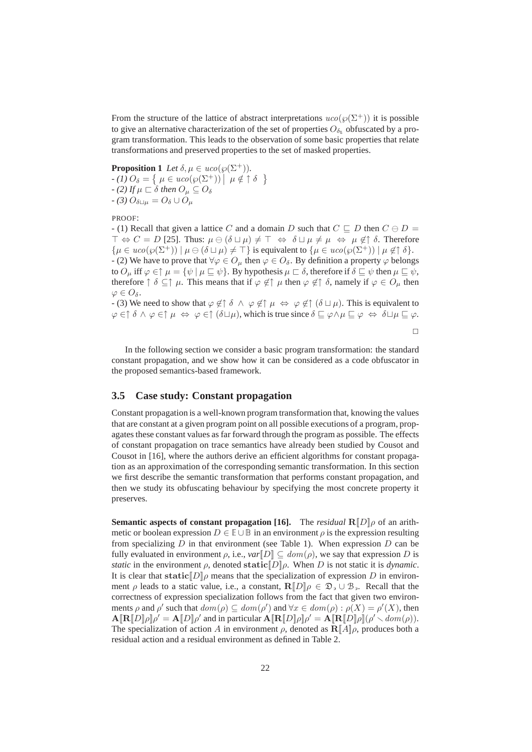From the structure of the lattice of abstract interpretations $uco(\wp(\Sigma^+))$ it is possible to give an alternative characterization of the set of properties $O_{\delta_t}$ obfuscated by a program transformation. This leads to the observation of some basic properties that relate transformations and preserved properties to the set of masked properties.

**Proposition 1** *Let $\delta, \mu \in uco(\wp(\Sigma^+))$.*
*- (1) $O_\delta = \left\{ \mu \in uco(\wp(\Sigma^+)) \;\middle|\; \mu \notin \uparrow \delta \right\}$*
*- (2) If $\mu \sqsubset \delta$ then $O_\mu \subseteq O_\delta$*
*- (3) $O_{\delta \sqcup \mu} = O_\delta \cup O_\mu$*

PROOF:
- (1) Recall that given a lattice $C$ and a domain $D$ such that $C \sqsubseteq D$ then $C \ominus D = \top \Leftrightarrow C = D$ [25]. Thus: $\mu \ominus (\delta \sqcup \mu) \neq \top \;\Leftrightarrow\; \delta \sqcup \mu \neq \mu \;\Leftrightarrow\; \mu \notin\uparrow \delta$. Therefore $\{\mu \in uco(\wp(\Sigma^+)) \mid \mu \ominus (\delta \sqcup \mu) \neq \top\}$ is equivalent to $\{\mu \in uco(\wp(\Sigma^+)) \mid \mu \notin\uparrow \delta\}$.
- (2) We have to prove that $\forall \varphi \in O_\mu$ then $\varphi \in O_\delta$. By definition a property $\varphi$ belongs to $O_\mu$ iff $\varphi \in\uparrow \mu = \{\psi \mid \mu \sqsubseteq \psi\}$. By hypothesis $\mu \sqsubset \delta$, therefore if $\delta \sqsubseteq \psi$ then $\mu \sqsubseteq \psi$, therefore $\uparrow \delta \subseteq\uparrow \mu$. This means that if $\varphi \notin\uparrow \mu$ then $\varphi \notin\uparrow \delta$, namely if $\varphi \in O_\mu$ then $\varphi \in O_\delta$.
- (3) We need to show that $\varphi \notin\uparrow \delta \;\wedge\; \varphi \notin\uparrow \mu \;\Leftrightarrow\; \varphi \notin\uparrow (\delta \sqcup \mu)$. This is equivalent to $\varphi \in\uparrow \delta \wedge \varphi \in\uparrow \mu \;\Leftrightarrow\; \varphi \in\uparrow (\delta \sqcup \mu)$, which is true since $\delta \sqsubseteq \varphi \wedge \mu \sqsubseteq \varphi \;\Leftrightarrow\; \delta \sqcup \mu \sqsubseteq \varphi$.

□

In the following section we consider a basic program transformation: the standard constant propagation, and we show how it can be considered as a code obfuscator in the proposed semantics-based framework.

### 3.5 Case study: Constant propagation

Constant propagation is a well-known program transformation that, knowing the values that are constant at a given program point on all possible executions of a program, propagates these constant values as far forward through the program as possible. The effects of constant propagation on trace semantics have already been studied by Cousot and Cousot in [16], where the authors derive an efficient algorithms for constant propagation as an approximation of the corresponding semantic transformation. In this section we first describe the semantic transformation that performs constant propagation, and then we study its obfuscating behaviour by specifying the most concrete property it preserves.

**Semantic aspects of constant propagation [16].** The *residual* $\mathbf{R}[\![D]\!]\rho$ of an arithmetic or boolean expression $D \in \mathbb{E} \cup \mathbb{B}$ in an environment $\rho$ is the expression resulting from specializing $D$ in that environment (see Table 1). When expression $D$ can be fully evaluated in environment $\rho$, i.e., *var*$[\![D]\!] \subseteq dom(\rho)$, we say that expression $D$ is *static* in the environment $\rho$, denoted $\mathbf{static}[\![D]\!]\rho$. When $D$ is not static it is *dynamic*. It is clear that $\mathbf{static}[\![D]\!]\rho$ means that the specialization of expression $D$ in environment $\rho$ leads to a static value, i.e., a constant, $\mathbf{R}[\![D]\!]\rho \in \mathfrak{D}_\flat \cup \mathcal{B}_\flat$. Recall that the correctness of expression specialization follows from the fact that given two environments $\rho$ and $\rho'$ such that $dom(\rho) \subseteq dom(\rho')$ and $\forall x \in dom(\rho) : \rho(X) = \rho'(X)$, then $\mathbf{A}[\![\mathbf{R}[\![D]\!]\rho]\!]\rho' = \mathbf{A}[\![D]\!]\rho'$ and in particular $\mathbf{A}[\![\mathbf{R}[\![D]\!]\rho]\!]\rho' = \mathbf{A}[\![\mathbf{R}[\![D]\!]\rho]\!](\rho' \smallsetminus dom(\rho))$. The specialization of action $A$ in environment $\rho$, denoted as $\mathbf{R}[\![A]\!]\rho$, produces both a residual action and a residual environment as defined in Table 2.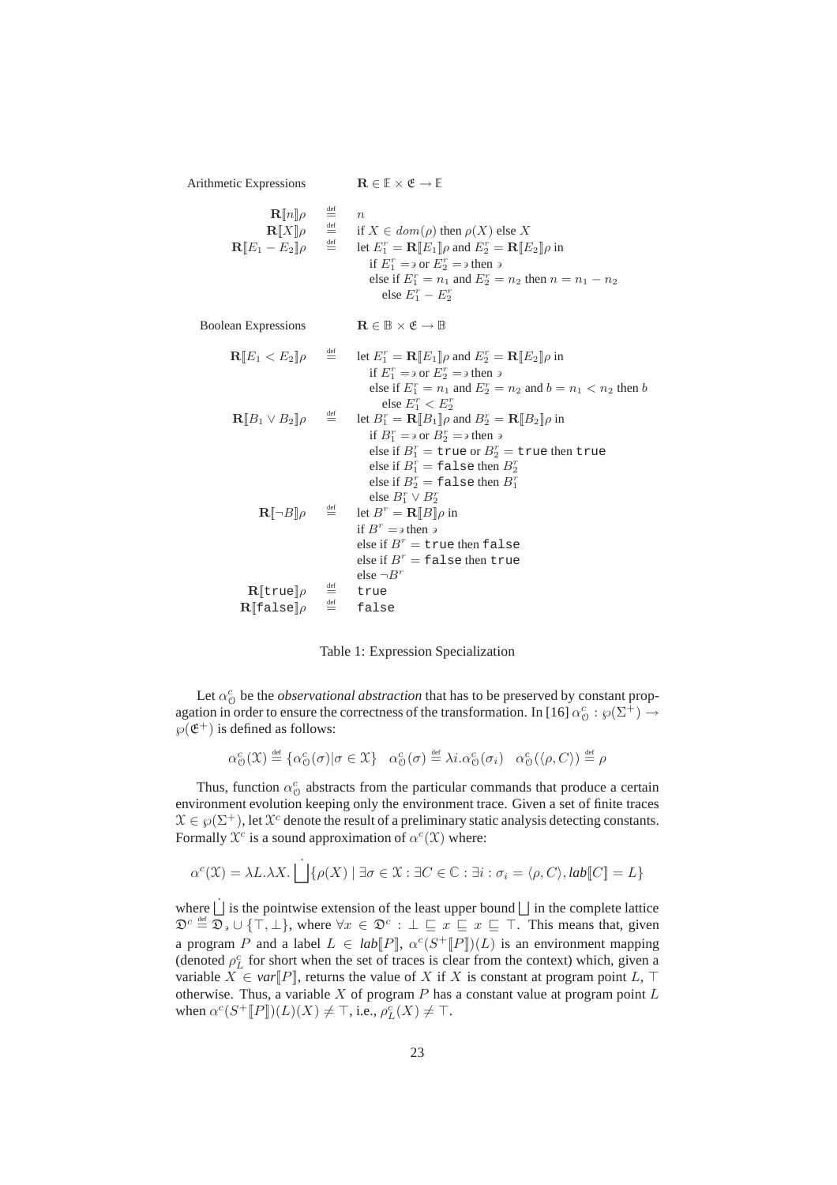Arithmetic Expressions $\qquad \mathbf{R} \in \mathbb{E} \times \mathfrak{E} \rightarrow \mathbb{E}$

$$
\begin{array}{rcl}
\mathbf{R}[\![n]\!]\rho & \stackrel{\text{def}}{=} & n \\
\mathbf{R}[\![X]\!]\rho & \stackrel{\text{def}}{=} & \text{if } X \in dom(\rho) \text{ then } \rho(X) \text{ else } X \\
\mathbf{R}[\![E_1 - E_2]\!]\rho & \stackrel{\text{def}}{=} & \text{let } E_1^r = \mathbf{R}[\![E_1]\!]\rho \text{ and } E_2^r = \mathbf{R}[\![E_2]\!]\rho \text{ in} \\
& & \quad \text{if } E_1^r = \ni \text{ or } E_2^r = \ni \text{ then } \ni \\
& & \quad \text{else if } E_1^r = n_1 \text{ and } E_2^r = n_2 \text{ then } n = n_1 - n_2 \\
& & \qquad \text{else } E_1^r - E_2^r
\end{array}
$$

Boolean Expressions $\qquad \mathbf{R} \in \mathbb{B} \times \mathfrak{E} \rightarrow \mathbb{B}$

$$
\begin{array}{rcl}
\mathbf{R}[\![E_1 < E_2]\!]\rho & \stackrel{\text{def}}{=} & \text{let } E_1^r = \mathbf{R}[\![E_1]\!]\rho \text{ and } E_2^r = \mathbf{R}[\![E_2]\!]\rho \text{ in} \\
& & \quad \text{if } E_1^r = \ni \text{ or } E_2^r = \ni \text{ then } \ni \\
& & \quad \text{else if } E_1^r = n_1 \text{ and } E_2^r = n_2 \text{ and } b = n_1 < n_2 \text{ then } b \\
& & \qquad \text{else } E_1^r < E_2^r \\
\mathbf{R}[\![B_1 \vee B_2]\!]\rho & \stackrel{\text{def}}{=} & \text{let } B_1^r = \mathbf{R}[\![B_1]\!]\rho \text{ and } B_2^r = \mathbf{R}[\![B_2]\!]\rho \text{ in} \\
& & \quad \text{if } B_1^r = \ni \text{ or } B_2^r = \ni \text{ then } \ni \\
& & \quad \text{else if } B_1^r = \texttt{true} \text{ or } B_2^r = \texttt{true} \text{ then } \texttt{true} \\
& & \quad \text{else if } B_1^r = \texttt{false} \text{ then } B_2^r \\
& & \quad \text{else if } B_2^r = \texttt{false} \text{ then } B_1^r \\
& & \quad \text{else } B_1^r \vee B_2^r \\
\mathbf{R}[\![\neg B]\!]\rho & \stackrel{\text{def}}{=} & \text{let } B^r = \mathbf{R}[\![B]\!]\rho \text{ in} \\
& & \text{if } B^r = \ni \text{ then } \ni \\
& & \text{else if } B^r = \texttt{true} \text{ then } \texttt{false} \\
& & \text{else if } B^r = \texttt{false} \text{ then } \texttt{true} \\
& & \text{else } \neg B^r \\
\mathbf{R}[\![\texttt{true}]\!]\rho & \stackrel{\text{def}}{=} & \texttt{true} \\
\mathbf{R}[\![\texttt{false}]\!]\rho & \stackrel{\text{def}}{=} & \texttt{false}
\end{array}
$$

Table 1: Expression Specialization

Let $\alpha_{\mathcal{O}}^c$ be the *observational abstraction* that has to be preserved by constant propagation in order to ensure the correctness of the transformation. In [16] $\alpha_{\mathcal{O}}^c : \wp(\Sigma^+) \rightarrow \wp(\mathfrak{E}^+)$ is defined as follows:

$$
\alpha_{\mathcal{O}}^c(\mathcal{X}) \stackrel{\text{def}}{=} \{\alpha_{\mathcal{O}}^c(\sigma) | \sigma \in \mathcal{X}\} \quad \alpha_{\mathcal{O}}^c(\sigma) \stackrel{\text{def}}{=} \lambda i.\alpha_{\mathcal{O}}^c(\sigma_i) \quad \alpha_{\mathcal{O}}^c(\langle \rho, C \rangle) \stackrel{\text{def}}{=} \rho
$$

Thus, function $\alpha_{\mathcal{O}}^c$ abstracts from the particular commands that produce a certain environment evolution keeping only the environment trace. Given a set of finite traces $\mathcal{X} \in \wp(\Sigma^+)$, let $\mathcal{X}^c$ denote the result of a preliminary static analysis detecting constants. Formally $\mathcal{X}^c$ is a sound approximation of $\alpha^c(\mathcal{X})$ where:

$$
\alpha^c(\mathcal{X}) = \lambda L.\lambda X. \dot{\bigsqcup}\{\rho(X) \mid \exists \sigma \in \mathcal{X} : \exists C \in \mathbb{C} : \exists i : \sigma_i = \langle \rho, C \rangle, lab[\![C]\!] = L\}
$$

where $\dot{\bigsqcup}$ is the pointwise extension of the least upper bound $\bigsqcup$ in the complete lattice $\mathfrak{D}^c \stackrel{\text{def}}{=} \mathfrak{D}_\ni \cup \{\top, \bot\}$, where $\forall x \in \mathfrak{D}^c : \bot \sqsubseteq x \sqsubseteq x \sqsubseteq \top$. This means that, given a program $P$ and a label $L \in lab[\![P]\!]$, $\alpha^c(S^+[\![P]\!])(L)$ is an environment mapping (denoted $\rho_L^c$ for short when the set of traces is clear from the context) which, given a variable $X \in var[\![P]\!]$, returns the value of $X$ if $X$ is constant at program point $L$, $\top$ otherwise. Thus, a variable $X$ of program $P$ has a constant value at program point $L$ when $\alpha^c(S^+[\![P]\!])(L)(X) \neq \top$, i.e., $\rho_L^c(X) \neq \top$.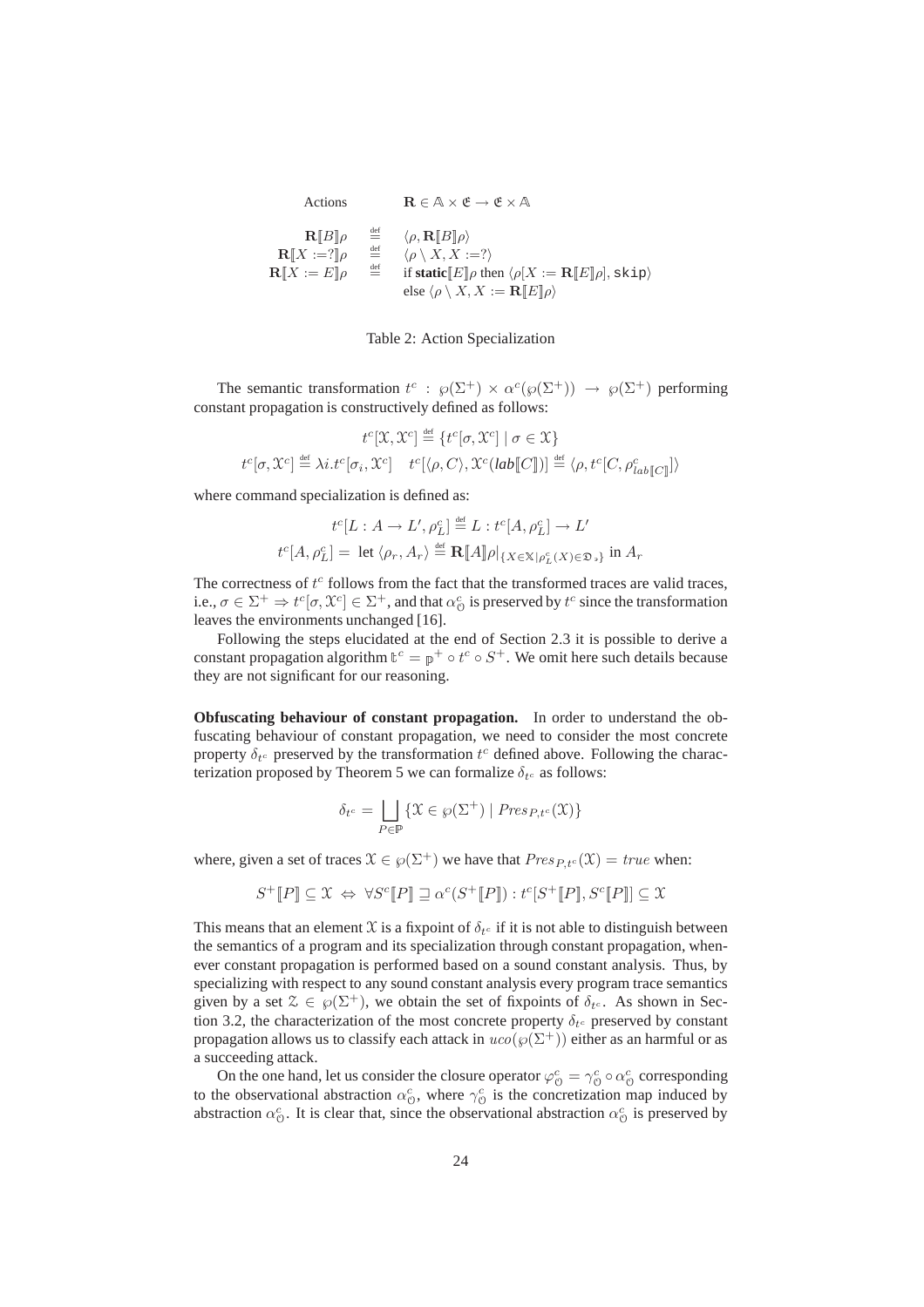$$\text{Actions} \qquad \mathbf{R} \in \mathbb{A} \times \mathfrak{E} \to \mathfrak{E} \times \mathbb{A}$$

$$\begin{array}{rcl}
\mathbf{R}[\![B]\!]\rho & \stackrel{\text{def}}{=} & \langle \rho, \mathbf{R}[\![B]\!]\rho \rangle \\
\mathbf{R}[\![X := ?]\!]\rho & \stackrel{\text{def}}{=} & \langle \rho \setminus X, X := ? \rangle \\
\mathbf{R}[\![X := E]\!]\rho & \stackrel{\text{def}}{=} & \text{if } \textbf{static}[\![E]\!]\rho \text{ then } \langle \rho[X := \mathbf{R}[\![E]\!]\rho], \texttt{skip} \rangle \\
 & & \text{else } \langle \rho \setminus X, X := \mathbf{R}[\![E]\!]\rho \rangle
\end{array}$$

Table 2: Action Specialization

The semantic transformation $t^c : \wp(\Sigma^+) \times \alpha^c(\wp(\Sigma^+)) \to \wp(\Sigma^+)$ performing constant propagation is constructively defined as follows:

$$t^c[\mathfrak{X}, \mathfrak{X}^c] \stackrel{\text{def}}{=} \{t^c[\sigma, \mathfrak{X}^c] \mid \sigma \in \mathfrak{X}\}$$

$$t^c[\sigma, \mathfrak{X}^c] \stackrel{\text{def}}{=} \lambda i. t^c[\sigma_i, \mathfrak{X}^c] \quad t^c[\langle \rho, C \rangle, \mathfrak{X}^c(\mathit{lab}[\![C]\!])] \stackrel{\text{def}}{=} \langle \rho, t^c[C, \rho^c_{\mathit{lab}[\![C]\!]}] \rangle$$

where command specialization is defined as:

$$t^c[L : A \to L', \rho^c_L] \stackrel{\text{def}}{=} L : t^c[A, \rho^c_L] \to L'$$

$$t^c[A, \rho^c_L] = \text{ let } \langle \rho_r, A_r \rangle \stackrel{\text{def}}{=} \mathbf{R}[\![A]\!]\rho|_{\{X \in \mathbb{X} \mid \rho^c_L(X) \in \mathfrak{D}_s\}} \text{ in } A_r$$

The correctness of $t^c$ follows from the fact that the transformed traces are valid traces, i.e., $\sigma \in \Sigma^+ \Rightarrow t^c[\sigma, \mathfrak{X}^c] \in \Sigma^+$, and that $\alpha^c_{\mathcal{O}}$ is preserved by $t^c$ since the transformation leaves the environments unchanged [16].

Following the steps elucidated at the end of Section 2.3 it is possible to derive a constant propagation algorithm $\mathbb{t}^c = \mathbb{p}^+ \circ t^c \circ S^+$. We omit here such details because they are not significant for our reasoning.

**Obfuscating behaviour of constant propagation.** In order to understand the obfuscating behaviour of constant propagation, we need to consider the most concrete property $\delta_{t^c}$ preserved by the transformation $t^c$ defined above. Following the characterization proposed by Theorem 5 we can formalize $\delta_{t^c}$ as follows:

$$\delta_{t^c} = \bigsqcup_{P \in \mathbb{P}} \{\mathfrak{X} \in \wp(\Sigma^+) \mid \mathit{Pres}_{P,t^c}(\mathfrak{X})\}$$

where, given a set of traces $\mathfrak{X} \in \wp(\Sigma^+)$ we have that $\mathit{Pres}_{P,t^c}(\mathfrak{X}) = \mathit{true}$ when:

$$S^+[\![P]\!] \subseteq \mathfrak{X} \Leftrightarrow \forall S^c[\![P]\!] \sqsupseteq \alpha^c(S^+[\![P]\!]) : t^c[S^+[\![P]\!], S^c[\![P]\!]] \subseteq \mathfrak{X}$$

This means that an element $\mathfrak{X}$ is a fixpoint of $\delta_{t^c}$ if it is not able to distinguish between the semantics of a program and its specialization through constant propagation, whenever constant propagation is performed based on a sound constant analysis. Thus, by specializing with respect to any sound constant analysis every program trace semantics given by a set $\mathfrak{Z} \in \wp(\Sigma^+)$, we obtain the set of fixpoints of $\delta_{t^c}$. As shown in Section 3.2, the characterization of the most concrete property $\delta_{t^c}$ preserved by constant propagation allows us to classify each attack in $uco(\wp(\Sigma^+))$ either as an harmful or as a succeeding attack.

On the one hand, let us consider the closure operator $\varphi^c_{\mathcal{O}} = \gamma^c_{\mathcal{O}} \circ \alpha^c_{\mathcal{O}}$ corresponding to the observational abstraction $\alpha^c_{\mathcal{O}}$, where $\gamma^c_{\mathcal{O}}$ is the concretization map induced by abstraction $\alpha^c_{\mathcal{O}}$. It is clear that, since the observational abstraction $\alpha^c_{\mathcal{O}}$ is preserved by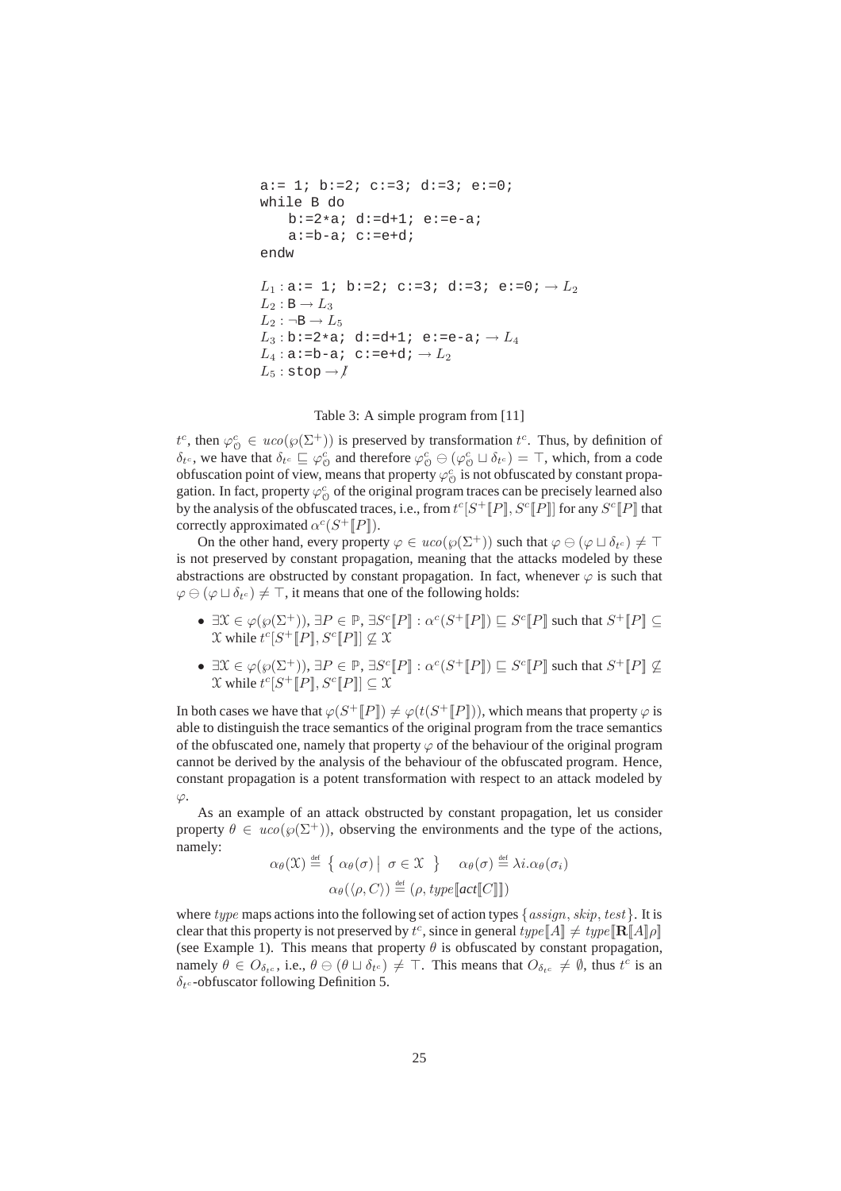```
a:= 1; b:=2; c:=3; d:=3; e:=0;
while B do
    b:=2*a; d:=d+1; e:=e-a;
    a:=b-a; c:=e+d;
endw
```

$L_1$ : `a:= 1; b:=2; c:=3; d:=3; e:=0;` $\rightarrow L_2$
$L_2$ : `B` $\rightarrow L_3$
$L_2$ : $\neg$`B` $\rightarrow L_5$
$L_3$ : `b:=2*a; d:=d+1; e:=e-a;` $\rightarrow L_4$
$L_4$ : `a:=b-a; c:=e+d;` $\rightarrow L_2$
$L_5$ : `stop` $\rightarrow \not{l}$

Table 3: A simple program from [11]

$t^c$, then $\varphi^c_{\mathcal{O}} \in uco(\wp(\Sigma^+))$ is preserved by transformation $t^c$. Thus, by definition of $\delta_{t^c}$, we have that $\delta_{t^c} \sqsubseteq \varphi^c_{\mathcal{O}}$ and therefore $\varphi^c_{\mathcal{O}} \ominus (\varphi^c_{\mathcal{O}} \sqcup \delta_{t^c}) = \top$, which, from a code obfuscation point of view, means that property $\varphi^c_{\mathcal{O}}$ is not obfuscated by constant propagation. In fact, property $\varphi^c_{\mathcal{O}}$ of the original program traces can be precisely learned also by the analysis of the obfuscated traces, i.e., from $t^c[S^+[\![P]\!], S^c[\![P]\!]]$ for any $S^c[\![P]\!]$ that correctly approximated $\alpha^c(S^+[\![P]\!])$.

On the other hand, every property $\varphi \in uco(\wp(\Sigma^+))$ such that $\varphi \ominus (\varphi \sqcup \delta_{t^c}) \neq \top$ is not preserved by constant propagation, meaning that the attacks modeled by these abstractions are obstructed by constant propagation. In fact, whenever $\varphi$ is such that $\varphi \ominus (\varphi \sqcup \delta_{t^c}) \neq \top$, it means that one of the following holds:

- $\exists \mathfrak{X} \in \varphi(\wp(\Sigma^+))$, $\exists P \in \mathbb{P}$, $\exists S^c[\![P]\!] : \alpha^c(S^+[\![P]\!]) \sqsubseteq S^c[\![P]\!]$ such that $S^+[\![P]\!] \subseteq \mathfrak{X}$ while $t^c[S^+[\![P]\!], S^c[\![P]\!]] \not\subseteq \mathfrak{X}$
- $\exists \mathfrak{X} \in \varphi(\wp(\Sigma^+))$, $\exists P \in \mathbb{P}$, $\exists S^c[\![P]\!] : \alpha^c(S^+[\![P]\!]) \sqsubseteq S^c[\![P]\!]$ such that $S^+[\![P]\!] \not\subseteq \mathfrak{X}$ while $t^c[S^+[\![P]\!], S^c[\![P]\!]] \subseteq \mathfrak{X}$

In both cases we have that $\varphi(S^+[\![P]\!]) \neq \varphi(t(S^+[\![P]\!]))$, which means that property $\varphi$ is able to distinguish the trace semantics of the original program from the trace semantics of the obfuscated one, namely that property $\varphi$ of the behaviour of the original program cannot be derived by the analysis of the behaviour of the obfuscated program. Hence, constant propagation is a potent transformation with respect to an attack modeled by $\varphi$.

As an example of an attack obstructed by constant propagation, let us consider property $\theta \in uco(\wp(\Sigma^+))$, observing the environments and the type of the actions, namely:

$$\alpha_\theta(\mathfrak{X}) \stackrel{\text{def}}{=} \left\{ \alpha_\theta(\sigma) \;\middle|\; \sigma \in \mathfrak{X} \right\} \qquad \alpha_\theta(\sigma) \stackrel{\text{def}}{=} \lambda i.\alpha_\theta(\sigma_i)$$
$$\alpha_\theta(\langle \rho, C \rangle) \stackrel{\text{def}}{=} (\rho, type[\![\textit{act}[\![C]\!]]\!])$$

where $type$ maps actions into the following set of action types $\{assign, skip, test\}$. It is clear that this property is not preserved by $t^c$, since in general $type[\![A]\!] \neq type[\![\mathbf{R}[\![A]\!]\rho]\!]$ (see Example 1). This means that property $\theta$ is obfuscated by constant propagation, namely $\theta \in O_{\delta_{t^c}}$, i.e., $\theta \ominus (\theta \sqcup \delta_{t^c}) \neq \top$. This means that $O_{\delta_{t^c}} \neq \emptyset$, thus $t^c$ is an $\delta_{t^c}$-obfuscator following Definition 5.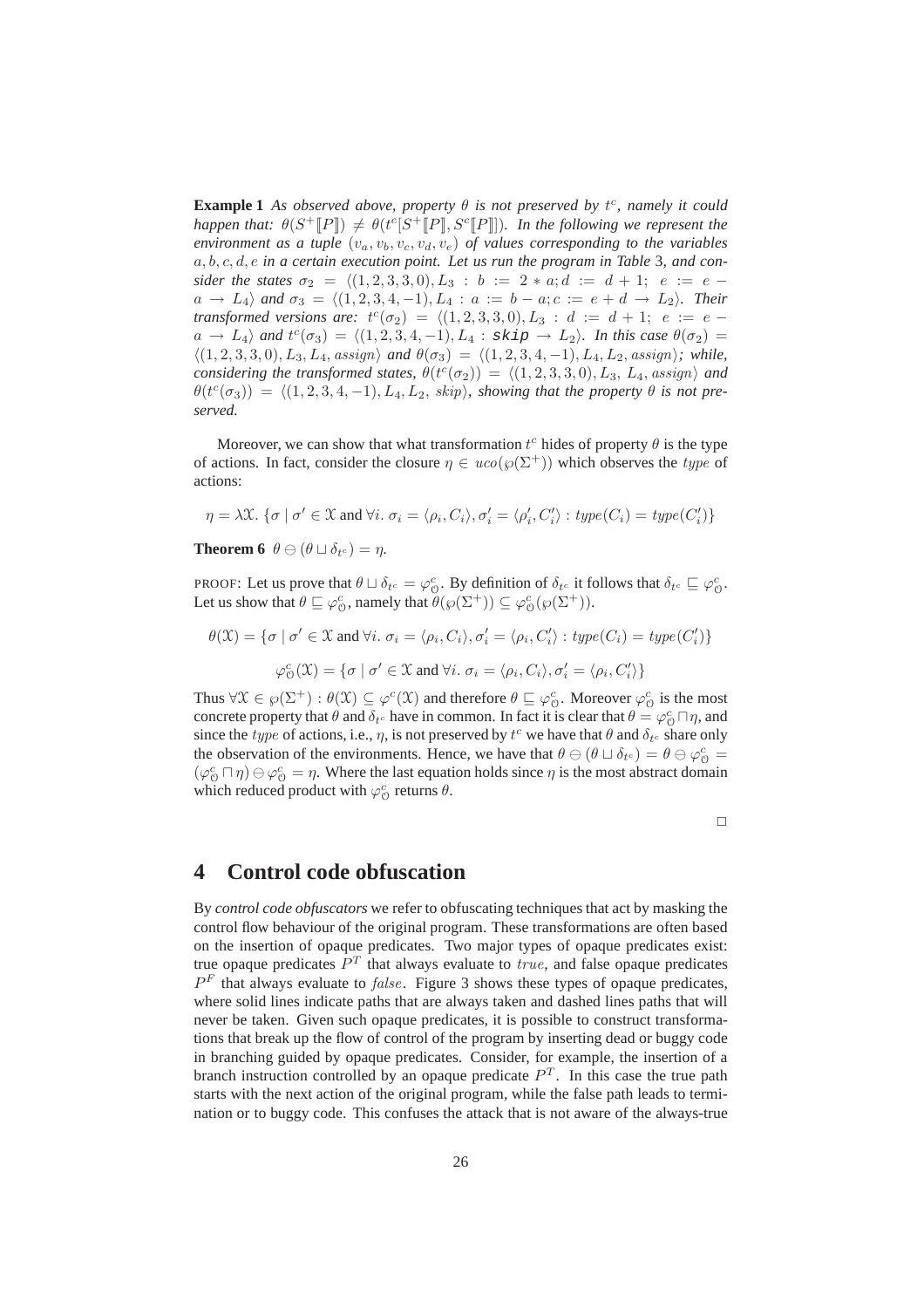**Example 1** *As observed above, property $\theta$ is not preserved by $t^c$, namely it could happen that: $\theta(S^+[\![P]\!]) \neq \theta(t^c[S^+[\![P]\!], S^c[\![P]\!]])$. In the following we represent the environment as a tuple $(v_a, v_b, v_c, v_d, v_e)$ of values corresponding to the variables $a, b, c, d, e$ in a certain execution point. Let us run the program in Table 3, and consider the states $\sigma_2 = \langle(1,2,3,3,0), L_3 : b := 2 * a; d := d+1;\ e := e - a \to L_4\rangle$ and $\sigma_3 = \langle(1,2,3,4,-1), L_4 : a := b - a; c := e + d \to L_2\rangle$. Their transformed versions are: $t^c(\sigma_2) = \langle(1,2,3,3,0), L_3 : d := d+1;\ e := e - a \to L_4\rangle$ and $t^c(\sigma_3) = \langle(1,2,3,4,-1), L_4 : \texttt{skip} \to L_2\rangle$. In this case $\theta(\sigma_2) = \langle(1,2,3,3,0), L_3, L_4, assign\rangle$ and $\theta(\sigma_3) = \langle(1,2,3,4,-1), L_4, L_2, assign\rangle$; while, considering the transformed states, $\theta(t^c(\sigma_2)) = \langle(1,2,3,3,0), L_3, L_4, assign\rangle$ and $\theta(t^c(\sigma_3)) = \langle(1,2,3,4,-1), L_4, L_2, skip\rangle$, showing that the property $\theta$ is not preserved.*

Moreover, we can show that what transformation $t^c$ hides of property $\theta$ is the type of actions. In fact, consider the closure $\eta \in uco(\wp(\Sigma^+))$ which observes the $type$ of actions:

$$\eta = \lambda\mathfrak{X}.\ \{\sigma \mid \sigma' \in \mathfrak{X} \text{ and } \forall i.\ \sigma_i = \langle\rho_i, C_i\rangle, \sigma'_i = \langle\rho'_i, C'_i\rangle : type(C_i) = type(C'_i)\}$$

**Theorem 6** *$\theta \ominus (\theta \sqcup \delta_{t^c}) = \eta$.*

PROOF: Let us prove that $\theta \sqcup \delta_{t^c} = \varphi^c_{\mathfrak{O}}$. By definition of $\delta_{t^c}$ it follows that $\delta_{t^c} \sqsubseteq \varphi^c_{\mathfrak{O}}$. Let us show that $\theta \sqsubseteq \varphi^c_{\mathfrak{O}}$, namely that $\theta(\wp(\Sigma^+)) \subseteq \varphi^c_{\mathfrak{O}}(\wp(\Sigma^+))$.

$$\theta(\mathfrak{X}) = \{\sigma \mid \sigma' \in \mathfrak{X} \text{ and } \forall i.\ \sigma_i = \langle\rho_i, C_i\rangle, \sigma'_i = \langle\rho_i, C'_i\rangle : type(C_i) = type(C'_i)\}$$

$$\varphi^c_{\mathfrak{O}}(\mathfrak{X}) = \{\sigma \mid \sigma' \in \mathfrak{X} \text{ and } \forall i.\ \sigma_i = \langle\rho_i, C_i\rangle, \sigma'_i = \langle\rho_i, C'_i\rangle\}$$

Thus $\forall \mathfrak{X} \in \wp(\Sigma^+) : \theta(\mathfrak{X}) \subseteq \varphi^c(\mathfrak{X})$ and therefore $\theta \sqsubseteq \varphi^c_{\mathfrak{O}}$. Moreover $\varphi^c_{\mathfrak{O}}$ is the most concrete property that $\theta$ and $\delta_{t^c}$ have in common. In fact it is clear that $\theta = \varphi^c_{\mathfrak{O}} \sqcap \eta$, and since the $type$ of actions, i.e., $\eta$, is not preserved by $t^c$ we have that $\theta$ and $\delta_{t^c}$ share only the observation of the environments. Hence, we have that $\theta \ominus (\theta \sqcup \delta_{t^c}) = \theta \ominus \varphi^c_{\mathfrak{O}} = (\varphi^c_{\mathfrak{O}} \sqcap \eta) \ominus \varphi^c_{\mathfrak{O}} = \eta$. Where the last equation holds since $\eta$ is the most abstract domain which reduced product with $\varphi^c_{\mathfrak{O}}$ returns $\theta$.

□

# 4 Control code obfuscation

By *control code obfuscators* we refer to obfuscating techniques that act by masking the control flow behaviour of the original program. These transformations are often based on the insertion of opaque predicates. Two major types of opaque predicates exist: true opaque predicates $P^T$ that always evaluate to $true$, and false opaque predicates $P^F$ that always evaluate to $false$. Figure 3 shows these types of opaque predicates, where solid lines indicate paths that are always taken and dashed lines paths that will never be taken. Given such opaque predicates, it is possible to construct transformations that break up the flow of control of the program by inserting dead or buggy code in branching guided by opaque predicates. Consider, for example, the insertion of a branch instruction controlled by an opaque predicate $P^T$. In this case the true path starts with the next action of the original program, while the false path leads to termination or to buggy code. This confuses the attack that is not aware of the always-true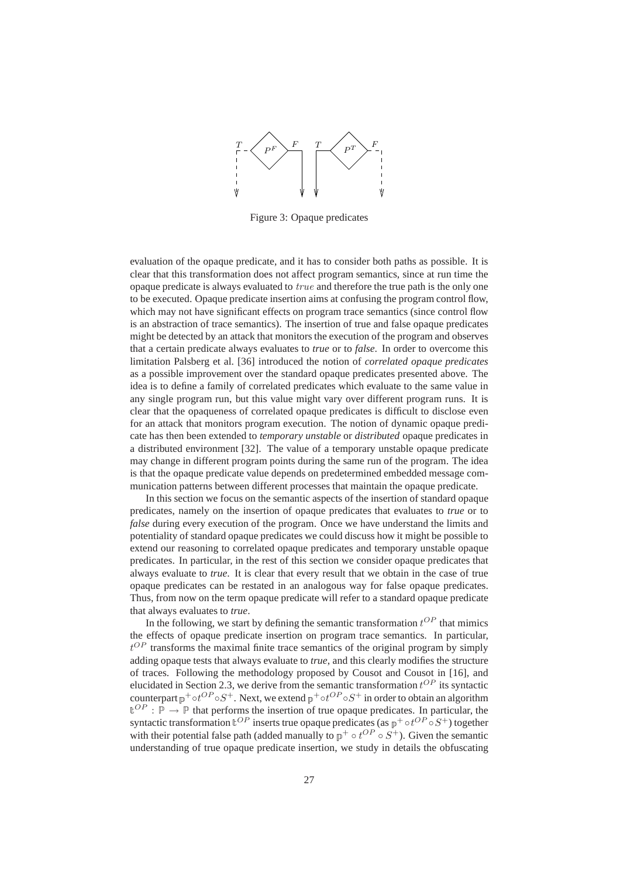Figure 3: Opaque predicates

evaluation of the opaque predicate, and it has to consider both paths as possible. It is clear that this transformation does not affect program semantics, since at run time the opaque predicate is always evaluated to $true$ and therefore the true path is the only one to be executed. Opaque predicate insertion aims at confusing the program control flow, which may not have significant effects on program trace semantics (since control flow is an abstraction of trace semantics). The insertion of true and false opaque predicates might be detected by an attack that monitors the execution of the program and observes that a certain predicate always evaluates to *true* or to *false*. In order to overcome this limitation Palsberg et al. [36] introduced the notion of *correlated opaque predicates* as a possible improvement over the standard opaque predicates presented above. The idea is to define a family of correlated predicates which evaluate to the same value in any single program run, but this value might vary over different program runs. It is clear that the opaqueness of correlated opaque predicates is difficult to disclose even for an attack that monitors program execution. The notion of dynamic opaque predicate has then been extended to *temporary unstable* or *distributed* opaque predicates in a distributed environment [32]. The value of a temporary unstable opaque predicate may change in different program points during the same run of the program. The idea is that the opaque predicate value depends on predetermined embedded message communication patterns between different processes that maintain the opaque predicate.

In this section we focus on the semantic aspects of the insertion of standard opaque predicates, namely on the insertion of opaque predicates that evaluates to *true* or to *false* during every execution of the program. Once we have understand the limits and potentiality of standard opaque predicates we could discuss how it might be possible to extend our reasoning to correlated opaque predicates and temporary unstable opaque predicates. In particular, in the rest of this section we consider opaque predicates that always evaluate to *true*. It is clear that every result that we obtain in the case of true opaque predicates can be restated in an analogous way for false opaque predicates. Thus, from now on the term opaque predicate will refer to a standard opaque predicate that always evaluates to *true*.

In the following, we start by defining the semantic transformation $t^{OP}$ that mimics the effects of opaque predicate insertion on program trace semantics. In particular, $t^{OP}$ transforms the maximal finite trace semantics of the original program by simply adding opaque tests that always evaluate to *true*, and this clearly modifies the structure of traces. Following the methodology proposed by Cousot and Cousot in [16], and elucidated in Section 2.3, we derive from the semantic transformation $t^{OP}$ its syntactic counterpart $\mathbb{p}^+ \circ t^{OP} \circ S^+$. Next, we extend $\mathbb{p}^+ \circ t^{OP} \circ S^+$ in order to obtain an algorithm $\mathfrak{t}^{OP} : \mathbb{P} \to \mathbb{P}$ that performs the insertion of true opaque predicates. In particular, the syntactic transformation $\mathfrak{t}^{OP}$ inserts true opaque predicates (as $\mathbb{p}^+ \circ t^{OP} \circ S^+$) together with their potential false path (added manually to $\mathbb{p}^+ \circ t^{OP} \circ S^+$). Given the semantic understanding of true opaque predicate insertion, we study in details the obfuscating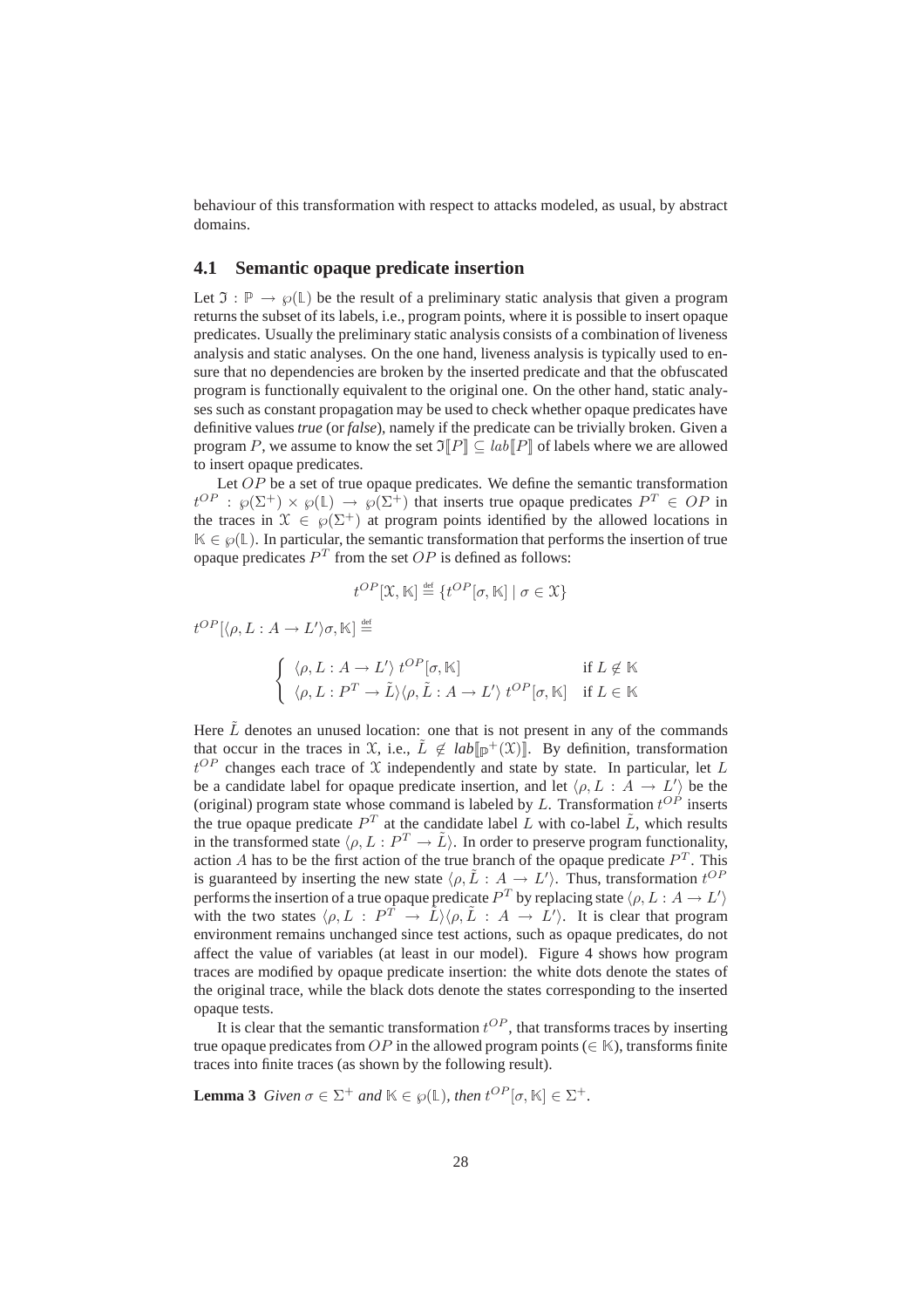behaviour of this transformation with respect to attacks modeled, as usual, by abstract domains.

### 4.1 Semantic opaque predicate insertion

Let $\mathfrak{I} : \mathbb{P} \rightarrow \wp(\mathbb{L})$ be the result of a preliminary static analysis that given a program returns the subset of its labels, i.e., program points, where it is possible to insert opaque predicates. Usually the preliminary static analysis consists of a combination of liveness analysis and static analyses. On the one hand, liveness analysis is typically used to ensure that no dependencies are broken by the inserted predicate and that the obfuscated program is functionally equivalent to the original one. On the other hand, static analyses such as constant propagation may be used to check whether opaque predicates have definitive values *true* (or *false*), namely if the predicate can be trivially broken. Given a program $P$, we assume to know the set $\mathfrak{I}[\![P]\!] \subseteq lab[\![P]\!]$ of labels where we are allowed to insert opaque predicates.

Let $OP$ be a set of true opaque predicates. We define the semantic transformation $t^{OP} : \wp(\Sigma^+) \times \wp(\mathbb{L}) \rightarrow \wp(\Sigma^+)$ that inserts true opaque predicates $P^T \in OP$ in the traces in $\mathfrak{X} \in \wp(\Sigma^+)$ at program points identified by the allowed locations in $\mathbb{K} \in \wp(\mathbb{L})$. In particular, the semantic transformation that performs the insertion of true opaque predicates $P^T$ from the set $OP$ is defined as follows:

$$t^{OP}[\mathfrak{X}, \mathbb{K}] \stackrel{\text{def}}{=} \{t^{OP}[\sigma, \mathbb{K}] \mid \sigma \in \mathfrak{X}\}$$

$t^{OP}[\langle \rho, L : A \rightarrow L' \rangle \sigma, \mathbb{K}] \stackrel{\text{def}}{=}$

$$\begin{cases} \langle \rho, L : A \rightarrow L' \rangle \; t^{OP}[\sigma, \mathbb{K}] & \text{if } L \notin \mathbb{K} \\ \langle \rho, L : P^T \rightarrow \tilde{L} \rangle \langle \rho, \tilde{L} : A \rightarrow L' \rangle \; t^{OP}[\sigma, \mathbb{K}] & \text{if } L \in \mathbb{K} \end{cases}$$

Here $\tilde{L}$ denotes an unused location: one that is not present in any of the commands that occur in the traces in $\mathfrak{X}$, i.e., $\tilde{L} \notin \textit{lab}[\![\mathbb{p}^+(\mathfrak{X})]\!]$. By definition, transformation $t^{OP}$ changes each trace of $\mathfrak{X}$ independently and state by state. In particular, let $L$ be a candidate label for opaque predicate insertion, and let $\langle \rho, L : A \rightarrow L' \rangle$ be the (original) program state whose command is labeled by $L$. Transformation $t^{OP}$ inserts the true opaque predicate $P^T$ at the candidate label $L$ with co-label $\tilde{L}$, which results in the transformed state $\langle \rho, L : P^T \rightarrow \tilde{L} \rangle$. In order to preserve program functionality, action $A$ has to be the first action of the true branch of the opaque predicate $P^T$. This is guaranteed by inserting the new state $\langle \rho, \tilde{L} : A \rightarrow L' \rangle$. Thus, transformation $t^{OP}$ performs the insertion of a true opaque predicate $P^T$ by replacing state $\langle \rho, L : A \rightarrow L' \rangle$ with the two states $\langle \rho, L : P^T \rightarrow \tilde{L} \rangle \langle \rho, \tilde{L} : A \rightarrow L' \rangle$. It is clear that program environment remains unchanged since test actions, such as opaque predicates, do not affect the value of variables (at least in our model). Figure 4 shows how program traces are modified by opaque predicate insertion: the white dots denote the states of the original trace, while the black dots denote the states corresponding to the inserted opaque tests.

It is clear that the semantic transformation $t^{OP}$, that transforms traces by inserting true opaque predicates from $OP$ in the allowed program points ($\in \mathbb{K}$), transforms finite traces into finite traces (as shown by the following result).

**Lemma 3** *Given $\sigma \in \Sigma^+$ and $\mathbb{K} \in \wp(\mathbb{L})$, then $t^{OP}[\sigma, \mathbb{K}] \in \Sigma^+$.*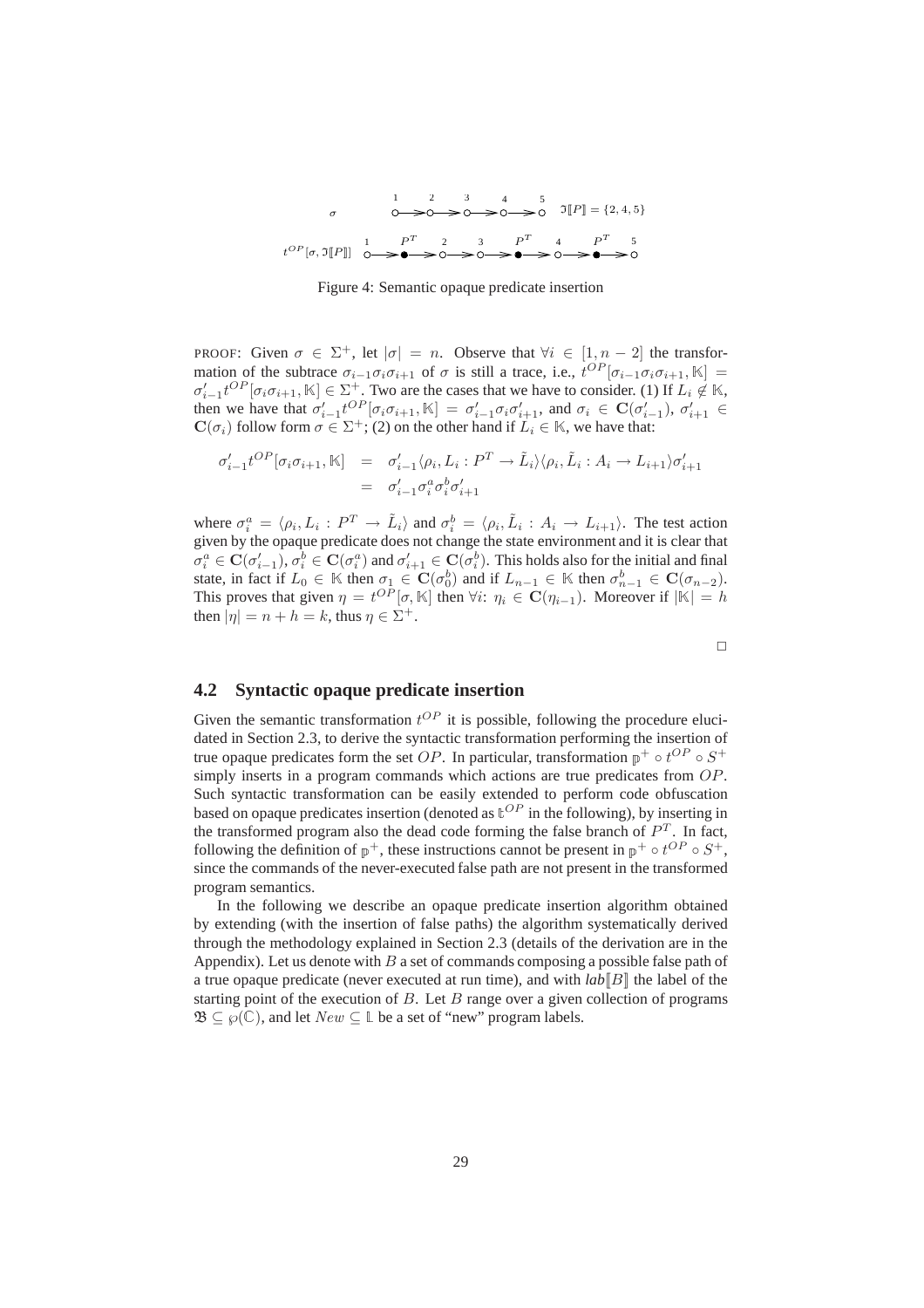$\sigma$ — states 1, 2, 3, 4, 5; $\Im[\![P]\!] = \{2, 4, 5\}$

$t^{OP}[\sigma, \Im[\![P]\!]]$ — 1, $P^T$, 2, 3, $P^T$, 4, $P^T$, 5

Figure 4: Semantic opaque predicate insertion

PROOF: Given $\sigma \in \Sigma^+$, let $|\sigma| = n$. Observe that $\forall i \in [1, n-2]$ the transformation of the subtrace $\sigma_{i-1}\sigma_i\sigma_{i+1}$ of $\sigma$ is still a trace, i.e., $t^{OP}[\sigma_{i-1}\sigma_i\sigma_{i+1}, \mathbb{K}] = \sigma'_{i-1}t^{OP}[\sigma_i\sigma_{i+1}, \mathbb{K}] \in \Sigma^+$. Two are the cases that we have to consider. (1) If $L_i \notin \mathbb{K}$, then we have that $\sigma'_{i-1}t^{OP}[\sigma_i\sigma_{i+1}, \mathbb{K}] = \sigma'_{i-1}\sigma_i\sigma'_{i+1}$, and $\sigma_i \in \mathbf{C}(\sigma'_{i-1})$, $\sigma'_{i+1} \in \mathbf{C}(\sigma_i)$ follow form $\sigma \in \Sigma^+$; (2) on the other hand if $L_i \in \mathbb{K}$, we have that:

$$
\begin{aligned}
\sigma'_{i-1}t^{OP}[\sigma_i\sigma_{i+1}, \mathbb{K}] &= \sigma'_{i-1}\langle \rho_i, L_i : P^T \rightarrow \tilde{L}_i\rangle\langle \rho_i, \tilde{L}_i : A_i \rightarrow L_{i+1}\rangle\sigma'_{i+1} \\
&= \sigma'_{i-1}\sigma^a_i\sigma^b_i\sigma'_{i+1}
\end{aligned}
$$

where $\sigma^a_i = \langle \rho_i, L_i : P^T \rightarrow \tilde{L}_i\rangle$ and $\sigma^b_i = \langle \rho_i, \tilde{L}_i : A_i \rightarrow L_{i+1}\rangle$. The test action given by the opaque predicate does not change the state environment and it is clear that $\sigma^a_i \in \mathbf{C}(\sigma'_{i-1})$, $\sigma^b_i \in \mathbf{C}(\sigma^a_i)$ and $\sigma'_{i+1} \in \mathbf{C}(\sigma^b_i)$. This holds also for the initial and final state, in fact if $L_0 \in \mathbb{K}$ then $\sigma_1 \in \mathbf{C}(\sigma^b_0)$ and if $L_{n-1} \in \mathbb{K}$ then $\sigma^b_{n-1} \in \mathbf{C}(\sigma_{n-2})$. This proves that given $\eta = t^{OP}[\sigma, \mathbb{K}]$ then $\forall i$: $\eta_i \in \mathbf{C}(\eta_{i-1})$. Moreover if $|\mathbb{K}| = h$ then $|\eta| = n + h = k$, thus $\eta \in \Sigma^+$.

□

## 4.2 Syntactic opaque predicate insertion

Given the semantic transformation $t^{OP}$ it is possible, following the procedure elucidated in Section 2.3, to derive the syntactic transformation performing the insertion of true opaque predicates form the set $OP$. In particular, transformation $\mathbb{p}^+ \circ t^{OP} \circ S^+$ simply inserts in a program commands which actions are true predicates from $OP$. Such syntactic transformation can be easily extended to perform code obfuscation based on opaque predicates insertion (denoted as $\mathbb{t}^{OP}$ in the following), by inserting in the transformed program also the dead code forming the false branch of $P^T$. In fact, following the definition of $\mathbb{p}^+$, these instructions cannot be present in $\mathbb{p}^+ \circ t^{OP} \circ S^+$, since the commands of the never-executed false path are not present in the transformed program semantics.

In the following we describe an opaque predicate insertion algorithm obtained by extending (with the insertion of false paths) the algorithm systematically derived through the methodology explained in Section 2.3 (details of the derivation are in the Appendix). Let us denote with $B$ a set of commands composing a possible false path of a true opaque predicate (never executed at run time), and with $\textit{lab}[\![B]\!]$ the label of the starting point of the execution of $B$. Let $B$ range over a given collection of programs $\mathfrak{B} \subseteq \wp(\mathbb{C})$, and let $New \subseteq \mathbb{L}$ be a set of "new" program labels.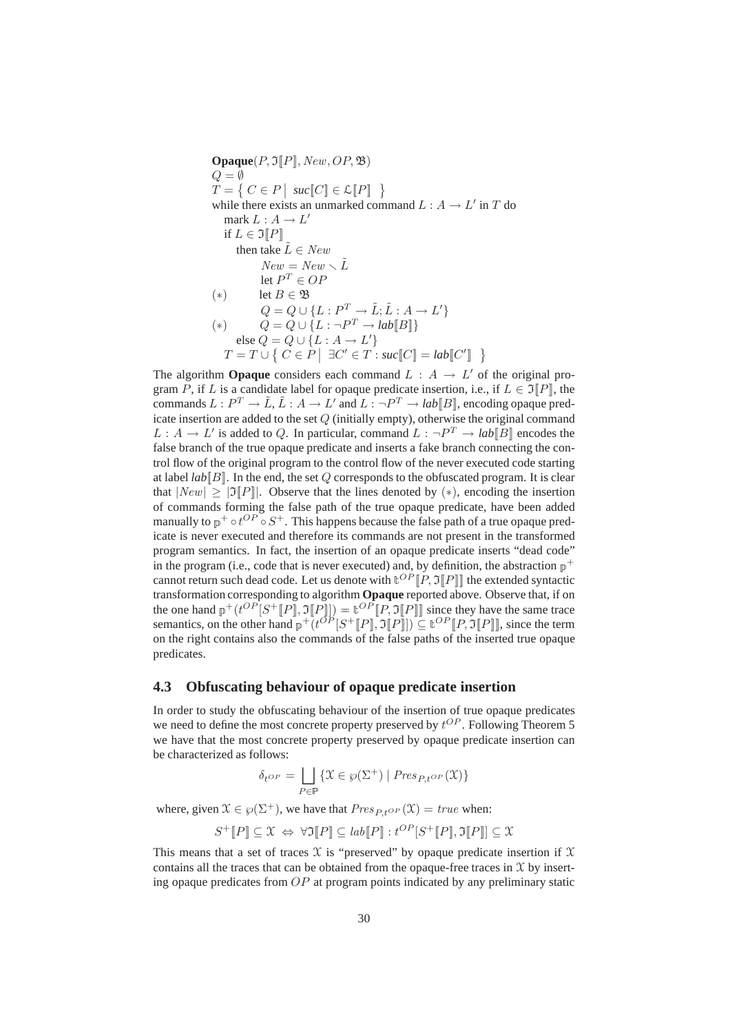**Opaque**$(P, \mathfrak{I}[\![P]\!], New, OP, \mathfrak{B})$

$Q = \emptyset$

$T = \{\, C \in P \mid \textit{suc}[\![C]\!] \in \mathfrak{L}[\![P]\!] \,\}$

while there exists an unmarked command $L : A \to L'$ in $T$ do

  mark $L : A \to L'$

  if $L \in \mathfrak{I}[\![P]\!]$

    then take $\tilde{L} \in New$

      $New = New \smallsetminus \tilde{L}$

      let $P^T \in OP$

$(*)$       let $B \in \mathfrak{B}$

      $Q = Q \cup \{L : P^T \to \tilde{L}; \tilde{L} : A \to L'\}$

$(*)$       $Q = Q \cup \{L : \neg P^T \to \textit{lab}[\![B]\!]\}$

    else $Q = Q \cup \{L : A \to L'\}$

  $T = T \cup \{\, C \in P \mid \exists C' \in T : \textit{suc}[\![C]\!] = \textit{lab}[\![C']\!] \,\}$

The algorithm **Opaque** considers each command $L : A \to L'$ of the original program $P$, if $L$ is a candidate label for opaque predicate insertion, i.e., if $L \in \mathfrak{I}[\![P]\!]$, the commands $L : P^T \to \tilde{L}$, $\tilde{L} : A \to L'$ and $L : \neg P^T \to \textit{lab}[\![B]\!]$, encoding opaque predicate insertion are added to the set $Q$ (initially empty), otherwise the original command $L : A \to L'$ is added to $Q$. In particular, command $L : \neg P^T \to \textit{lab}[\![B]\!]$ encodes the false branch of the true opaque predicate and inserts a fake branch connecting the control flow of the original program to the control flow of the never executed code starting at label $\textit{lab}[\![B]\!]$. In the end, the set $Q$ corresponds to the obfuscated program. It is clear that $|New| \geq |\mathfrak{I}[\![P]\!]|$. Observe that the lines denoted by $(*)$, encoding the insertion of commands forming the false path of the true opaque predicate, have been added manually to $\mathbb{p}^+ \circ t^{OP} \circ S^+$. This happens because the false path of a true opaque predicate is never executed and therefore its commands are not present in the transformed program semantics. In fact, the insertion of an opaque predicate inserts "dead code" in the program (i.e., code that is never executed) and, by definition, the abstraction $\mathbb{p}^+$ cannot return such dead code. Let us denote with $\mathbb{t}^{OP}[\![P, \mathfrak{I}[\![P]\!]]\!]$ the extended syntactic transformation corresponding to algorithm **Opaque** reported above. Observe that, if on the one hand $\mathbb{p}^+(t^{OP}[S^+[\![P]\!], \mathfrak{I}[\![P]\!]]) \doteqdot \mathbb{t}^{OP}[\![P, \mathfrak{I}[\![P]\!]]\!]$ since they have the same trace semantics, on the other hand $\mathbb{p}^+(t^{OP}[S^+[\![P]\!], \mathfrak{I}[\![P]\!]]) \subseteq \mathbb{t}^{OP}[\![P, \mathfrak{I}[\![P]\!]]\!]$, since the term on the right contains also the commands of the false paths of the inserted true opaque predicates.

## 4.3 Obfuscating behaviour of opaque predicate insertion

In order to study the obfuscating behaviour of the insertion of true opaque predicates we need to define the most concrete property preserved by $t^{OP}$. Following Theorem 5 we have that the most concrete property preserved by opaque predicate insertion can be characterized as follows:

$$\delta_{t^{OP}} = \bigsqcup_{P \in \mathbb{P}} \{\mathfrak{X} \in \wp(\Sigma^+) \mid Pres_{P, t^{OP}}(\mathfrak{X})\}$$

where, given $\mathfrak{X} \in \wp(\Sigma^+)$, we have that $Pres_{P, t^{OP}}(\mathfrak{X}) = true$ when:

$$S^+[\![P]\!] \subseteq \mathfrak{X} \;\Leftrightarrow\; \forall \mathfrak{I}[\![P]\!] \subseteq lab[\![P]\!] : t^{OP}[S^+[\![P]\!], \mathfrak{I}[\![P]\!]] \subseteq \mathfrak{X}$$

This means that a set of traces $\mathfrak{X}$ is "preserved" by opaque predicate insertion if $\mathfrak{X}$ contains all the traces that can be obtained from the opaque-free traces in $\mathfrak{X}$ by inserting opaque predicates from $OP$ at program points indicated by any preliminary static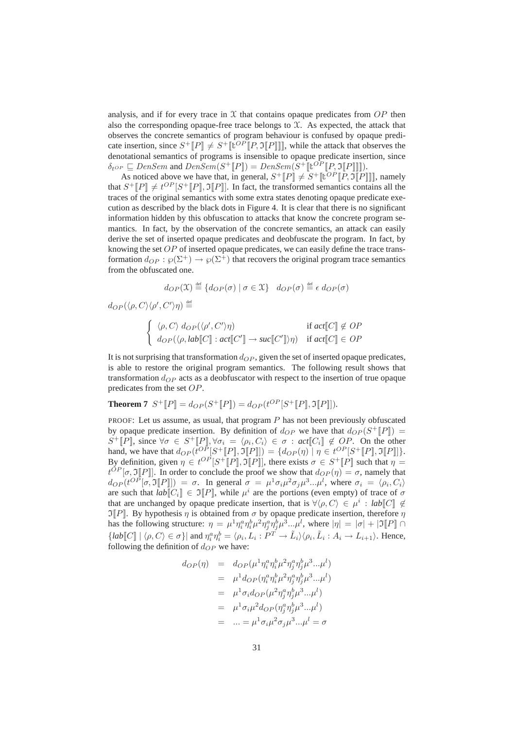analysis, and if for every trace in $\mathfrak{X}$ that contains opaque predicates from $OP$ then also the corresponding opaque-free trace belongs to $\mathfrak{X}$. As expected, the attack that observes the concrete semantics of program behaviour is confused by opaque predicate insertion, since $S^+[\![P]\!] \neq S^+[\![\mathfrak{t}^{OP}[\![P, \mathfrak{I}[\![P]\!]]\!]]\!]$, while the attack that observes the denotational semantics of programs is insensible to opaque predicate insertion, since $\delta_{t^{OP}} \sqsubseteq DenSem$ and $DenSem(S^+[\![P]\!]) = DenSem(S^+[\![\mathfrak{t}^{OP}[\![P, \mathfrak{I}[\![P]\!]]\!]]\!])$.

As noticed above we have that, in general, $S^+[\![P]\!] \neq S^+[\![\mathfrak{t}^{OP}[\![P, \mathfrak{I}[\![P]\!]]\!]]\!]$, namely that $S^+[\![P]\!] \neq t^{OP}[S^+[\![P]\!], \mathfrak{I}[\![P]\!]]$. In fact, the transformed semantics contains all the traces of the original semantics with some extra states denoting opaque predicate execution as described by the black dots in Figure 4. It is clear that there is no significant information hidden by this obfuscation to attacks that know the concrete program semantics. In fact, by the observation of the concrete semantics, an attack can easily derive the set of inserted opaque predicates and deobfuscate the program. In fact, by knowing the set $OP$ of inserted opaque predicates, we can easily define the trace transformation $d_{OP} : \wp(\Sigma^+) \to \wp(\Sigma^+)$ that recovers the original program trace semantics from the obfuscated one.

$$d_{OP}(\mathfrak{X}) \stackrel{\text{def}}{=} \{d_{OP}(\sigma) \mid \sigma \in \mathfrak{X}\} \quad d_{OP}(\sigma) \stackrel{\text{def}}{=} \epsilon \; d_{OP}(\sigma)$$

$$d_{OP}(\langle \rho, C\rangle\langle \rho', C'\rangle\eta) \stackrel{\text{def}}{=}$$

$$\begin{cases} \langle \rho, C\rangle \; d_{OP}(\langle \rho', C'\rangle\eta) & \text{if } \mathit{act}[\![C]\!] \notin OP \\ d_{OP}(\langle \rho, \mathit{lab}[\![C]\!] : \mathit{act}[\![C']\!] \to \mathit{suc}[\![C']\!]\rangle\eta) & \text{if } \mathit{act}[\![C]\!] \in OP \end{cases}$$

It is not surprising that transformation $d_{OP}$, given the set of inserted opaque predicates, is able to restore the original program semantics. The following result shows that transformation $d_{OP}$ acts as a deobfuscator with respect to the insertion of true opaque predicates from the set $OP$.

**Theorem 7** $S^+[\![P]\!] = d_{OP}(S^+[\![P]\!]) = d_{OP}(t^{OP}[S^+[\![P]\!], \mathfrak{I}[\![P]\!]])$.

PROOF: Let us assume, as usual, that program $P$ has not been previously obfuscated by opaque predicate insertion. By definition of $d_{OP}$ we have that $d_{OP}(S^+[\![P]\!]) = S^+[\![P]\!]$, since $\forall \sigma \in S^+[\![P]\!], \forall \sigma_i = \langle \rho_i, C_i\rangle \in \sigma : \mathit{act}[\![C_i]\!] \notin OP$. On the other hand, we have that $d_{OP}(t^{OP}[S^+[\![P]\!], \mathfrak{I}[\![P]\!]]) = \{d_{OP}(\eta) \mid \eta \in t^{OP}[S^+[\![P]\!], \mathfrak{I}[\![P]\!]]\}$. By definition, given $\eta \in t^{OP}[S^+[\![P]\!], \mathfrak{I}[\![P]\!]]$, there exists $\sigma \in S^+[\![P]\!]$ such that $\eta = t^{OP}[\sigma, \mathfrak{I}[\![P]\!]]$. In order to conclude the proof we show that $d_{OP}(\eta) = \sigma$, namely that $d_{OP}(t^{OP}[\sigma, \mathfrak{I}[\![P]\!]]) = \sigma$. In general $\sigma = \mu^1\sigma_i\mu^2\sigma_j\mu^3...\mu^l$, where $\sigma_i = \langle \rho_i, C_i\rangle$ are such that $\mathit{lab}[\![C_i]\!] \in \mathfrak{I}[\![P]\!]$, while $\mu^i$ are the portions (even empty) of trace of $\sigma$ that are unchanged by opaque predicate insertion, that is $\forall \langle \rho, C\rangle \in \mu^i : \mathit{lab}[\![C]\!] \notin \mathfrak{I}[\![P]\!]$. By hypothesis $\eta$ is obtained from $\sigma$ by opaque predicate insertion, therefore $\eta$ has the following structure: $\eta = \mu^1\eta_i^a\eta_i^b\mu^2\eta_j^a\eta_j^b\mu^3...\mu^l$, where $|\eta| = |\sigma| + |\mathfrak{I}[\![P]\!] \cap \{\mathit{lab}[\![C]\!] \mid \langle \rho, C\rangle \in \sigma\}|$ and $\eta_i^a\eta_i^b = \langle \rho_i, L_i : P^T \to \tilde{L}_i\rangle\langle \rho_i, \tilde{L}_i : A_i \to L_{i+1}\rangle$. Hence, following the definition of $d_{OP}$ we have:

$$\begin{aligned} d_{OP}(\eta) &= d_{OP}(\mu^1\eta_i^a\eta_i^b\mu^2\eta_j^a\eta_j^b\mu^3...\mu^l) \\ &= \mu^1 d_{OP}(\eta_i^a\eta_i^b\mu^2\eta_j^a\eta_j^b\mu^3...\mu^l) \\ &= \mu^1\sigma_i d_{OP}(\mu^2\eta_j^a\eta_j^b\mu^3...\mu^l) \\ &= \mu^1\sigma_i\mu^2 d_{OP}(\eta_j^a\eta_j^b\mu^3...\mu^l) \\ &= \; ... = \mu^1\sigma_i\mu^2\sigma_j\mu^3...\mu^l = \sigma \end{aligned}$$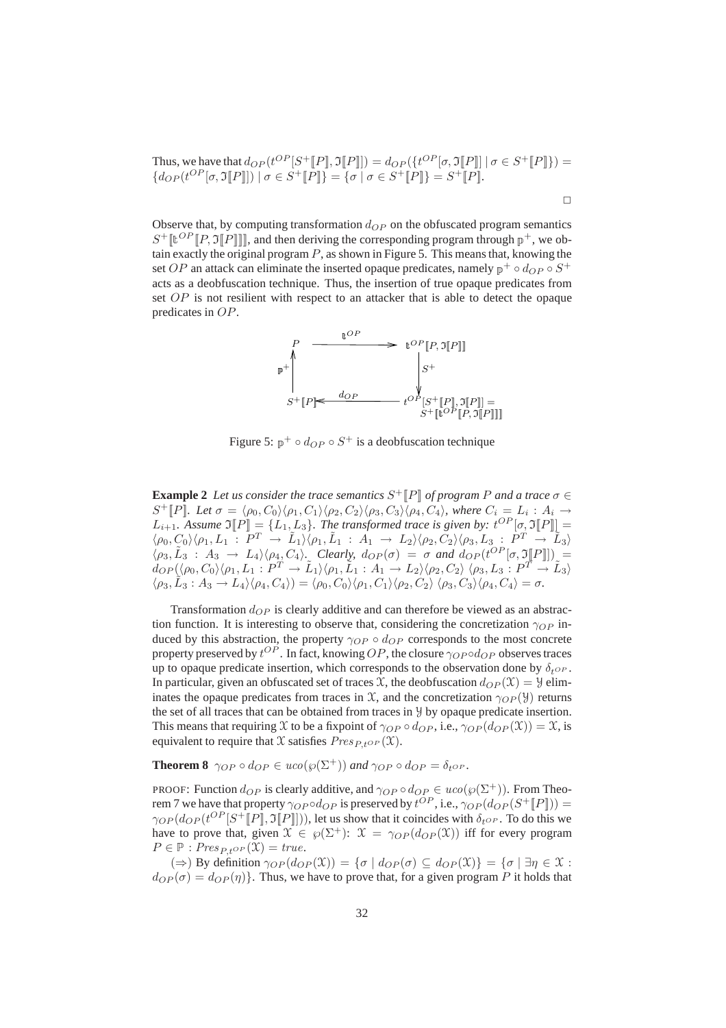Thus, we have that $d_{OP}(t^{OP}[S^+[\![P]\!], \mathfrak{I}[\![P]\!]]) = d_{OP}(\{t^{OP}[\sigma, \mathfrak{I}[\![P]\!]] \mid \sigma \in S^+[\![P]\!]\}) = \{d_{OP}(t^{OP}[\sigma, \mathfrak{I}[\![P]\!]]) \mid \sigma \in S^+[\![P]\!]\} = \{\sigma \mid \sigma \in S^+[\![P]\!]\} = S^+[\![P]\!]$.

□

Observe that, by computing transformation $d_{OP}$ on the obfuscated program semantics $S^+[\![\mathfrak{t}^{OP}[\![P, \mathfrak{I}[\![P]\!]]\!]]\!]$, and then deriving the corresponding program through $\mathfrak{p}^+$, we obtain exactly the original program $P$, as shown in Figure 5. This means that, knowing the set $OP$ an attack can eliminate the inserted opaque predicates, namely $\mathfrak{p}^+ \circ d_{OP} \circ S^+$ acts as a deobfuscation technique. Thus, the insertion of true opaque predicates from set $OP$ is not resilient with respect to an attacker that is able to detect the opaque predicates in $OP$.

$$
\begin{array}{ccc}
P & \xrightarrow{\quad \mathfrak{t}^{OP} \quad} & \mathfrak{t}^{OP}[\![P, \mathfrak{I}[\![P]\!]]\!] \\
\mathfrak{p}^+ \uparrow & & \downarrow S^+ \\
S^+[\![P]\!] & \xleftarrow{\quad d_{OP} \quad} & t^{OP}[S^+[\![P]\!], \mathfrak{I}[\![P]\!]] = S^+[\![\mathfrak{t}^{OP}[\![P, \mathfrak{I}[\![P]\!]]\!]]\!]
\end{array}
$$

Figure 5: $\mathfrak{p}^+ \circ d_{OP} \circ S^+$ is a deobfuscation technique

**Example 2** *Let us consider the trace semantics $S^+[\![P]\!]$ of program $P$ and a trace $\sigma \in S^+[\![P]\!]$. Let $\sigma = \langle \rho_0, C_0 \rangle \langle \rho_1, C_1 \rangle \langle \rho_2, C_2 \rangle \langle \rho_3, C_3 \rangle \langle \rho_4, C_4 \rangle$, where $C_i = L_i : A_i \rightarrow L_{i+1}$. Assume $\mathfrak{I}[\![P]\!] = \{L_1, L_3\}$. The transformed trace is given by: $t^{OP}[\sigma, \mathfrak{I}[\![P]\!]] = \langle \rho_0, C_0 \rangle \langle \rho_1, L_1 : P^T \rightarrow \tilde{L}_1 \rangle \langle \rho_1, \tilde{L}_1 : A_1 \rightarrow L_2 \rangle \langle \rho_2, C_2 \rangle \langle \rho_3, L_3 : P^T \rightarrow \tilde{L}_3 \rangle \langle \rho_3, \tilde{L}_3 : A_3 \rightarrow L_4 \rangle \langle \rho_4, C_4 \rangle$. Clearly, $d_{OP}(\sigma) = \sigma$ and $d_{OP}(t^{OP}[\sigma, \mathfrak{I}[\![P]\!]]) = d_{OP}(\langle \rho_0, C_0 \rangle \langle \rho_1, L_1 : P^T \rightarrow \tilde{L}_1 \rangle \langle \rho_1, \tilde{L}_1 : A_1 \rightarrow L_2 \rangle \langle \rho_2, C_2 \rangle \langle \rho_3, L_3 : P^T \rightarrow \tilde{L}_3 \rangle \langle \rho_3, \tilde{L}_3 : A_3 \rightarrow L_4 \rangle \langle \rho_4, C_4 \rangle) = \langle \rho_0, C_0 \rangle \langle \rho_1, C_1 \rangle \langle \rho_2, C_2 \rangle \langle \rho_3, C_3 \rangle \langle \rho_4, C_4 \rangle = \sigma$.*

Transformation $d_{OP}$ is clearly additive and can therefore be viewed as an abstraction function. It is interesting to observe that, considering the concretization $\gamma_{OP}$ induced by this abstraction, the property $\gamma_{OP} \circ d_{OP}$ corresponds to the most concrete property preserved by $t^{OP}$. In fact, knowing $OP$, the closure $\gamma_{OP} \circ d_{OP}$ observes traces up to opaque predicate insertion, which corresponds to the observation done by $\delta_{t^{OP}}$. In particular, given an obfuscated set of traces $\mathfrak{X}$, the deobfuscation $d_{OP}(\mathfrak{X}) = \mathfrak{Y}$ eliminates the opaque predicates from traces in $\mathfrak{X}$, and the concretization $\gamma_{OP}(\mathfrak{Y})$ returns the set of all traces that can be obtained from traces in $\mathfrak{Y}$ by opaque predicate insertion. This means that requiring $\mathfrak{X}$ to be a fixpoint of $\gamma_{OP} \circ d_{OP}$, i.e., $\gamma_{OP}(d_{OP}(\mathfrak{X})) = \mathfrak{X}$, is equivalent to require that $\mathfrak{X}$ satisfies $Pres_{P,t^{OP}}(\mathfrak{X})$.

**Theorem 8** *$\gamma_{OP} \circ d_{OP} \in uco(\wp(\Sigma^+))$ and $\gamma_{OP} \circ d_{OP} = \delta_{t^{OP}}$.*

PROOF: Function $d_{OP}$ is clearly additive, and $\gamma_{OP} \circ d_{OP} \in uco(\wp(\Sigma^+))$. From Theorem 7 we have that property $\gamma_{OP} \circ d_{OP}$ is preserved by $t^{OP}$, i.e., $\gamma_{OP}(d_{OP}(S^+[\![P]\!])) = \gamma_{OP}(d_{OP}(t^{OP}[S^+[\![P]\!], \mathfrak{I}[\![P]\!]]))$, let us show that it coincides with $\delta_{t^{OP}}$. To do this we have to prove that, given $\mathfrak{X} \in \wp(\Sigma^+)$: $\mathfrak{X} = \gamma_{OP}(d_{OP}(\mathfrak{X}))$ iff for every program $P \in \mathbb{P}$ : $Pres_{P,t^{OP}}(\mathfrak{X}) = true$.

($\Rightarrow$) By definition $\gamma_{OP}(d_{OP}(\mathfrak{X})) = \{\sigma \mid d_{OP}(\sigma) \subseteq d_{OP}(\mathfrak{X})\} = \{\sigma \mid \exists \eta \in \mathfrak{X} : d_{OP}(\sigma) = d_{OP}(\eta)\}$. Thus, we have to prove that, for a given program $P$ it holds that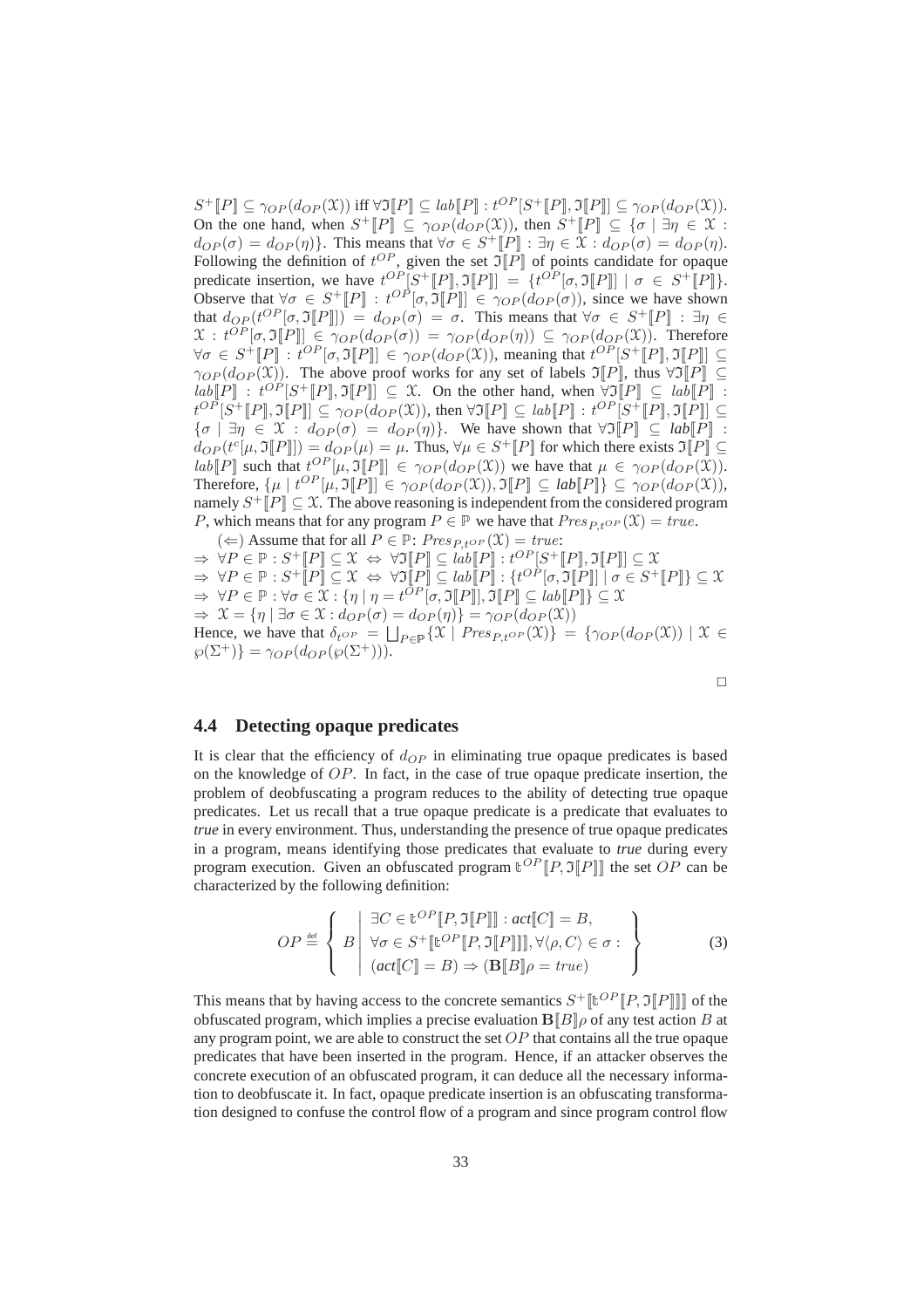$S^+[\![P]\!] \subseteq \gamma_{OP}(d_{OP}(\mathfrak{X}))$ iff $\forall \mathfrak{I}[\![P]\!] \subseteq lab[\![P]\!] : t^{OP}[S^+[\![P]\!], \mathfrak{I}[\![P]\!]] \subseteq \gamma_{OP}(d_{OP}(\mathfrak{X}))$. On the one hand, when $S^+[\![P]\!] \subseteq \gamma_{OP}(d_{OP}(\mathfrak{X}))$, then $S^+[\![P]\!] \subseteq \{\sigma \mid \exists \eta \in \mathfrak{X} : d_{OP}(\sigma) = d_{OP}(\eta)\}$. This means that $\forall \sigma \in S^+[\![P]\!] : \exists \eta \in \mathfrak{X} : d_{OP}(\sigma) = d_{OP}(\eta)$. Following the definition of $t^{OP}$, given the set $\mathfrak{I}[\![P]\!]$ of points candidate for opaque predicate insertion, we have $t^{OP}[S^+[\![P]\!], \mathfrak{I}[\![P]\!]] = \{t^{OP}[\sigma, \mathfrak{I}[\![P]\!]] \mid \sigma \in S^+[\![P]\!]\}$. Observe that $\forall \sigma \in S^+[\![P]\!] : t^{OP}[\sigma, \mathfrak{I}[\![P]\!]] \in \gamma_{OP}(d_{OP}(\sigma))$, since we have shown that $d_{OP}(t^{OP}[\sigma, \mathfrak{I}[\![P]\!]]) = d_{OP}(\sigma) = \sigma$. This means that $\forall \sigma \in S^+[\![P]\!] : \exists \eta \in \mathfrak{X} : t^{OP}[\sigma, \mathfrak{I}[\![P]\!]] \in \gamma_{OP}(d_{OP}(\sigma)) = \gamma_{OP}(d_{OP}(\eta)) \subseteq \gamma_{OP}(d_{OP}(\mathfrak{X}))$. Therefore $\forall \sigma \in S^+[\![P]\!] : t^{OP}[\sigma, \mathfrak{I}[\![P]\!]] \in \gamma_{OP}(d_{OP}(\mathfrak{X}))$, meaning that $t^{OP}[S^+[\![P]\!], \mathfrak{I}[\![P]\!]] \subseteq \gamma_{OP}(d_{OP}(\mathfrak{X}))$. The above proof works for any set of labels $\mathfrak{I}[\![P]\!]$, thus $\forall \mathfrak{I}[\![P]\!] \subseteq lab[\![P]\!] : t^{OP}[S^+[\![P]\!], \mathfrak{I}[\![P]\!]] \subseteq \mathfrak{X}$. On the other hand, when $\forall \mathfrak{I}[\![P]\!] \subseteq lab[\![P]\!] : t^{OP}[S^+[\![P]\!], \mathfrak{I}[\![P]\!]] \subseteq \gamma_{OP}(d_{OP}(\mathfrak{X}))$, then $\forall \mathfrak{I}[\![P]\!] \subseteq lab[\![P]\!] : t^{OP}[S^+[\![P]\!], \mathfrak{I}[\![P]\!]] \subseteq \{\sigma \mid \exists \eta \in \mathfrak{X} : d_{OP}(\sigma) = d_{OP}(\eta)\}$. We have shown that $\forall \mathfrak{I}[\![P]\!] \subseteq lab[\![P]\!] : d_{OP}(t^c[\mu, \mathfrak{I}[\![P]\!]]) = d_{OP}(\mu) = \mu$. Thus, $\forall \mu \in S^+[\![P]\!]$ for which there exists $\mathfrak{I}[\![P]\!] \subseteq lab[\![P]\!]$ such that $t^{OP}[\mu, \mathfrak{I}[\![P]\!]] \in \gamma_{OP}(d_{OP}(\mathfrak{X}))$ we have that $\mu \in \gamma_{OP}(d_{OP}(\mathfrak{X}))$. Therefore, $\{\mu \mid t^{OP}[\mu, \mathfrak{I}[\![P]\!]] \in \gamma_{OP}(d_{OP}(\mathfrak{X})), \mathfrak{I}[\![P]\!] \subseteq lab[\![P]\!]\} \subseteq \gamma_{OP}(d_{OP}(\mathfrak{X}))$, namely $S^+[\![P]\!] \subseteq \mathfrak{X}$. The above reasoning is independent from the considered program $P$, which means that for any program $P \in \mathbb{P}$ we have that $Pres_{P,t^{OP}}(\mathfrak{X}) = true$.

($\Leftarrow$) Assume that for all $P \in \mathbb{P}$: $Pres_{P,t^{OP}}(\mathfrak{X}) = true$:

$\Rightarrow \forall P \in \mathbb{P} : S^+[\![P]\!] \subseteq \mathfrak{X} \Leftrightarrow \forall \mathfrak{I}[\![P]\!] \subseteq lab[\![P]\!] : t^{OP}[S^+[\![P]\!], \mathfrak{I}[\![P]\!]] \subseteq \mathfrak{X}$

$\Rightarrow \forall P \in \mathbb{P} : S^+[\![P]\!] \subseteq \mathfrak{X} \Leftrightarrow \forall \mathfrak{I}[\![P]\!] \subseteq lab[\![P]\!] : \{t^{OP}[\sigma, \mathfrak{I}[\![P]\!]] \mid \sigma \in S^+[\![P]\!]\} \subseteq \mathfrak{X}$

$\Rightarrow \forall P \in \mathbb{P} : \forall \sigma \in \mathfrak{X} : \{\eta \mid \eta = t^{OP}[\sigma, \mathfrak{I}[\![P]\!]], \mathfrak{I}[\![P]\!] \subseteq lab[\![P]\!]\} \subseteq \mathfrak{X}$

$\Rightarrow \mathfrak{X} = \{\eta \mid \exists \sigma \in \mathfrak{X} : d_{OP}(\sigma) = d_{OP}(\eta)\} = \gamma_{OP}(d_{OP}(\mathfrak{X}))$

Hence, we have that $\delta_{t^{OP}} = \bigsqcup_{P \in \mathbb{P}} \{\mathfrak{X} \mid Pres_{P,t^{OP}}(\mathfrak{X})\} = \{\gamma_{OP}(d_{OP}(\mathfrak{X})) \mid \mathfrak{X} \in \wp(\Sigma^+)\} = \gamma_{OP}(d_{OP}(\wp(\Sigma^+)))$.

□

## 4.4 Detecting opaque predicates

It is clear that the efficiency of $d_{OP}$ in eliminating true opaque predicates is based on the knowledge of $OP$. In fact, in the case of true opaque predicate insertion, the problem of deobfuscating a program reduces to the ability of detecting true opaque predicates. Let us recall that a true opaque predicate is a predicate that evaluates to *true* in every environment. Thus, understanding the presence of true opaque predicates in a program, means identifying those predicates that evaluate to *true* during every program execution. Given an obfuscated program $\mathbb{t}^{OP}[\![P, \mathfrak{I}[\![P]\!]]\!]$ the set $OP$ can be characterized by the following definition:

$$OP \stackrel{\text{def}}{=} \left\{ B \;\middle|\; \begin{array}{l} \exists C \in \mathbb{t}^{OP}[\![P, \mathfrak{I}[\![P]\!]]\!] : \textit{act}[\![C]\!] = B, \\ \forall \sigma \in S^+[\![\mathbb{t}^{OP}[\![P, \mathfrak{I}[\![P]\!]]\!]]\!], \forall \langle \rho, C \rangle \in \sigma : \\ (\textit{act}[\![C]\!] = B) \Rightarrow (\mathbf{B}[\![B]\!]\rho = true) \end{array} \right\} \tag{3}$$

This means that by having access to the concrete semantics $S^+[\![\mathbb{t}^{OP}[\![P, \mathfrak{I}[\![P]\!]]\!]]\!]$ of the obfuscated program, which implies a precise evaluation $\mathbf{B}[\![B]\!]\rho$ of any test action $B$ at any program point, we are able to construct the set $OP$ that contains all the true opaque predicates that have been inserted in the program. Hence, if an attacker observes the concrete execution of an obfuscated program, it can deduce all the necessary information to deobfuscate it. In fact, opaque predicate insertion is an obfuscating transformation designed to confuse the control flow of a program and since program control flow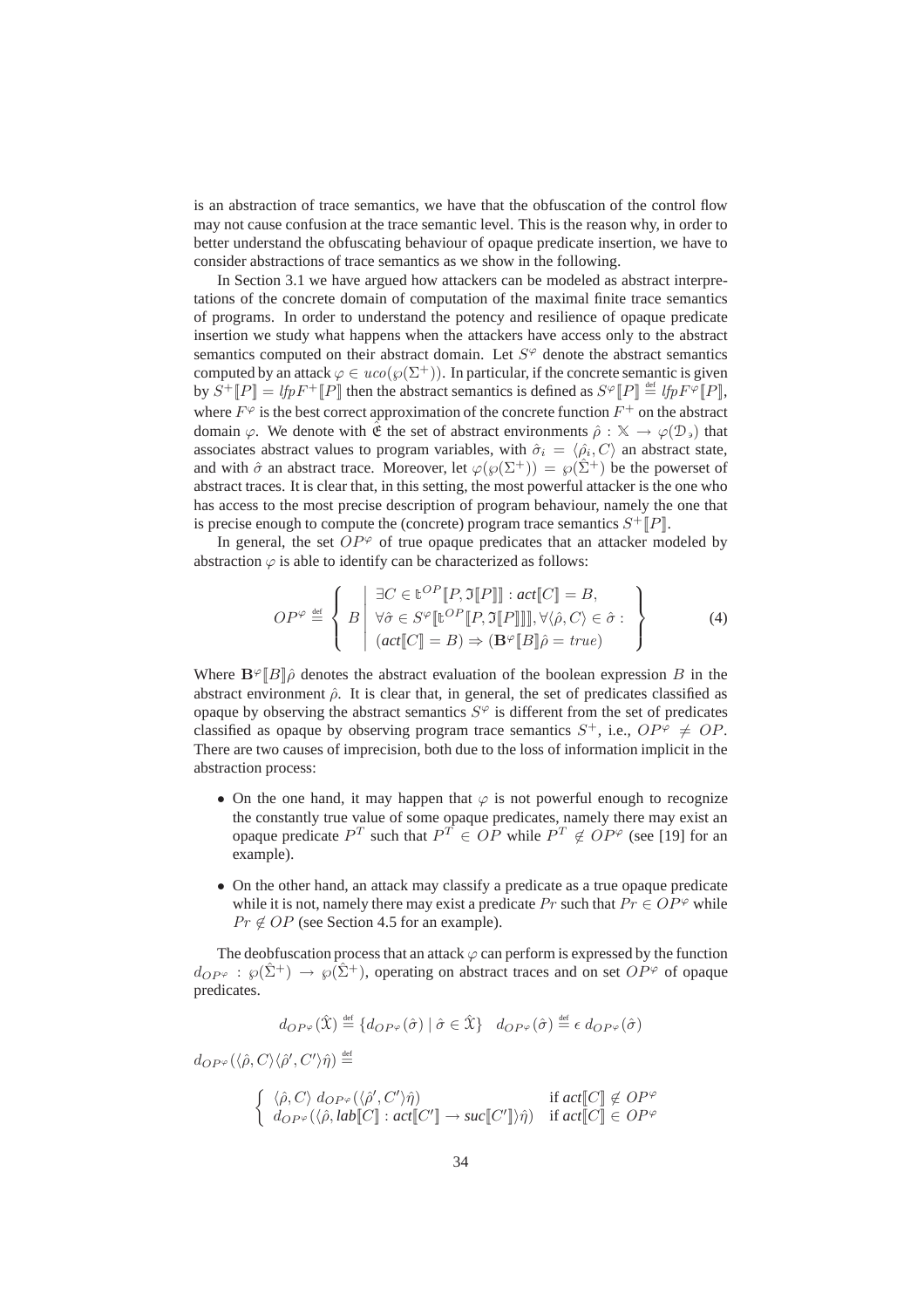is an abstraction of trace semantics, we have that the obfuscation of the control flow may not cause confusion at the trace semantic level. This is the reason why, in order to better understand the obfuscating behaviour of opaque predicate insertion, we have to consider abstractions of trace semantics as we show in the following.

In Section 3.1 we have argued how attackers can be modeled as abstract interpretations of the concrete domain of computation of the maximal finite trace semantics of programs. In order to understand the potency and resilience of opaque predicate insertion we study what happens when the attackers have access only to the abstract semantics computed on their abstract domain. Let $S^\varphi$ denote the abstract semantics computed by an attack $\varphi \in uco(\wp(\Sigma^+))$. In particular, if the concrete semantic is given by $S^+[\![P]\!] = lfp F^+[\![P]\!]$ then the abstract semantics is defined as $S^\varphi[\![P]\!] \stackrel{\text{def}}{=} lfp F^\varphi[\![P]\!]$, where $F^\varphi$ is the best correct approximation of the concrete function $F^+$ on the abstract domain $\varphi$. We denote with $\hat{\mathfrak{E}}$ the set of abstract environments $\hat{\rho} : \mathbb{X} \to \varphi(\mathfrak{D}_\jmath)$ that associates abstract values to program variables, with $\hat{\sigma}_i = \langle \hat{\rho}_i, C\rangle$ an abstract state, and with $\hat{\sigma}$ an abstract trace. Moreover, let $\varphi(\wp(\Sigma^+)) = \wp(\hat{\Sigma}^+)$ be the powerset of abstract traces. It is clear that, in this setting, the most powerful attacker is the one who has access to the most precise description of program behaviour, namely the one that is precise enough to compute the (concrete) program trace semantics $S^+[\![P]\!]$.

In general, the set $OP^\varphi$ of true opaque predicates that an attacker modeled by abstraction $\varphi$ is able to identify can be characterized as follows:

$$OP^\varphi \stackrel{\text{def}}{=} \left\{ B \;\middle|\; \begin{array}{l} \exists C \in \mathfrak{t}^{OP}[\![P, \mathfrak{I}[\![P]\!]]\!] : act[\![C]\!] = B, \\ \forall \hat{\sigma} \in S^\varphi[\![\mathfrak{t}^{OP}[\![P, \mathfrak{I}[\![P]\!]]\!]]\!], \forall \langle \hat{\rho}, C\rangle \in \hat{\sigma} : \\ (act[\![C]\!] = B) \Rightarrow (\mathbf{B}^\varphi[\![B]\!]\hat{\rho} = true) \end{array} \right\} \qquad (4)$$

Where $\mathbf{B}^\varphi[\![B]\!]\hat{\rho}$ denotes the abstract evaluation of the boolean expression $B$ in the abstract environment $\hat{\rho}$. It is clear that, in general, the set of predicates classified as opaque by observing the abstract semantics $S^\varphi$ is different from the set of predicates classified as opaque by observing program trace semantics $S^+$, i.e., $OP^\varphi \neq OP$. There are two causes of imprecision, both due to the loss of information implicit in the abstraction process:

- On the one hand, it may happen that $\varphi$ is not powerful enough to recognize the constantly true value of some opaque predicates, namely there may exist an opaque predicate $P^T$ such that $P^T \in OP$ while $P^T \notin OP^\varphi$ (see [19] for an example).
- On the other hand, an attack may classify a predicate as a true opaque predicate while it is not, namely there may exist a predicate $Pr$ such that $Pr \in OP^\varphi$ while $Pr \notin OP$ (see Section 4.5 for an example).

The deobfuscation process that an attack $\varphi$ can perform is expressed by the function $d_{OP^\varphi} : \wp(\hat{\Sigma}^+) \to \wp(\hat{\Sigma}^+)$, operating on abstract traces and on set $OP^\varphi$ of opaque predicates.

$$d_{OP^\varphi}(\hat{\mathfrak{X}}) \stackrel{\text{def}}{=} \{d_{OP^\varphi}(\hat{\sigma}) \mid \hat{\sigma} \in \hat{\mathfrak{X}}\} \quad d_{OP^\varphi}(\hat{\sigma}) \stackrel{\text{def}}{=} \epsilon\, d_{OP^\varphi}(\hat{\sigma})$$

$d_{OP^\varphi}(\langle \hat{\rho}, C\rangle\langle \hat{\rho}', C'\rangle\hat{\eta}) \stackrel{\text{def}}{=}$

$$\begin{cases} \langle \hat{\rho}, C\rangle\; d_{OP^\varphi}(\langle \hat{\rho}', C'\rangle\hat{\eta}) & \text{if } act[\![C]\!] \notin OP^\varphi \\ d_{OP^\varphi}(\langle \hat{\rho}, lab[\![C]\!] : act[\![C']\!] \to suc[\![C']\!]\rangle\hat{\eta}) & \text{if } act[\![C]\!] \in OP^\varphi \end{cases}$$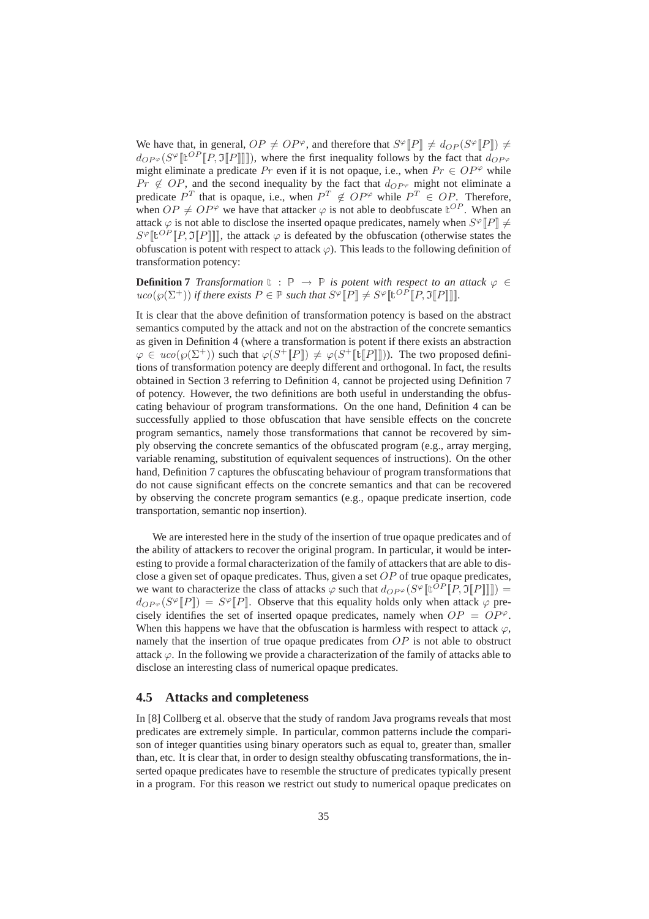We have that, in general, $OP \neq OP^{\varphi}$, and therefore that $S^{\varphi}[\![P]\!] \neq d_{OP}(S^{\varphi}[\![P]\!]) \neq d_{OP^{\varphi}}(S^{\varphi}[\![\mathfrak{t}^{OP}[\![P, \mathfrak{I}[\![P]\!]]\!]]\!])$, where the first inequality follows by the fact that $d_{OP^{\varphi}}$ might eliminate a predicate $Pr$ even if it is not opaque, i.e., when $Pr \in OP^{\varphi}$ while $Pr \notin OP$, and the second inequality by the fact that $d_{OP^{\varphi}}$ might not eliminate a predicate $P^T$ that is opaque, i.e., when $P^T \notin OP^{\varphi}$ while $P^T \in OP$. Therefore, when $OP \neq OP^{\varphi}$ we have that attacker $\varphi$ is not able to deobfuscate $\mathfrak{t}^{OP}$. When an attack $\varphi$ is not able to disclose the inserted opaque predicates, namely when $S^{\varphi}[\![P]\!] \neq S^{\varphi}[\![\mathfrak{t}^{OP}[\![P, \mathfrak{I}[\![P]\!]]\!]]\!]$, the attack $\varphi$ is defeated by the obfuscation (otherwise states the obfuscation is potent with respect to attack $\varphi$). This leads to the following definition of transformation potency:

**Definition 7** *Transformation $\mathfrak{t} : \mathbb{P} \rightarrow \mathbb{P}$ is potent with respect to an attack $\varphi \in uco(\wp(\Sigma^+))$ if there exists $P \in \mathbb{P}$ such that $S^{\varphi}[\![P]\!] \neq S^{\varphi}[\![\mathfrak{t}^{OP}[\![P, \mathfrak{I}[\![P]\!]]\!]]\!]$.*

It is clear that the above definition of transformation potency is based on the abstract semantics computed by the attack and not on the abstraction of the concrete semantics as given in Definition 4 (where a transformation is potent if there exists an abstraction $\varphi \in uco(\wp(\Sigma^+))$ such that $\varphi(S^+[\![P]\!]) \neq \varphi(S^+[\![\mathfrak{t}[\![P]\!]]\!])$). The two proposed definitions of transformation potency are deeply different and orthogonal. In fact, the results obtained in Section 3 referring to Definition 4, cannot be projected using Definition 7 of potency. However, the two definitions are both useful in understanding the obfuscating behaviour of program transformations. On the one hand, Definition 4 can be successfully applied to those obfuscation that have sensible effects on the concrete program semantics, namely those transformations that cannot be recovered by simply observing the concrete semantics of the obfuscated program (e.g., array merging, variable renaming, substitution of equivalent sequences of instructions). On the other hand, Definition 7 captures the obfuscating behaviour of program transformations that do not cause significant effects on the concrete semantics and that can be recovered by observing the concrete program semantics (e.g., opaque predicate insertion, code transportation, semantic nop insertion).

We are interested here in the study of the insertion of true opaque predicates and of the ability of attackers to recover the original program. In particular, it would be interesting to provide a formal characterization of the family of attackers that are able to disclose a given set of opaque predicates. Thus, given a set $OP$ of true opaque predicates, we want to characterize the class of attacks $\varphi$ such that $d_{OP^{\varphi}}(S^{\varphi}[\![\mathfrak{t}^{OP}[\![P, \mathfrak{I}[\![P]\!]]\!]]\!]) = d_{OP^{\varphi}}(S^{\varphi}[\![P]\!]) = S^{\varphi}[\![P]\!]$. Observe that this equality holds only when attack $\varphi$ precisely identifies the set of inserted opaque predicates, namely when $OP = OP^{\varphi}$. When this happens we have that the obfuscation is harmless with respect to attack $\varphi$, namely that the insertion of true opaque predicates from $OP$ is not able to obstruct attack $\varphi$. In the following we provide a characterization of the family of attacks able to disclose an interesting class of numerical opaque predicates.

### 4.5 Attacks and completeness

In [8] Collberg et al. observe that the study of random Java programs reveals that most predicates are extremely simple. In particular, common patterns include the comparison of integer quantities using binary operators such as equal to, greater than, smaller than, etc. It is clear that, in order to design stealthy obfuscating transformations, the inserted opaque predicates have to resemble the structure of predicates typically present in a program. For this reason we restrict out study to numerical opaque predicates on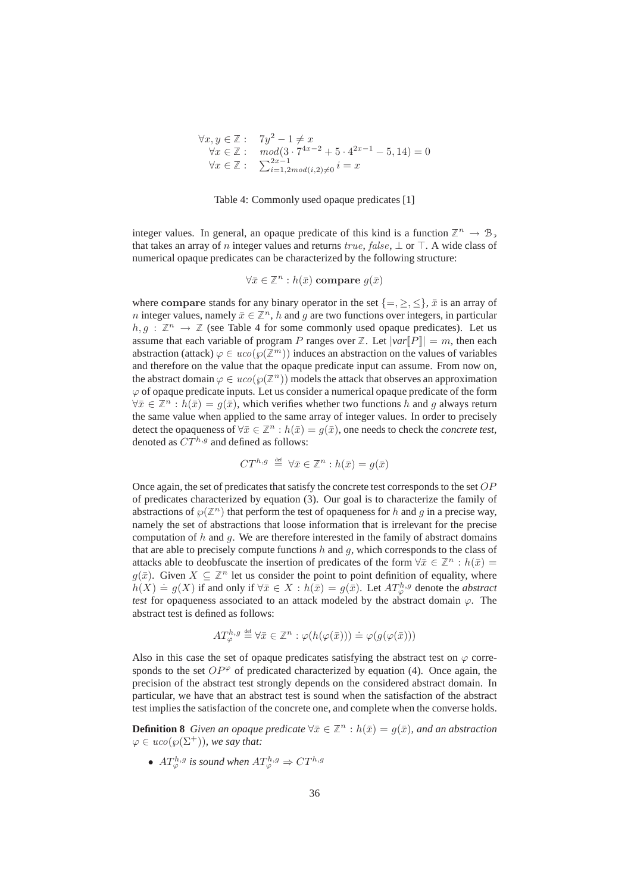| | |
|---|---|
| $\forall x, y \in \mathbb{Z}:$ | $7y^2 - 1 \neq x$ |
| $\forall x \in \mathbb{Z}:$ | $mod(3 \cdot 7^{4x-2} + 5 \cdot 4^{2x-1} - 5, 14) = 0$ |
| $\forall x \in \mathbb{Z}:$ | $\sum_{i=1, 2mod(i,2) \neq 0}^{2x-1} i = x$ |

Table 4: Commonly used opaque predicates [1]

integer values. In general, an opaque predicate of this kind is a function $\mathbb{Z}^n \rightarrow \mathcal{B}_{\flat}$ that takes an array of $n$ integer values and returns $true$, $false$, $\bot$ or $\top$. A wide class of numerical opaque predicates can be characterized by the following structure:

$$\forall \bar{x} \in \mathbb{Z}^n : h(\bar{x}) \ \mathbf{compare} \ g(\bar{x})$$

where **compare** stands for any binary operator in the set $\{=, \geq, \leq\}$, $\bar{x}$ is an array of $n$ integer values, namely $\bar{x} \in \mathbb{Z}^n$, $h$ and $g$ are two functions over integers, in particular $h, g : \mathbb{Z}^n \rightarrow \mathbb{Z}$ (see Table 4 for some commonly used opaque predicates). Let us assume that each variable of program $P$ ranges over $\mathbb{Z}$. Let $|var[\![P]\!]| = m$, then each abstraction (attack) $\varphi \in uco(\wp(\mathbb{Z}^m))$ induces an abstraction on the values of variables and therefore on the value that the opaque predicate input can assume. From now on, the abstract domain $\varphi \in uco(\wp(\mathbb{Z}^n))$ models the attack that observes an approximation $\varphi$ of opaque predicate inputs. Let us consider a numerical opaque predicate of the form $\forall \bar{x} \in \mathbb{Z}^n : h(\bar{x}) = g(\bar{x})$, which verifies whether two functions $h$ and $g$ always return the same value when applied to the same array of integer values. In order to precisely detect the opaqueness of $\forall \bar{x} \in \mathbb{Z}^n : h(\bar{x}) = g(\bar{x})$, one needs to check the *concrete test*, denoted as $CT^{h,g}$ and defined as follows:

$$CT^{h,g} \stackrel{\text{def}}{=} \forall \bar{x} \in \mathbb{Z}^n : h(\bar{x}) = g(\bar{x})$$

Once again, the set of predicates that satisfy the concrete test corresponds to the set $OP$ of predicates characterized by equation (3). Our goal is to characterize the family of abstractions of $\wp(\mathbb{Z}^n)$ that perform the test of opaqueness for $h$ and $g$ in a precise way, namely the set of abstractions that loose information that is irrelevant for the precise computation of $h$ and $g$. We are therefore interested in the family of abstract domains that are able to precisely compute functions $h$ and $g$, which corresponds to the class of attacks able to deobfuscate the insertion of predicates of the form $\forall \bar{x} \in \mathbb{Z}^n : h(\bar{x}) = g(\bar{x})$. Given $X \subseteq \mathbb{Z}^n$ let us consider the point to point definition of equality, where $h(X) \doteq g(X)$ if and only if $\forall \bar{x} \in X : h(\bar{x}) = g(\bar{x})$. Let $AT^{h,g}_{\varphi}$ denote the *abstract test* for opaqueness associated to an attack modeled by the abstract domain $\varphi$. The abstract test is defined as follows:

$$AT^{h,g}_{\varphi} \stackrel{\text{def}}{=} \forall \bar{x} \in \mathbb{Z}^n : \varphi(h(\varphi(\bar{x}))) \doteq \varphi(g(\varphi(\bar{x})))$$

Also in this case the set of opaque predicates satisfying the abstract test on $\varphi$ corresponds to the set $OP^{\varphi}$ of predicated characterized by equation (4). Once again, the precision of the abstract test strongly depends on the considered abstract domain. In particular, we have that an abstract test is sound when the satisfaction of the abstract test implies the satisfaction of the concrete one, and complete when the converse holds.

**Definition 8** *Given an opaque predicate $\forall \bar{x} \in \mathbb{Z}^n : h(\bar{x}) = g(\bar{x})$, and an abstraction $\varphi \in uco(\wp(\Sigma^+))$, we say that:*

- *$AT^{h,g}_{\varphi}$ is sound when $AT^{h,g}_{\varphi} \Rightarrow CT^{h,g}$*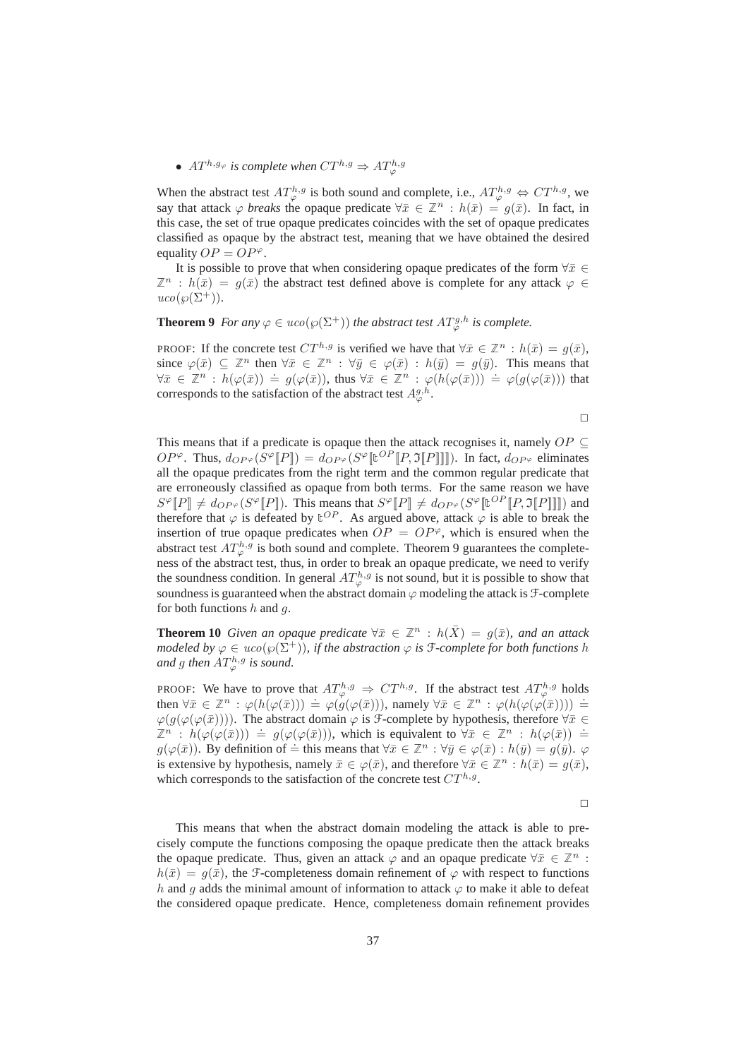- $AT^{h,g_\varphi}$ *is complete when* $CT^{h,g} \Rightarrow AT^{h,g}_\varphi$

When the abstract test $AT^{h,g}_\varphi$ is both sound and complete, i.e., $AT^{h,g}_\varphi \Leftrightarrow CT^{h,g}$, we say that attack $\varphi$ *breaks* the opaque predicate $\forall \bar{x} \in \mathbb{Z}^n : h(\bar{x}) = g(\bar{x})$. In fact, in this case, the set of true opaque predicates coincides with the set of opaque predicates classified as opaque by the abstract test, meaning that we have obtained the desired equality $OP = OP^\varphi$.

It is possible to prove that when considering opaque predicates of the form $\forall \bar{x} \in \mathbb{Z}^n : h(\bar{x}) = g(\bar{x})$ the abstract test defined above is complete for any attack $\varphi \in uco(\wp(\Sigma^+))$.

**Theorem 9** *For any* $\varphi \in uco(\wp(\Sigma^+))$ *the abstract test* $AT^{g,h}_\varphi$ *is complete.*

PROOF: If the concrete test $CT^{h,g}$ is verified we have that $\forall \bar{x} \in \mathbb{Z}^n : h(\bar{x}) = g(\bar{x})$, since $\varphi(\bar{x}) \subseteq \mathbb{Z}^n$ then $\forall \bar{x} \in \mathbb{Z}^n : \forall \bar{y} \in \varphi(\bar{x}) : h(\bar{y}) = g(\bar{y})$. This means that $\forall \bar{x} \in \mathbb{Z}^n : h(\varphi(\bar{x})) \doteq g(\varphi(\bar{x}))$, thus $\forall \bar{x} \in \mathbb{Z}^n : \varphi(h(\varphi(\bar{x}))) \doteq \varphi(g(\varphi(\bar{x})))$ that corresponds to the satisfaction of the abstract test $A^{g,h}_\varphi$.

□

This means that if a predicate is opaque then the attack recognises it, namely $OP \subseteq OP^\varphi$. Thus, $d_{OP^\varphi}(S^\varphi[\![P]\!]) = d_{OP^\varphi}(S^\varphi[\![\mathfrak{t}^{OP}[\![P, \mathfrak{I}[\![P]\!]]\!]]\!])$. In fact, $d_{OP^\varphi}$ eliminates all the opaque predicates from the right term and the common regular predicate that are erroneously classified as opaque from both terms. For the same reason we have $S^\varphi[\![P]\!] \neq d_{OP^\varphi}(S^\varphi[\![P]\!])$. This means that $S^\varphi[\![P]\!] \neq d_{OP^\varphi}(S^\varphi[\![\mathfrak{t}^{OP}[\![P, \mathfrak{I}[\![P]\!]]\!]]\!])$ and therefore that $\varphi$ is defeated by $\mathfrak{t}^{OP}$. As argued above, attack $\varphi$ is able to break the insertion of true opaque predicates when $OP = OP^\varphi$, which is ensured when the abstract test $AT^{h,g}_\varphi$ is both sound and complete. Theorem 9 guarantees the completeness of the abstract test, thus, in order to break an opaque predicate, we need to verify the soundness condition. In general $AT^{h,g}_\varphi$ is not sound, but it is possible to show that soundness is guaranteed when the abstract domain $\varphi$ modeling the attack is $\mathcal{F}$-complete for both functions $h$ and $g$.

**Theorem 10** *Given an opaque predicate* $\forall \bar{x} \in \mathbb{Z}^n : h(\bar{X}) = g(\bar{x})$*, and an attack modeled by* $\varphi \in uco(\wp(\Sigma^+))$*, if the abstraction* $\varphi$ *is* $\mathcal{F}$*-complete for both functions* $h$ *and* $g$ *then* $AT^{h,g}_\varphi$ *is sound.*

PROOF: We have to prove that $AT^{h,g}_\varphi \Rightarrow CT^{h,g}$. If the abstract test $AT^{h,g}_\varphi$ holds then $\forall \bar{x} \in \mathbb{Z}^n : \varphi(h(\varphi(\bar{x}))) \doteq \varphi(g(\varphi(\bar{x})))$, namely $\forall \bar{x} \in \mathbb{Z}^n : \varphi(h(\varphi(\varphi(\bar{x})))) \doteq \varphi(g(\varphi(\varphi(\bar{x}))))$. The abstract domain $\varphi$ is $\mathcal{F}$-complete by hypothesis, therefore $\forall \bar{x} \in \mathbb{Z}^n : h(\varphi(\varphi(\bar{x}))) \doteq g(\varphi(\varphi(\bar{x})))$, which is equivalent to $\forall \bar{x} \in \mathbb{Z}^n : h(\varphi(\bar{x})) \doteq g(\varphi(\bar{x}))$. By definition of $\doteq$ this means that $\forall \bar{x} \in \mathbb{Z}^n : \forall \bar{y} \in \varphi(\bar{x}) : h(\bar{y}) = g(\bar{y})$. $\varphi$ is extensive by hypothesis, namely $\bar{x} \in \varphi(\bar{x})$, and therefore $\forall \bar{x} \in \mathbb{Z}^n : h(\bar{x}) = g(\bar{x})$, which corresponds to the satisfaction of the concrete test $CT^{h,g}$.

□

This means that when the abstract domain modeling the attack is able to precisely compute the functions composing the opaque predicate then the attack breaks the opaque predicate. Thus, given an attack $\varphi$ and an opaque predicate $\forall \bar{x} \in \mathbb{Z}^n : h(\bar{x}) = g(\bar{x})$, the $\mathcal{F}$-completeness domain refinement of $\varphi$ with respect to functions $h$ and $g$ adds the minimal amount of information to attack $\varphi$ to make it able to defeat the considered opaque predicate. Hence, completeness domain refinement provides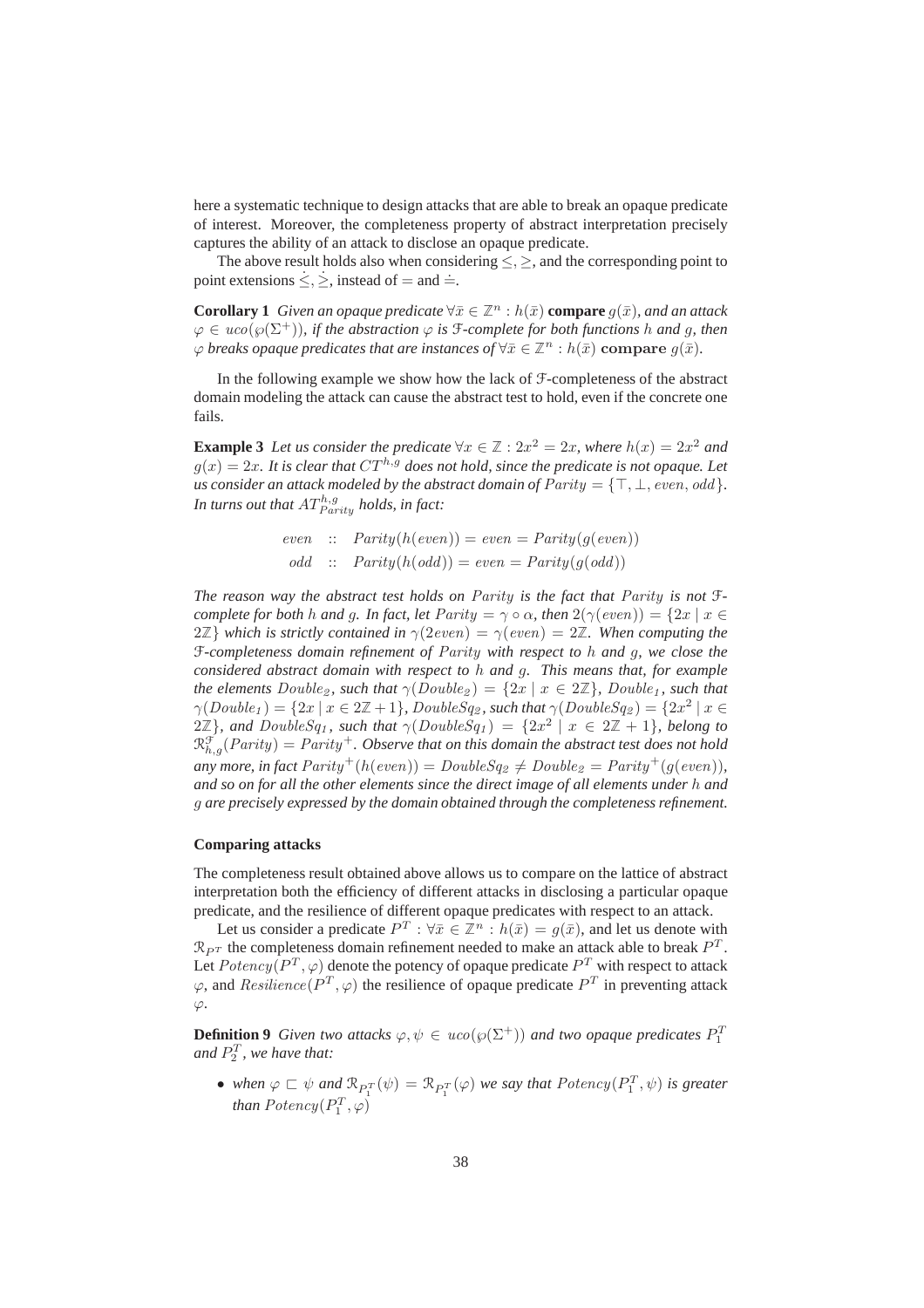here a systematic technique to design attacks that are able to break an opaque predicate of interest. Moreover, the completeness property of abstract interpretation precisely captures the ability of an attack to disclose an opaque predicate.

The above result holds also when considering $\leq, \geq$, and the corresponding point to point extensions $\dot{\leq}, \dot{\geq}$, instead of $=$ and $\doteq$.

**Corollary 1** *Given an opaque predicate $\forall \bar{x} \in \mathbb{Z}^n : h(\bar{x})$* **compare** *$g(\bar{x})$, and an attack $\varphi \in uco(\wp(\Sigma^+))$, if the abstraction $\varphi$ is $\mathcal{F}$-complete for both functions $h$ and $g$, then $\varphi$ breaks opaque predicates that are instances of $\forall \bar{x} \in \mathbb{Z}^n : h(\bar{x})$* **compare** *$g(\bar{x})$.*

In the following example we show how the lack of $\mathcal{F}$-completeness of the abstract domain modeling the attack can cause the abstract test to hold, even if the concrete one fails.

**Example 3** *Let us consider the predicate $\forall x \in \mathbb{Z} : 2x^2 = 2x$, where $h(x) = 2x^2$ and $g(x) = 2x$. It is clear that $CT^{h,g}$ does not hold, since the predicate is not opaque. Let us consider an attack modeled by the abstract domain of $Parity = \{\top, \bot, even, odd\}$. In turns out that $AT^{h,g}_{Parity}$ holds, in fact:*

$$
\begin{aligned}
even &:: \quad Parity(h(even)) = even = Parity(g(even)) \\
odd &:: \quad Parity(h(odd)) = even = Parity(g(odd))
\end{aligned}
$$

*The reason way the abstract test holds on $Parity$ is the fact that $Parity$ is not $\mathcal{F}$-complete for both $h$ and $g$. In fact, let $Parity = \gamma \circ \alpha$, then $2(\gamma(even)) = \{2x \mid x \in 2\mathbb{Z}\}$ which is strictly contained in $\gamma(2even) = \gamma(even) = 2\mathbb{Z}$. When computing the $\mathcal{F}$-completeness domain refinement of $Parity$ with respect to $h$ and $g$, we close the considered abstract domain with respect to $h$ and $g$. This means that, for example the elements $Double_2$, such that $\gamma(Double_2) = \{2x \mid x \in 2\mathbb{Z}\}$, $Double_1$, such that $\gamma(Double_1) = \{2x \mid x \in 2\mathbb{Z}+1\}$, $DoubleSq_2$, such that $\gamma(DoubleSq_2) = \{2x^2 \mid x \in 2\mathbb{Z}\}$, and $DoubleSq_1$, such that $\gamma(DoubleSq_1) = \{2x^2 \mid x \in 2\mathbb{Z}+1\}$, belong to $\mathcal{R}^{\mathcal{F}}_{h,g}(Parity) = Parity^+$. Observe that on this domain the abstract test does not hold any more, in fact $Parity^+(h(even)) = DoubleSq_2 \neq Double_2 = Parity^+(g(even))$, and so on for all the other elements since the direct image of all elements under $h$ and $g$ are precisely expressed by the domain obtained through the completeness refinement.*

#### Comparing attacks

The completeness result obtained above allows us to compare on the lattice of abstract interpretation both the efficiency of different attacks in disclosing a particular opaque predicate, and the resilience of different opaque predicates with respect to an attack.

Let us consider a predicate $P^T : \forall \bar{x} \in \mathbb{Z}^n : h(\bar{x}) = g(\bar{x})$, and let us denote with $\mathcal{R}_{P^T}$ the completeness domain refinement needed to make an attack able to break $P^T$. Let $Potency(P^T, \varphi)$ denote the potency of opaque predicate $P^T$ with respect to attack $\varphi$, and $Resilience(P^T, \varphi)$ the resilience of opaque predicate $P^T$ in preventing attack $\varphi$.

**Definition 9** *Given two attacks $\varphi, \psi \in uco(\wp(\Sigma^+))$ and two opaque predicates $P_1^T$ and $P_2^T$, we have that:*

- *when $\varphi \sqsubset \psi$ and $\mathcal{R}_{P_1^T}(\psi) = \mathcal{R}_{P_1^T}(\varphi)$ we say that $Potency(P_1^T, \psi)$ is greater than $Potency(P_1^T, \varphi)$*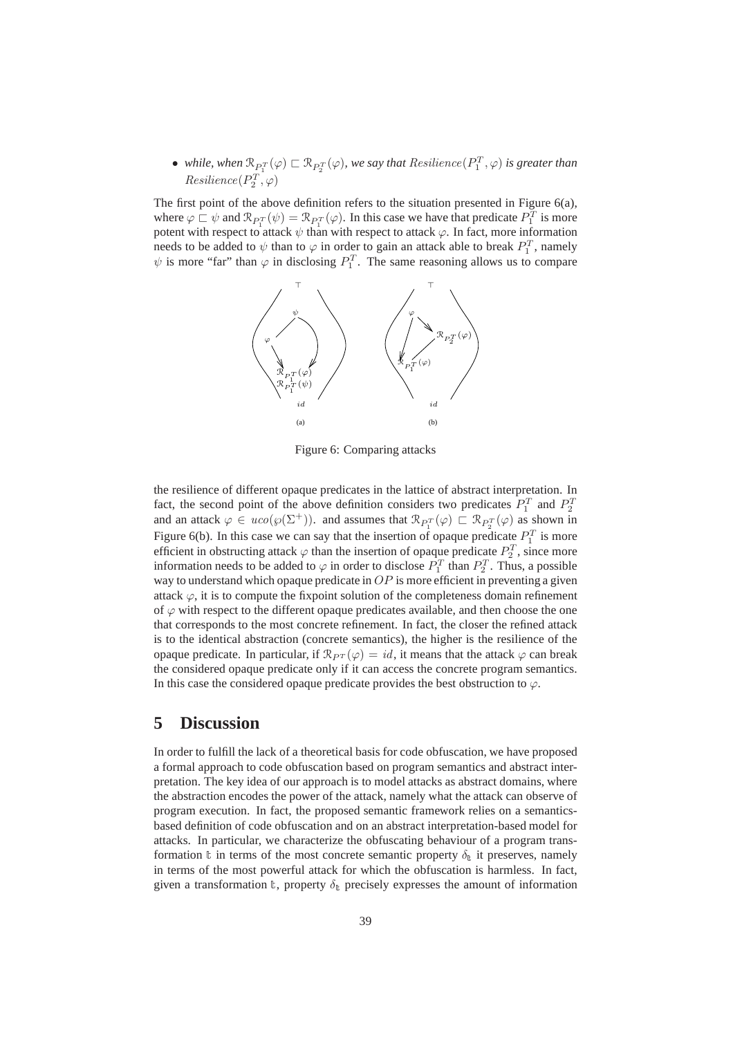- *while, when $\mathcal{R}_{P_1^T}(\varphi) \sqsubset \mathcal{R}_{P_2^T}(\varphi)$, we say that $Resilience(P_1^T, \varphi)$ is greater than $Resilience(P_2^T, \varphi)$*

The first point of the above definition refers to the situation presented in Figure 6(a), where $\varphi \sqsubset \psi$ and $\mathcal{R}_{P_1^T}(\psi) = \mathcal{R}_{P_1^T}(\varphi)$. In this case we have that predicate $P_1^T$ is more potent with respect to attack $\psi$ than with respect to attack $\varphi$. In fact, more information needs to be added to $\psi$ than to $\varphi$ in order to gain an attack able to break $P_1^T$, namely $\psi$ is more "far" than $\varphi$ in disclosing $P_1^T$. The same reasoning allows us to compare

Figure 6: Comparing attacks

the resilience of different opaque predicates in the lattice of abstract interpretation. In fact, the second point of the above definition considers two predicates $P_1^T$ and $P_2^T$ and an attack $\varphi \in uco(\wp(\Sigma^+))$. and assumes that $\mathcal{R}_{P_1^T}(\varphi) \sqsubset \mathcal{R}_{P_2^T}(\varphi)$ as shown in Figure 6(b). In this case we can say that the insertion of opaque predicate $P_1^T$ is more efficient in obstructing attack $\varphi$ than the insertion of opaque predicate $P_2^T$, since more information needs to be added to $\varphi$ in order to disclose $P_1^T$ than $P_2^T$. Thus, a possible way to understand which opaque predicate in $OP$ is more efficient in preventing a given attack $\varphi$, it is to compute the fixpoint solution of the completeness domain refinement of $\varphi$ with respect to the different opaque predicates available, and then choose the one that corresponds to the most concrete refinement. In fact, the closer the refined attack is to the identical abstraction (concrete semantics), the higher is the resilience of the opaque predicate. In particular, if $\mathcal{R}_{P^T}(\varphi) = id$, it means that the attack $\varphi$ can break the considered opaque predicate only if it can access the concrete program semantics. In this case the considered opaque predicate provides the best obstruction to $\varphi$.

## 5 Discussion

In order to fulfill the lack of a theoretical basis for code obfuscation, we have proposed a formal approach to code obfuscation based on program semantics and abstract interpretation. The key idea of our approach is to model attacks as abstract domains, where the abstraction encodes the power of the attack, namely what the attack can observe of program execution. In fact, the proposed semantic framework relies on a semantics-based definition of code obfuscation and on an abstract interpretation-based model for attacks. In particular, we characterize the obfuscating behaviour of a program transformation $\mathfrak{t}$ in terms of the most concrete semantic property $\delta_{\mathfrak{t}}$ it preserves, namely in terms of the most powerful attack for which the obfuscation is harmless. In fact, given a transformation $\mathfrak{t}$, property $\delta_{\mathfrak{t}}$ precisely expresses the amount of information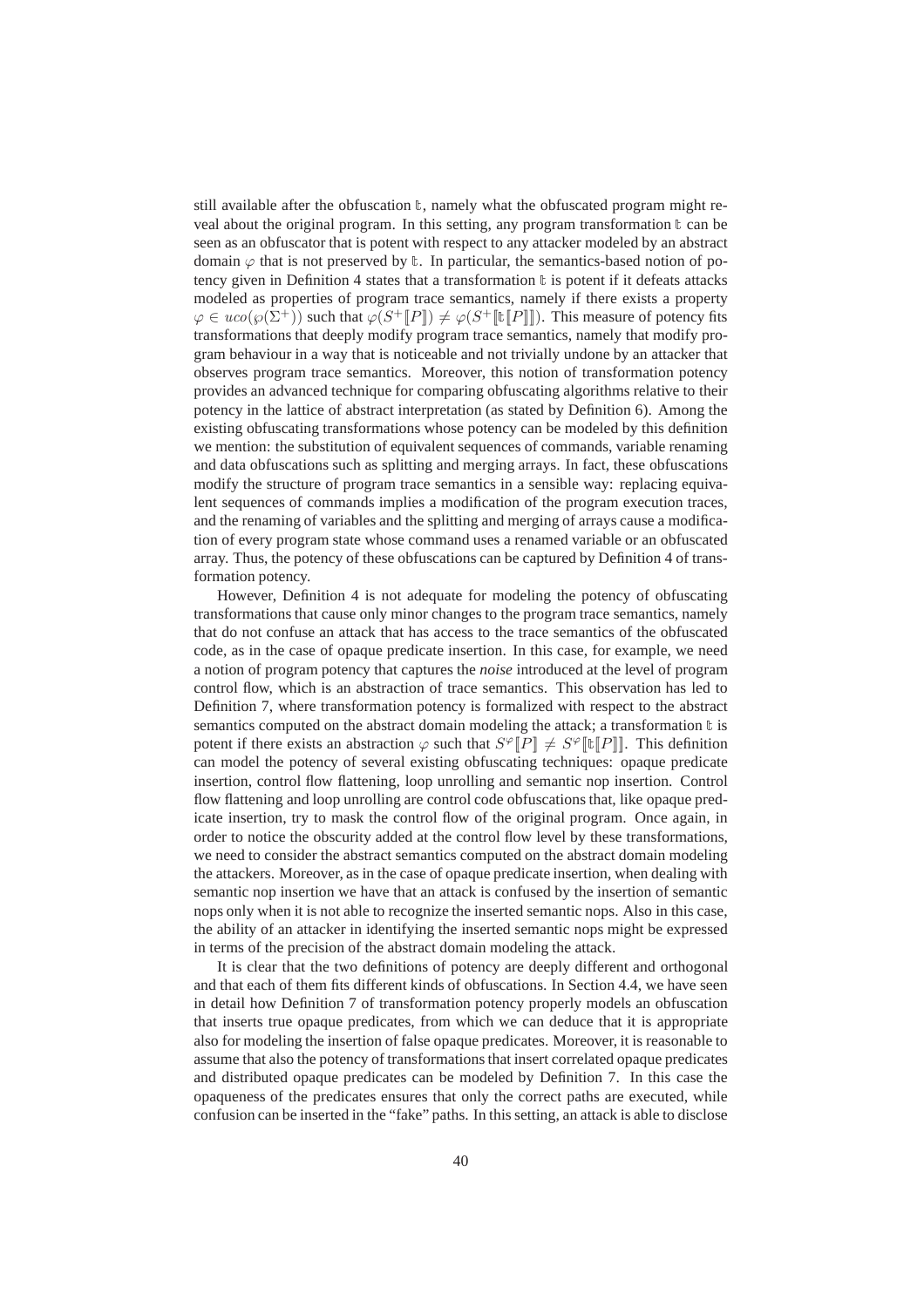still available after the obfuscation $\mathfrak{t}$, namely what the obfuscated program might reveal about the original program. In this setting, any program transformation $\mathfrak{t}$ can be seen as an obfuscator that is potent with respect to any attacker modeled by an abstract domain $\varphi$ that is not preserved by $\mathfrak{t}$. In particular, the semantics-based notion of potency given in Definition 4 states that a transformation $\mathfrak{t}$ is potent if it defeats attacks modeled as properties of program trace semantics, namely if there exists a property $\varphi \in uco(\wp(\Sigma^+))$ such that $\varphi(S^+[\![P]\!]) \neq \varphi(S^+[\![\mathfrak{t}[\![P]\!]]\!])$. This measure of potency fits transformations that deeply modify program trace semantics, namely that modify program behaviour in a way that is noticeable and not trivially undone by an attacker that observes program trace semantics. Moreover, this notion of transformation potency provides an advanced technique for comparing obfuscating algorithms relative to their potency in the lattice of abstract interpretation (as stated by Definition 6). Among the existing obfuscating transformations whose potency can be modeled by this definition we mention: the substitution of equivalent sequences of commands, variable renaming and data obfuscations such as splitting and merging arrays. In fact, these obfuscations modify the structure of program trace semantics in a sensible way: replacing equivalent sequences of commands implies a modification of the program execution traces, and the renaming of variables and the splitting and merging of arrays cause a modification of every program state whose command uses a renamed variable or an obfuscated array. Thus, the potency of these obfuscations can be captured by Definition 4 of transformation potency.

However, Definition 4 is not adequate for modeling the potency of obfuscating transformations that cause only minor changes to the program trace semantics, namely that do not confuse an attack that has access to the trace semantics of the obfuscated code, as in the case of opaque predicate insertion. In this case, for example, we need a notion of program potency that captures the *noise* introduced at the level of program control flow, which is an abstraction of trace semantics. This observation has led to Definition 7, where transformation potency is formalized with respect to the abstract semantics computed on the abstract domain modeling the attack; a transformation $\mathfrak{t}$ is potent if there exists an abstraction $\varphi$ such that $S^\varphi[\![P]\!] \neq S^\varphi[\![\mathfrak{t}[\![P]\!]]\!]$. This definition can model the potency of several existing obfuscating techniques: opaque predicate insertion, control flow flattening, loop unrolling and semantic nop insertion. Control flow flattening and loop unrolling are control code obfuscations that, like opaque predicate insertion, try to mask the control flow of the original program. Once again, in order to notice the obscurity added at the control flow level by these transformations, we need to consider the abstract semantics computed on the abstract domain modeling the attackers. Moreover, as in the case of opaque predicate insertion, when dealing with semantic nop insertion we have that an attack is confused by the insertion of semantic nops only when it is not able to recognize the inserted semantic nops. Also in this case, the ability of an attacker in identifying the inserted semantic nops might be expressed in terms of the precision of the abstract domain modeling the attack.

It is clear that the two definitions of potency are deeply different and orthogonal and that each of them fits different kinds of obfuscations. In Section 4.4, we have seen in detail how Definition 7 of transformation potency properly models an obfuscation that inserts true opaque predicates, from which we can deduce that it is appropriate also for modeling the insertion of false opaque predicates. Moreover, it is reasonable to assume that also the potency of transformations that insert correlated opaque predicates and distributed opaque predicates can be modeled by Definition 7. In this case the opaqueness of the predicates ensures that only the correct paths are executed, while confusion can be inserted in the "fake" paths. In this setting, an attack is able to disclose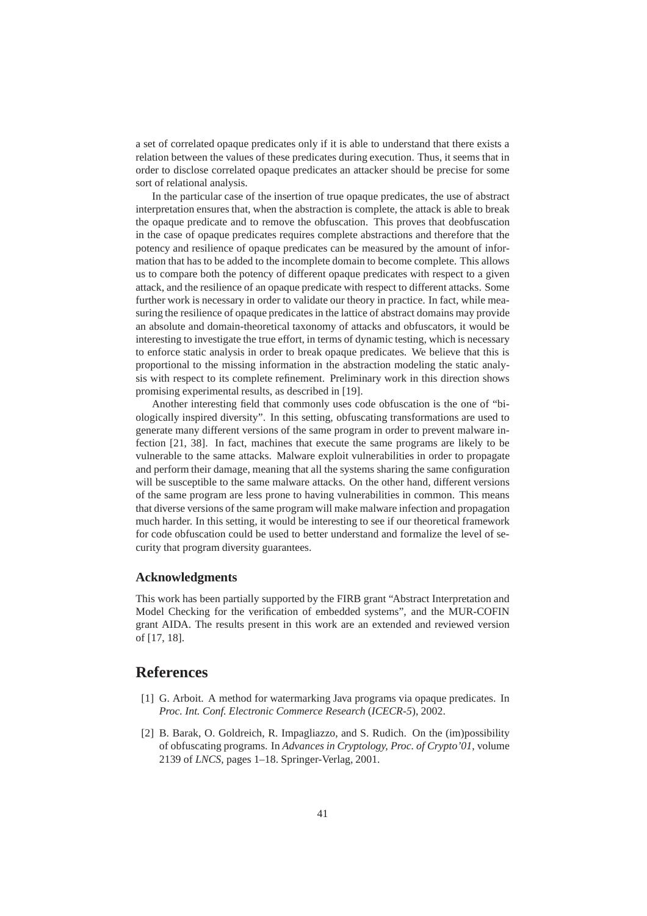a set of correlated opaque predicates only if it is able to understand that there exists a relation between the values of these predicates during execution. Thus, it seems that in order to disclose correlated opaque predicates an attacker should be precise for some sort of relational analysis.

In the particular case of the insertion of true opaque predicates, the use of abstract interpretation ensures that, when the abstraction is complete, the attack is able to break the opaque predicate and to remove the obfuscation. This proves that deobfuscation in the case of opaque predicates requires complete abstractions and therefore that the potency and resilience of opaque predicates can be measured by the amount of information that has to be added to the incomplete domain to become complete. This allows us to compare both the potency of different opaque predicates with respect to a given attack, and the resilience of an opaque predicate with respect to different attacks. Some further work is necessary in order to validate our theory in practice. In fact, while measuring the resilience of opaque predicates in the lattice of abstract domains may provide an absolute and domain-theoretical taxonomy of attacks and obfuscators, it would be interesting to investigate the true effort, in terms of dynamic testing, which is necessary to enforce static analysis in order to break opaque predicates. We believe that this is proportional to the missing information in the abstraction modeling the static analysis with respect to its complete refinement. Preliminary work in this direction shows promising experimental results, as described in [19].

Another interesting field that commonly uses code obfuscation is the one of "biologically inspired diversity". In this setting, obfuscating transformations are used to generate many different versions of the same program in order to prevent malware infection [21, 38]. In fact, machines that execute the same programs are likely to be vulnerable to the same attacks. Malware exploit vulnerabilities in order to propagate and perform their damage, meaning that all the systems sharing the same configuration will be susceptible to the same malware attacks. On the other hand, different versions of the same program are less prone to having vulnerabilities in common. This means that diverse versions of the same program will make malware infection and propagation much harder. In this setting, it would be interesting to see if our theoretical framework for code obfuscation could be used to better understand and formalize the level of security that program diversity guarantees.

### Acknowledgments

This work has been partially supported by the FIRB grant "Abstract Interpretation and Model Checking for the verification of embedded systems", and the MUR-COFIN grant AIDA. The results present in this work are an extended and reviewed version of [17, 18].

## References

[1] G. Arboit. A method for watermarking Java programs via opaque predicates. In *Proc. Int. Conf. Electronic Commerce Research* (*ICECR-5*), 2002.

[2] B. Barak, O. Goldreich, R. Impagliazzo, and S. Rudich. On the (im)possibility of obfuscating programs. In *Advances in Cryptology, Proc. of Crypto'01*, volume 2139 of *LNCS*, pages 1–18. Springer-Verlag, 2001.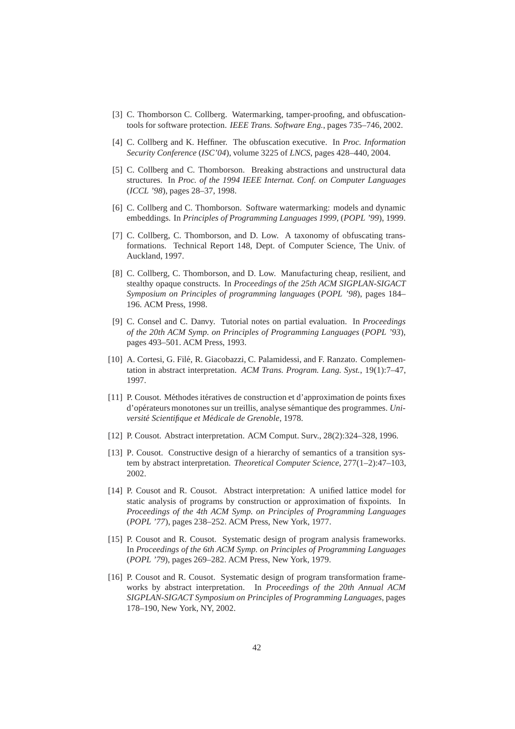[3] C. Thomborson C. Collberg. Watermarking, tamper-proofing, and obfuscation-tools for software protection. *IEEE Trans. Software Eng.*, pages 735–746, 2002.

[4] C. Collberg and K. Heffiner. The obfuscation executive. In *Proc. Information Security Conference* (*ISC'04*), volume 3225 of *LNCS*, pages 428–440, 2004.

[5] C. Collberg and C. Thomborson. Breaking abstractions and unstructural data structures. In *Proc. of the 1994 IEEE Internat. Conf. on Computer Languages* (*ICCL '98*), pages 28–37, 1998.

[6] C. Collberg and C. Thomborson. Software watermarking: models and dynamic embeddings. In *Principles of Programming Languages 1999,* (*POPL '99*), 1999.

[7] C. Collberg, C. Thomborson, and D. Low. A taxonomy of obfuscating transformations. Technical Report 148, Dept. of Computer Science, The Univ. of Auckland, 1997.

[8] C. Collberg, C. Thomborson, and D. Low. Manufacturing cheap, resilient, and stealthy opaque constructs. In *Proceedings of the 25th ACM SIGPLAN-SIGACT Symposium on Principles of programming languages* (*POPL '98*), pages 184–196. ACM Press, 1998.

[9] C. Consel and C. Danvy. Tutorial notes on partial evaluation. In *Proceedings of the 20th ACM Symp. on Principles of Programming Languages* (*POPL '93*), pages 493–501. ACM Press, 1993.

[10] A. Cortesi, G. Filé, R. Giacobazzi, C. Palamidessi, and F. Ranzato. Complementation in abstract interpretation. *ACM Trans. Program. Lang. Syst.*, 19(1):7–47, 1997.

[11] P. Cousot. Méthodes itératives de construction et d'approximation de points fixes d'opérateurs monotones sur un treillis, analyse sémantique des programmes. *Université Scientifique et Médicale de Grenoble*, 1978.

[12] P. Cousot. Abstract interpretation. ACM Comput. Surv., 28(2):324–328, 1996.

[13] P. Cousot. Constructive design of a hierarchy of semantics of a transition system by abstract interpretation. *Theoretical Computer Science*, 277(1–2):47–103, 2002.

[14] P. Cousot and R. Cousot. Abstract interpretation: A unified lattice model for static analysis of programs by construction or approximation of fixpoints. In *Proceedings of the 4th ACM Symp. on Principles of Programming Languages* (*POPL '77*), pages 238–252. ACM Press, New York, 1977.

[15] P. Cousot and R. Cousot. Systematic design of program analysis frameworks. In *Proceedings of the 6th ACM Symp. on Principles of Programming Languages* (*POPL '79*), pages 269–282. ACM Press, New York, 1979.

[16] P. Cousot and R. Cousot. Systematic design of program transformation frameworks by abstract interpretation. In *Proceedings of the 20th Annual ACM SIGPLAN-SIGACT Symposium on Principles of Programming Languages*, pages 178–190, New York, NY, 2002.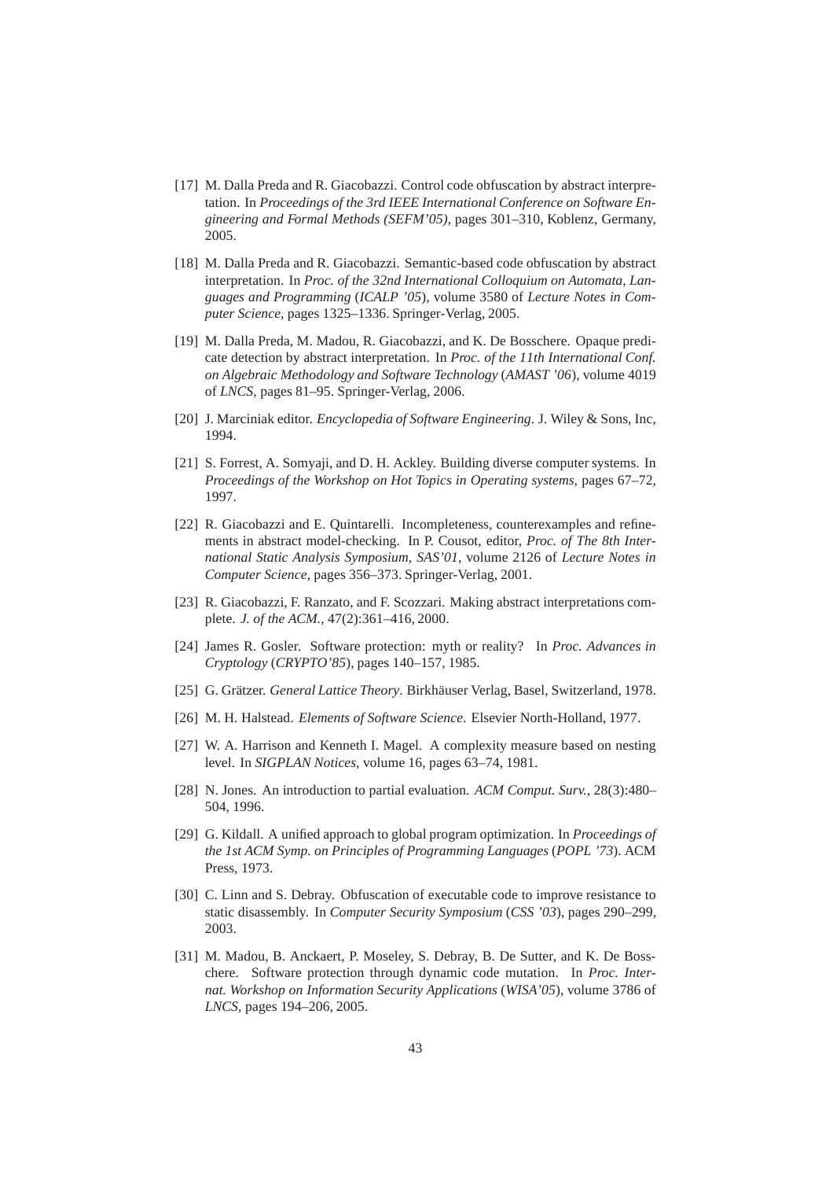[17] M. Dalla Preda and R. Giacobazzi. Control code obfuscation by abstract interpretation. In *Proceedings of the 3rd IEEE International Conference on Software Engineering and Formal Methods (SEFM'05)*, pages 301–310, Koblenz, Germany, 2005.

[18] M. Dalla Preda and R. Giacobazzi. Semantic-based code obfuscation by abstract interpretation. In *Proc. of the 32nd International Colloquium on Automata, Languages and Programming* (*ICALP '05*), volume 3580 of *Lecture Notes in Computer Science*, pages 1325–1336. Springer-Verlag, 2005.

[19] M. Dalla Preda, M. Madou, R. Giacobazzi, and K. De Bosschere. Opaque predicate detection by abstract interpretation. In *Proc. of the 11th International Conf. on Algebraic Methodology and Software Technology* (*AMAST '06*), volume 4019 of *LNCS*, pages 81–95. Springer-Verlag, 2006.

[20] J. Marciniak editor. *Encyclopedia of Software Engineering*. J. Wiley & Sons, Inc, 1994.

[21] S. Forrest, A. Somyaji, and D. H. Ackley. Building diverse computer systems. In *Proceedings of the Workshop on Hot Topics in Operating systems*, pages 67–72, 1997.

[22] R. Giacobazzi and E. Quintarelli. Incompleteness, counterexamples and refinements in abstract model-checking. In P. Cousot, editor, *Proc. of The 8th International Static Analysis Symposium, SAS'01*, volume 2126 of *Lecture Notes in Computer Science*, pages 356–373. Springer-Verlag, 2001.

[23] R. Giacobazzi, F. Ranzato, and F. Scozzari. Making abstract interpretations complete. *J. of the ACM.*, 47(2):361–416, 2000.

[24] James R. Gosler. Software protection: myth or reality? In *Proc. Advances in Cryptology* (*CRYPTO'85*), pages 140–157, 1985.

[25] G. Grätzer. *General Lattice Theory*. Birkhäuser Verlag, Basel, Switzerland, 1978.

[26] M. H. Halstead. *Elements of Software Science.* Elsevier North-Holland, 1977.

[27] W. A. Harrison and Kenneth I. Magel. A complexity measure based on nesting level. In *SIGPLAN Notices*, volume 16, pages 63–74, 1981.

[28] N. Jones. An introduction to partial evaluation. *ACM Comput. Surv.*, 28(3):480–504, 1996.

[29] G. Kildall. A unified approach to global program optimization. In *Proceedings of the 1st ACM Symp. on Principles of Programming Languages* (*POPL '73*). ACM Press, 1973.

[30] C. Linn and S. Debray. Obfuscation of executable code to improve resistance to static disassembly. In *Computer Security Symposium* (*CSS '03*), pages 290–299, 2003.

[31] M. Madou, B. Anckaert, P. Moseley, S. Debray, B. De Sutter, and K. De Bosschere. Software protection through dynamic code mutation. In *Proc. Internat. Workshop on Information Security Applications* (*WISA'05*), volume 3786 of *LNCS*, pages 194–206, 2005.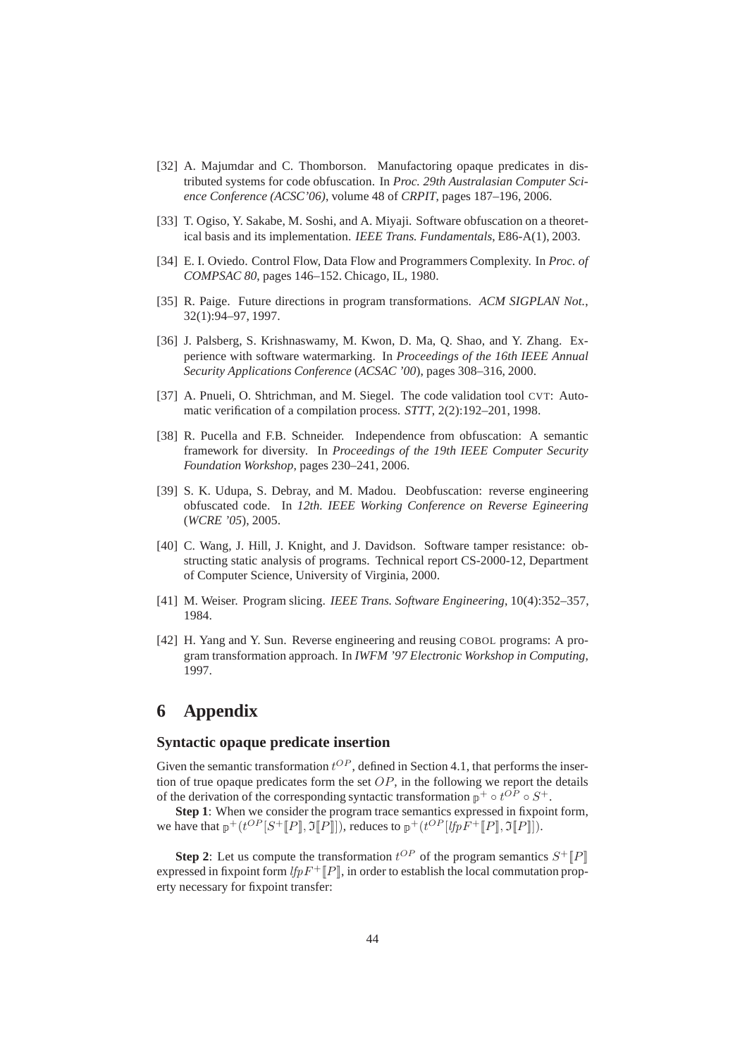[32] A. Majumdar and C. Thomborson. Manufactoring opaque predicates in distributed systems for code obfuscation. In *Proc. 29th Australasian Computer Science Conference (ACSC'06)*, volume 48 of *CRPIT*, pages 187–196, 2006.

[33] T. Ogiso, Y. Sakabe, M. Soshi, and A. Miyaji. Software obfuscation on a theoretical basis and its implementation. *IEEE Trans. Fundamentals*, E86-A(1), 2003.

[34] E. I. Oviedo. Control Flow, Data Flow and Programmers Complexity. In *Proc. of COMPSAC 80*, pages 146–152. Chicago, IL, 1980.

[35] R. Paige. Future directions in program transformations. *ACM SIGPLAN Not.*, 32(1):94–97, 1997.

[36] J. Palsberg, S. Krishnaswamy, M. Kwon, D. Ma, Q. Shao, and Y. Zhang. Experience with software watermarking. In *Proceedings of the 16th IEEE Annual Security Applications Conference* (*ACSAC '00*), pages 308–316, 2000.

[37] A. Pnueli, O. Shtrichman, and M. Siegel. The code validation tool CVT: Automatic verification of a compilation process. *STTT*, 2(2):192–201, 1998.

[38] R. Pucella and F.B. Schneider. Independence from obfuscation: A semantic framework for diversity. In *Proceedings of the 19th IEEE Computer Security Foundation Workshop*, pages 230–241, 2006.

[39] S. K. Udupa, S. Debray, and M. Madou. Deobfuscation: reverse engineering obfuscated code. In *12th. IEEE Working Conference on Reverse Egineering* (*WCRE '05*), 2005.

[40] C. Wang, J. Hill, J. Knight, and J. Davidson. Software tamper resistance: obstructing static analysis of programs. Technical report CS-2000-12, Department of Computer Science, University of Virginia, 2000.

[41] M. Weiser. Program slicing. *IEEE Trans. Software Engineering*, 10(4):352–357, 1984.

[42] H. Yang and Y. Sun. Reverse engineering and reusing COBOL programs: A program transformation approach. In *IWFM '97 Electronic Workshop in Computing*, 1997.

# 6 Appendix

### Syntactic opaque predicate insertion

Given the semantic transformation $t^{OP}$, defined in Section 4.1, that performs the insertion of true opaque predicates form the set $OP$, in the following we report the details of the derivation of the corresponding syntactic transformation $\mathbb{p}^+ \circ t^{OP} \circ S^+$.

**Step 1**: When we consider the program trace semantics expressed in fixpoint form, we have that $\mathbb{p}^+(t^{OP}[S^+[\![P]\!], \mathfrak{I}[\![P]\!]])$, reduces to $\mathbb{p}^+(t^{OP}[\mathit{lfp} F^+[\![P]\!], \mathfrak{I}[\![P]\!]])$.

**Step 2**: Let us compute the transformation $t^{OP}$ of the program semantics $S^+[\![P]\!]$ expressed in fixpoint form $\mathit{lfp} F^+[\![P]\!]$, in order to establish the local commutation property necessary for fixpoint transfer: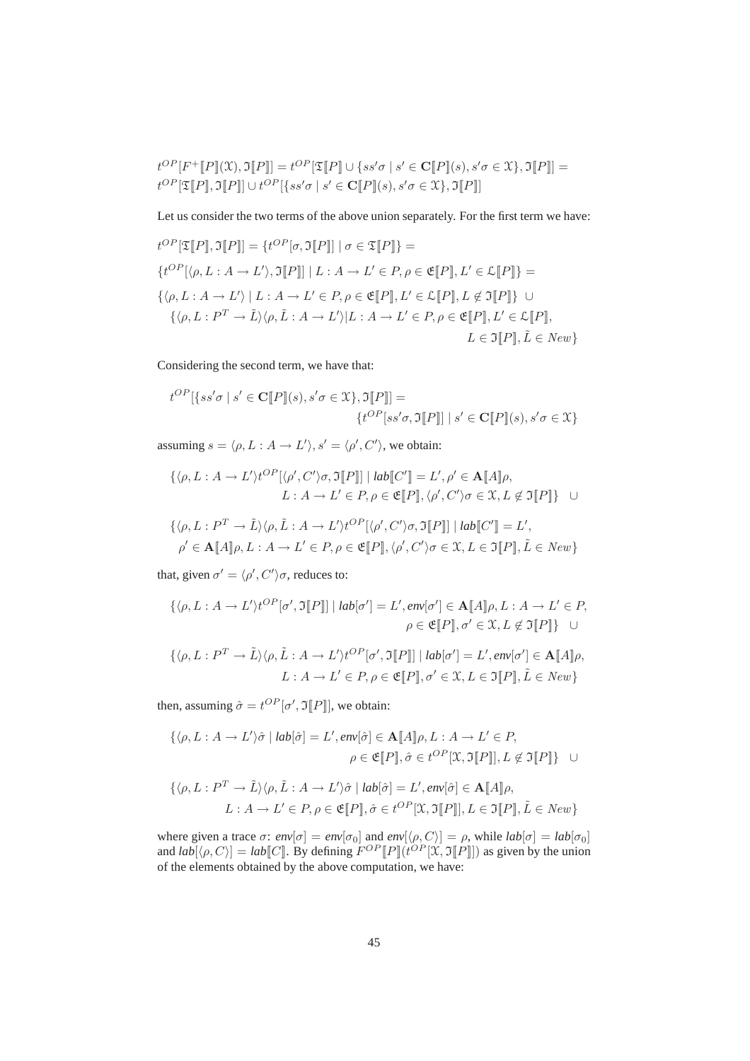$$t^{OP}[F^+[\![P]\!](\mathfrak{X}), \mathfrak{I}[\![P]\!]] = t^{OP}[\mathfrak{T}[\![P]\!] \cup \{ss'\sigma \mid s' \in \mathbf{C}[\![P]\!](s), s'\sigma \in \mathfrak{X}\}, \mathfrak{I}[\![P]\!]] =$$
$$t^{OP}[\mathfrak{T}[\![P]\!], \mathfrak{I}[\![P]\!]] \cup t^{OP}[\{ss'\sigma \mid s' \in \mathbf{C}[\![P]\!](s), s'\sigma \in \mathfrak{X}\}, \mathfrak{I}[\![P]\!]]$$

Let us consider the two terms of the above union separately. For the first term we have:

$$t^{OP}[\mathfrak{T}[\![P]\!], \mathfrak{I}[\![P]\!]] = \{t^{OP}[\sigma, \mathfrak{I}[\![P]\!]] \mid \sigma \in \mathfrak{T}[\![P]\!]\} =$$
$$\{t^{OP}[\langle \rho, L : A \to L' \rangle, \mathfrak{I}[\![P]\!]] \mid L : A \to L' \in P, \rho \in \mathfrak{E}[\![P]\!], L' \in \mathfrak{L}[\![P]\!]\} =$$
$$\{\langle \rho, L : A \to L' \rangle \mid L : A \to L' \in P, \rho \in \mathfrak{E}[\![P]\!], L' \in \mathfrak{L}[\![P]\!], L \notin \mathfrak{I}[\![P]\!]\} \ \cup$$
$$\{\langle \rho, L : P^T \to \tilde{L} \rangle \langle \rho, \tilde{L} : A \to L' \rangle | L : A \to L' \in P, \rho \in \mathfrak{E}[\![P]\!], L' \in \mathfrak{L}[\![P]\!], L \in \mathfrak{I}[\![P]\!], \tilde{L} \in New\}$$

Considering the second term, we have that:

$$t^{OP}[\{ss'\sigma \mid s' \in \mathbf{C}[\![P]\!](s), s'\sigma \in \mathfrak{X}\}, \mathfrak{I}[\![P]\!]] = \{t^{OP}[ss'\sigma, \mathfrak{I}[\![P]\!]] \mid s' \in \mathbf{C}[\![P]\!](s), s'\sigma \in \mathfrak{X}\}$$

assuming $s = \langle \rho, L : A \to L' \rangle, s' = \langle \rho', C' \rangle$, we obtain:

$$\{\langle \rho, L : A \to L' \rangle t^{OP}[\langle \rho', C' \rangle \sigma, \mathfrak{I}[\![P]\!]] \mid lab[\![C']\!] = L', \rho' \in \mathbf{A}[\![A]\!]\rho, L : A \to L' \in P, \rho \in \mathfrak{E}[\![P]\!], \langle \rho', C' \rangle \sigma \in \mathfrak{X}, L \notin \mathfrak{I}[\![P]\!]\} \quad \cup$$

$$\{\langle \rho, L : P^T \to \tilde{L} \rangle \langle \rho, \tilde{L} : A \to L' \rangle t^{OP}[\langle \rho', C' \rangle \sigma, \mathfrak{I}[\![P]\!]] \mid lab[\![C']\!] = L', \rho' \in \mathbf{A}[\![A]\!]\rho, L : A \to L' \in P, \rho \in \mathfrak{E}[\![P]\!], \langle \rho', C' \rangle \sigma \in \mathfrak{X}, L \in \mathfrak{I}[\![P]\!], \tilde{L} \in New\}$$

that, given $\sigma' = \langle \rho', C' \rangle \sigma$, reduces to:

$$\{\langle \rho, L : A \to L' \rangle t^{OP}[\sigma', \mathfrak{I}[\![P]\!]] \mid lab[\sigma'] = L', env[\sigma'] \in \mathbf{A}[\![A]\!]\rho, L : A \to L' \in P, \rho \in \mathfrak{E}[\![P]\!], \sigma' \in \mathfrak{X}, L \notin \mathfrak{I}[\![P]\!]\} \quad \cup$$

$$\{\langle \rho, L : P^T \to \tilde{L} \rangle \langle \rho, \tilde{L} : A \to L' \rangle t^{OP}[\sigma', \mathfrak{I}[\![P]\!]] \mid lab[\sigma'] = L', env[\sigma'] \in \mathbf{A}[\![A]\!]\rho, L : A \to L' \in P, \rho \in \mathfrak{E}[\![P]\!], \sigma' \in \mathfrak{X}, L \in \mathfrak{I}[\![P]\!], \tilde{L} \in New\}$$

then, assuming $\hat{\sigma} = t^{OP}[\sigma', \mathfrak{I}[\![P]\!]]$, we obtain:

$$\{\langle \rho, L : A \to L' \rangle \hat{\sigma} \mid lab[\hat{\sigma}] = L', env[\hat{\sigma}] \in \mathbf{A}[\![A]\!]\rho, L : A \to L' \in P, \rho \in \mathfrak{E}[\![P]\!], \hat{\sigma} \in t^{OP}[\mathfrak{X}, \mathfrak{I}[\![P]\!]], L \notin \mathfrak{I}[\![P]\!]\} \quad \cup$$

$$\{\langle \rho, L : P^T \to \tilde{L} \rangle \langle \rho, \tilde{L} : A \to L' \rangle \hat{\sigma} \mid lab[\hat{\sigma}] = L', env[\hat{\sigma}] \in \mathbf{A}[\![A]\!]\rho, L : A \to L' \in P, \rho \in \mathfrak{E}[\![P]\!], \hat{\sigma} \in t^{OP}[\mathfrak{X}, \mathfrak{I}[\![P]\!]], L \in \mathfrak{I}[\![P]\!], \tilde{L} \in New\}$$

where given a trace $\sigma$: $env[\sigma] = env[\sigma_0]$ and $env[\langle \rho, C \rangle] = \rho$, while $lab[\sigma] = lab[\sigma_0]$ and $lab[\langle \rho, C \rangle] = lab[\![C]\!]$. By defining $F^{OP}[\![P]\!](t^{OP}[\mathfrak{X}, \mathfrak{I}[\![P]\!]])$ as given by the union of the elements obtained by the above computation, we have: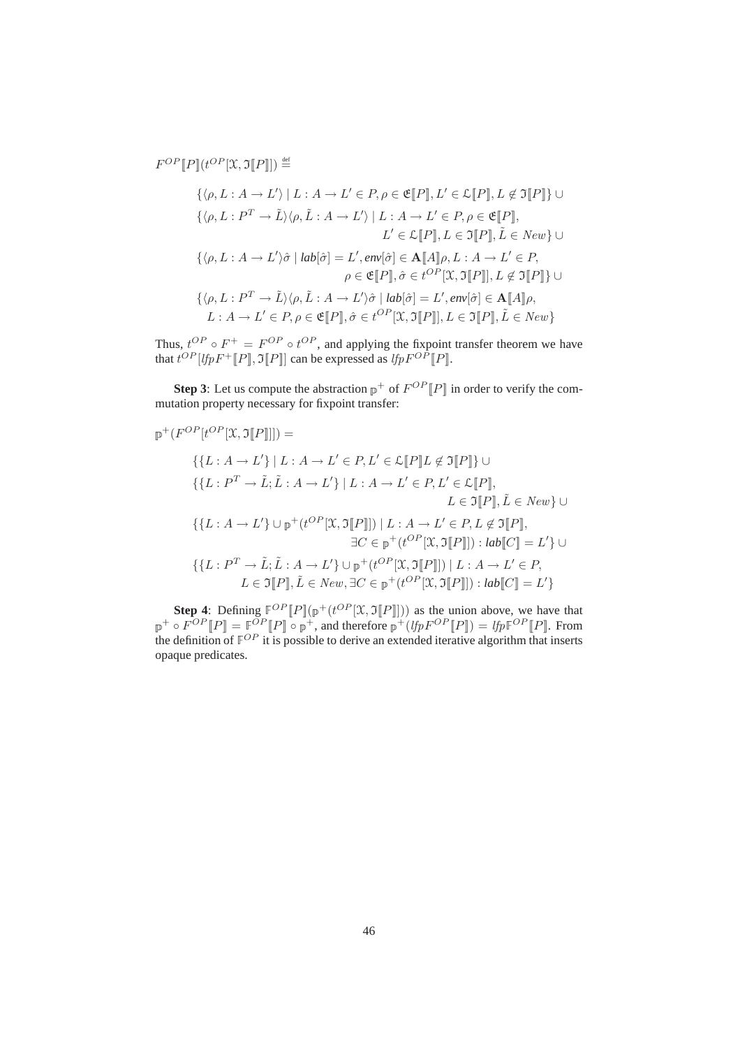$$F^{OP}[\![P]\!](t^{OP}[\mathfrak{X}, \mathfrak{I}[\![P]\!]]) \stackrel{\text{def}}{=}$$

$$\begin{aligned}
&\{\langle \rho, L : A \rightarrow L' \rangle \mid L : A \rightarrow L' \in P, \rho \in \mathfrak{E}[\![P]\!], L' \in \mathfrak{L}[\![P]\!], L \notin \mathfrak{I}[\![P]\!]\} \cup \\
&\{\langle \rho, L : P^T \rightarrow \tilde{L} \rangle \langle \rho, \tilde{L} : A \rightarrow L' \rangle \mid L : A \rightarrow L' \in P, \rho \in \mathfrak{E}[\![P]\!], \\
&\qquad\qquad L' \in \mathfrak{L}[\![P]\!], L \in \mathfrak{I}[\![P]\!], \tilde{L} \in New\} \cup \\
&\{\langle \rho, L : A \rightarrow L' \rangle \hat{\sigma} \mid \textit{lab}[\hat{\sigma}] = L', \textit{env}[\hat{\sigma}] \in \mathbf{A}[\![A]\!]\rho, L : A \rightarrow L' \in P, \\
&\qquad\qquad \rho \in \mathfrak{E}[\![P]\!], \hat{\sigma} \in t^{OP}[\mathfrak{X}, \mathfrak{I}[\![P]\!]], L \notin \mathfrak{I}[\![P]\!]\} \cup \\
&\{\langle \rho, L : P^T \rightarrow \tilde{L} \rangle \langle \rho, \tilde{L} : A \rightarrow L' \rangle \hat{\sigma} \mid \textit{lab}[\hat{\sigma}] = L', \textit{env}[\hat{\sigma}] \in \mathbf{A}[\![A]\!]\rho, \\
&\qquad L : A \rightarrow L' \in P, \rho \in \mathfrak{E}[\![P]\!], \hat{\sigma} \in t^{OP}[\mathfrak{X}, \mathfrak{I}[\![P]\!]], L \in \mathfrak{I}[\![P]\!], \tilde{L} \in New\}
\end{aligned}$$

Thus, $t^{OP} \circ F^{+} = F^{OP} \circ t^{OP}$, and applying the fixpoint transfer theorem we have that $t^{OP}[\textit{lfp} F^{+}[\![P]\!], \mathfrak{I}[\![P]\!]]$ can be expressed as $\textit{lfp} F^{OP}[\![P]\!]$.

**Step 3**: Let us compute the abstraction $\mathbb{p}^{+}$ of $F^{OP}[\![P]\!]$ in order to verify the commutation property necessary for fixpoint transfer:

$$\mathbb{p}^{+}(F^{OP}[t^{OP}[\mathfrak{X}, \mathfrak{I}[\![P]\!]]]) =$$

$$\begin{aligned}
&\{\{L : A \rightarrow L'\} \mid L : A \rightarrow L' \in P, L' \in \mathfrak{L}[\![P]\!] L \notin \mathfrak{I}[\![P]\!]\} \cup \\
&\{\{L : P^T \rightarrow \tilde{L}; \tilde{L} : A \rightarrow L'\} \mid L : A \rightarrow L' \in P, L' \in \mathfrak{L}[\![P]\!], \\
&\qquad\qquad L \in \mathfrak{I}[\![P]\!], \tilde{L} \in New\} \cup \\
&\{\{L : A \rightarrow L'\} \cup \mathbb{p}^{+}(t^{OP}[\mathfrak{X}, \mathfrak{I}[\![P]\!]]) \mid L : A \rightarrow L' \in P, L \notin \mathfrak{I}[\![P]\!], \\
&\qquad\qquad \exists C \in \mathbb{p}^{+}(t^{OP}[\mathfrak{X}, \mathfrak{I}[\![P]\!]]) : \textit{lab}[\![C]\!] = L'\} \cup \\
&\{\{L : P^T \rightarrow \tilde{L}; \tilde{L} : A \rightarrow L'\} \cup \mathbb{p}^{+}(t^{OP}[\mathfrak{X}, \mathfrak{I}[\![P]\!]]) \mid L : A \rightarrow L' \in P, \\
&\qquad L \in \mathfrak{I}[\![P]\!], \tilde{L} \in New, \exists C \in \mathbb{p}^{+}(t^{OP}[\mathfrak{X}, \mathfrak{I}[\![P]\!]]) : \textit{lab}[\![C]\!] = L'\}
\end{aligned}$$

**Step 4**: Defining $\mathbb{F}^{OP}[\![P]\!](\mathbb{p}^{+}(t^{OP}[\mathfrak{X}, \mathfrak{I}[\![P]\!]]))$ as the union above, we have that $\mathbb{p}^{+} \circ F^{OP}[\![P]\!] = \mathbb{F}^{OP}[\![P]\!] \circ \mathbb{p}^{+}$, and therefore $\mathbb{p}^{+}(\textit{lfp} F^{OP}[\![P]\!]) = \textit{lfp} \mathbb{F}^{OP}[\![P]\!]$. From the definition of $\mathbb{F}^{OP}$ it is possible to derive an extended iterative algorithm that inserts opaque predicates.